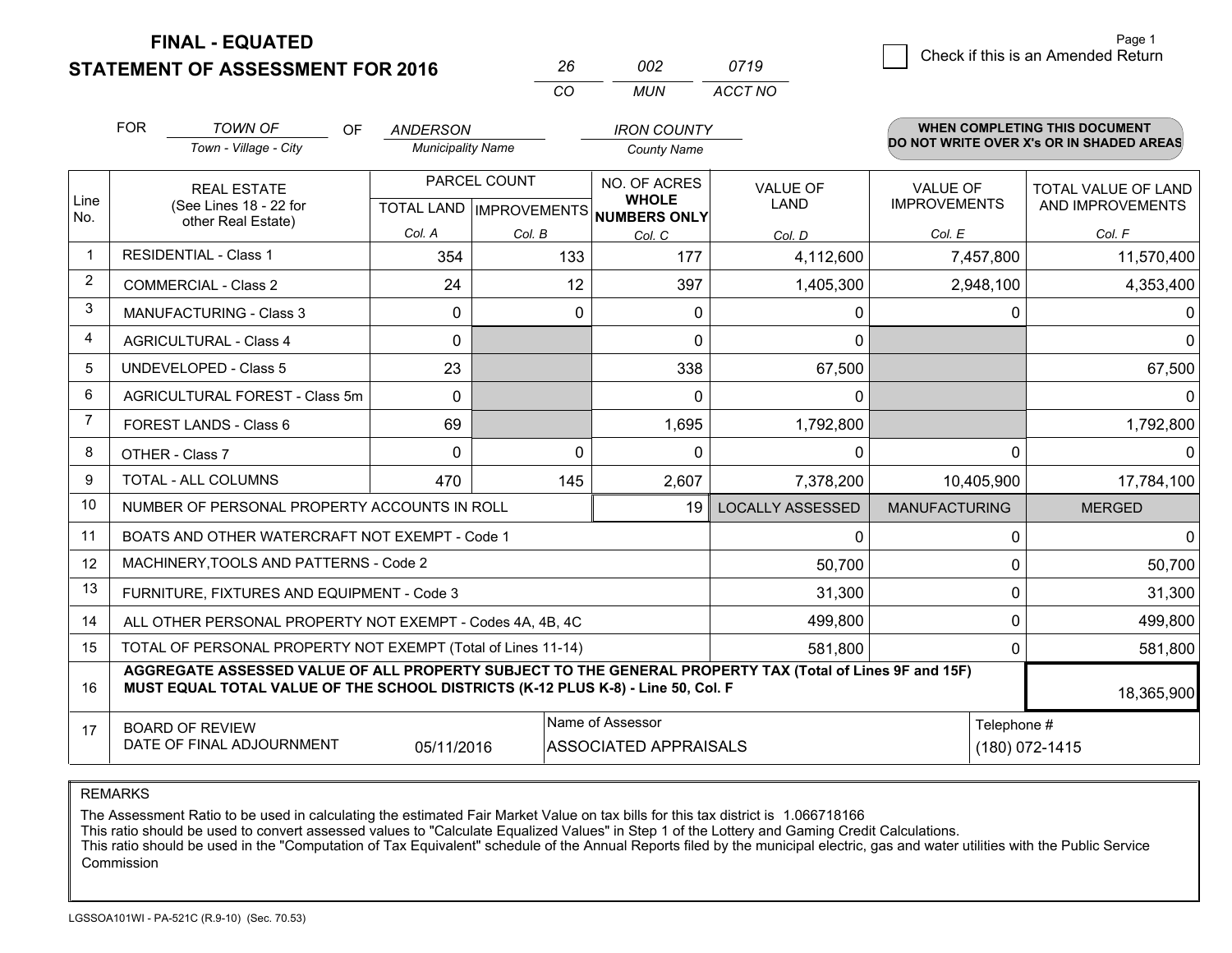# FINAL - EQUATED
## STATEMENT OF ASSESSMENT FOR 2016

| 26 | 002 | 0719 |
|---|---|---|
| CO | MUN | ACCT NO |

Page 1

☐ Check if this is an Amended Return

FOR *TOWN OF* (Town - Village - City) OF *ANDERSON* (Municipality Name) *IRON COUNTY* (County Name)

**WHEN COMPLETING THIS DOCUMENT DO NOT WRITE OVER X's OR IN SHADED AREAS**

| Line No. | REAL ESTATE (See Lines 18 - 22 for other Real Estate) | PARCEL COUNT | | NO. OF ACRES WHOLE NUMBERS ONLY | VALUE OF LAND | VALUE OF IMPROVEMENTS | TOTAL VALUE OF LAND AND IMPROVEMENTS |
|---|---|---|---|---|---|---|---|
| | | TOTAL LAND | IMPROVEMENTS | | | | |
| | | Col. A | Col. B | Col. C | Col. D | Col. E | Col. F |
| 1 | RESIDENTIAL - Class 1 | 354 | 133 | 177 | 4,112,600 | 7,457,800 | 11,570,400 |
| 2 | COMMERCIAL - Class 2 | 24 | 12 | 397 | 1,405,300 | 2,948,100 | 4,353,400 |
| 3 | MANUFACTURING - Class 3 | 0 | 0 | 0 | 0 | 0 | 0 |
| 4 | AGRICULTURAL - Class 4 | 0 | | 0 | 0 | | 0 |
| 5 | UNDEVELOPED - Class 5 | 23 | | 338 | 67,500 | | 67,500 |
| 6 | AGRICULTURAL FOREST - Class 5m | 0 | | 0 | 0 | | 0 |
| 7 | FOREST LANDS - Class 6 | 69 | | 1,695 | 1,792,800 | | 1,792,800 |
| 8 | OTHER - Class 7 | 0 | 0 | 0 | 0 | 0 | 0 |
| 9 | TOTAL - ALL COLUMNS | 470 | 145 | 2,607 | 7,378,200 | 10,405,900 | 17,784,100 |
| 10 | NUMBER OF PERSONAL PROPERTY ACCOUNTS IN ROLL | | | 19 | LOCALLY ASSESSED | MANUFACTURING | MERGED |
| 11 | BOATS AND OTHER WATERCRAFT NOT EXEMPT - Code 1 | | | | 0 | 0 | 0 |
| 12 | MACHINERY,TOOLS AND PATTERNS - Code 2 | | | | 50,700 | 0 | 50,700 |
| 13 | FURNITURE, FIXTURES AND EQUIPMENT - Code 3 | | | | 31,300 | 0 | 31,300 |
| 14 | ALL OTHER PERSONAL PROPERTY NOT EXEMPT - Codes 4A, 4B, 4C | | | | 499,800 | 0 | 499,800 |
| 15 | TOTAL OF PERSONAL PROPERTY NOT EXEMPT (Total of Lines 11-14) | | | | 581,800 | 0 | 581,800 |
| 16 | **AGGREGATE ASSESSED VALUE OF ALL PROPERTY SUBJECT TO THE GENERAL PROPERTY TAX (Total of Lines 9F and 15F) MUST EQUAL TOTAL VALUE OF THE SCHOOL DISTRICTS (K-12 PLUS K-8) - Line 50, Col. F** | | | | | | 18,365,900 |
| 17 | BOARD OF REVIEW DATE OF FINAL ADJOURNMENT | 05/11/2016 | | Name of Assessor: ASSOCIATED APPRAISALS | | | Telephone #: (180) 072-1415 |

REMARKS

The Assessment Ratio to be used in calculating the estimated Fair Market Value on tax bills for this tax district is 1.066718166
This ratio should be used to convert assessed values to "Calculate Equalized Values" in Step 1 of the Lottery and Gaming Credit Calculations.
This ratio should be used in the "Computation of Tax Equivalent" schedule of the Annual Reports filed by the municipal electric, gas and water utilities with the Public Service Commission

LGSSOA101WI - PA-521C (R.9-10) (Sec. 70.53)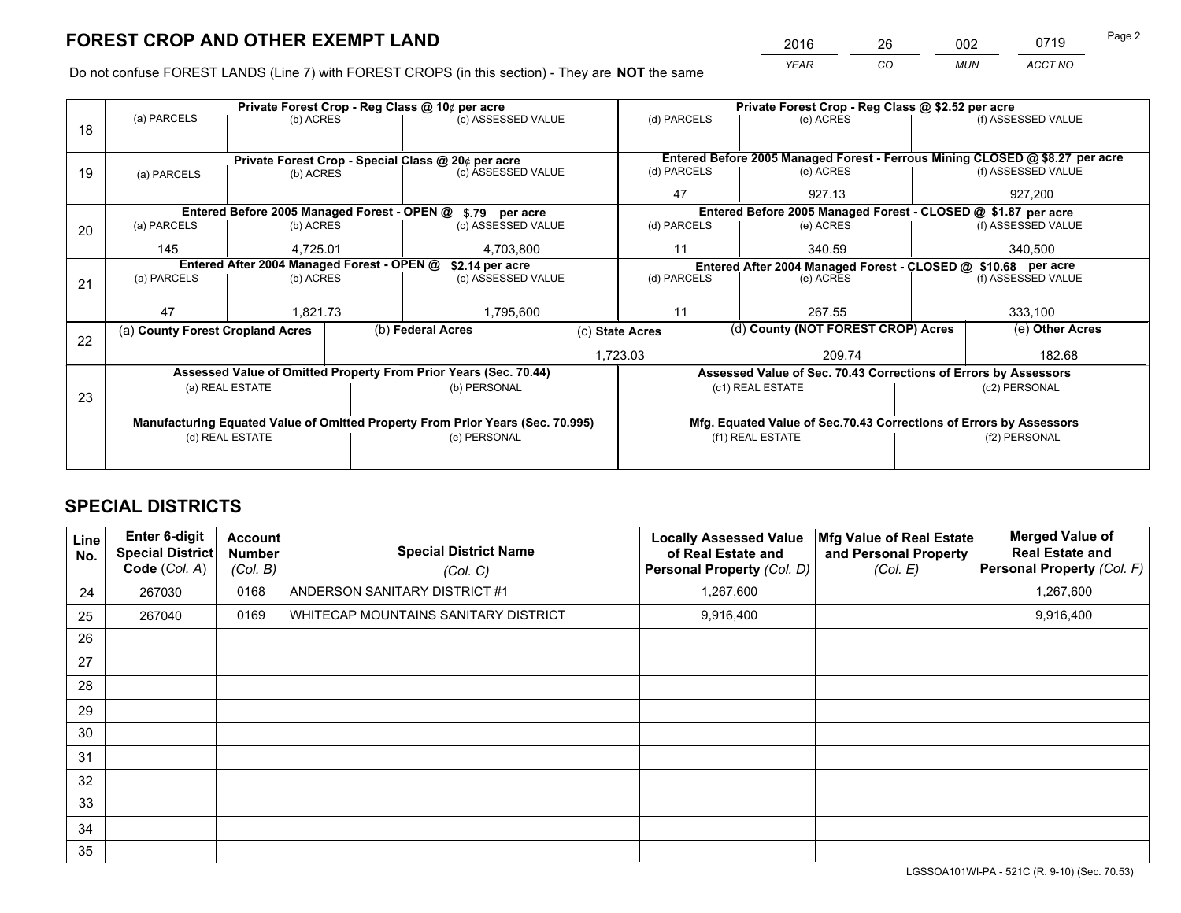# FOREST CROP AND OTHER EXEMPT LAND

| YEAR | CO | MUN | ACCT NO |
|---|---|---|---|
| 2016 | 26 | 002 | 0719 |

Do not confuse FOREST LANDS (Line 7) with FOREST CROPS (in this section) - They are **NOT** the same

| Line | Private Forest Crop - Reg Class @ 10¢ per acre | | | Private Forest Crop - Reg Class @ $2.52 per acre | | |
|---|---|---|---|---|---|---|
| 18 | (a) PARCELS | (b) ACRES | (c) ASSESSED VALUE | (d) PARCELS | (e) ACRES | (f) ASSESSED VALUE |
| | | | | | | |
| | **Private Forest Crop - Special Class @ 20¢ per acre** | | | **Entered Before 2005 Managed Forest - Ferrous Mining CLOSED @ $8.27 per acre** | | |
| 19 | (a) PARCELS | (b) ACRES | (c) ASSESSED VALUE | (d) PARCELS | (e) ACRES | (f) ASSESSED VALUE |
| | | | | 47 | 927.13 | 927,200 |
| | **Entered Before 2005 Managed Forest - OPEN @ $.79 per acre** | | | **Entered Before 2005 Managed Forest - CLOSED @ $1.87 per acre** | | |
| 20 | (a) PARCELS | (b) ACRES | (c) ASSESSED VALUE | (d) PARCELS | (e) ACRES | (f) ASSESSED VALUE |
| | 145 | 4,725.01 | 4,703,800 | 11 | 340.59 | 340,500 |
| | **Entered After 2004 Managed Forest - OPEN @ $2.14 per acre** | | | **Entered After 2004 Managed Forest - CLOSED @ $10.68 per acre** | | |
| 21 | (a) PARCELS | (b) ACRES | (c) ASSESSED VALUE | (d) PARCELS | (e) ACRES | (f) ASSESSED VALUE |
| | 47 | 1,821.73 | 1,795,600 | 11 | 267.55 | 333,100 |

| Line | (a) County Forest Cropland Acres | (b) Federal Acres | (c) State Acres | (d) County (NOT FOREST CROP) Acres | (e) Other Acres |
|---|---|---|---|---|---|
| 22 | | | 1,723.03 | 209.74 | 182.68 |

| Line | Assessed Value of Omitted Property From Prior Years (Sec. 70.44) | | Assessed Value of Sec. 70.43 Corrections of Errors by Assessors | |
|---|---|---|---|---|
| 23 | (a) REAL ESTATE | (b) PERSONAL | (c1) REAL ESTATE | (c2) PERSONAL |
| | | | | |
| | **Manufacturing Equated Value of Omitted Property From Prior Years (Sec. 70.995)** | | **Mfg. Equated Value of Sec.70.43 Corrections of Errors by Assessors** | |
| | (d) REAL ESTATE | (e) PERSONAL | (f1) REAL ESTATE | (f2) PERSONAL |
| | | | | |

# SPECIAL DISTRICTS

| Line No. | Enter 6-digit Special District Code (Col. A) | Account Number (Col. B) | Special District Name (Col. C) | Locally Assessed Value of Real Estate and Personal Property (Col. D) | Mfg Value of Real Estate and Personal Property (Col. E) | Merged Value of Real Estate and Personal Property (Col. F) |
|---|---|---|---|---|---|---|
| 24 | 267030 | 0168 | ANDERSON SANITARY DISTRICT #1 | 1,267,600 | | 1,267,600 |
| 25 | 267040 | 0169 | WHITECAP MOUNTAINS SANITARY DISTRICT | 9,916,400 | | 9,916,400 |
| 26 | | | | | | |
| 27 | | | | | | |
| 28 | | | | | | |
| 29 | | | | | | |
| 30 | | | | | | |
| 31 | | | | | | |
| 32 | | | | | | |
| 33 | | | | | | |
| 34 | | | | | | |
| 35 | | | | | | |

LGSSOA101WI-PA - 521C (R. 9-10) (Sec. 70.53)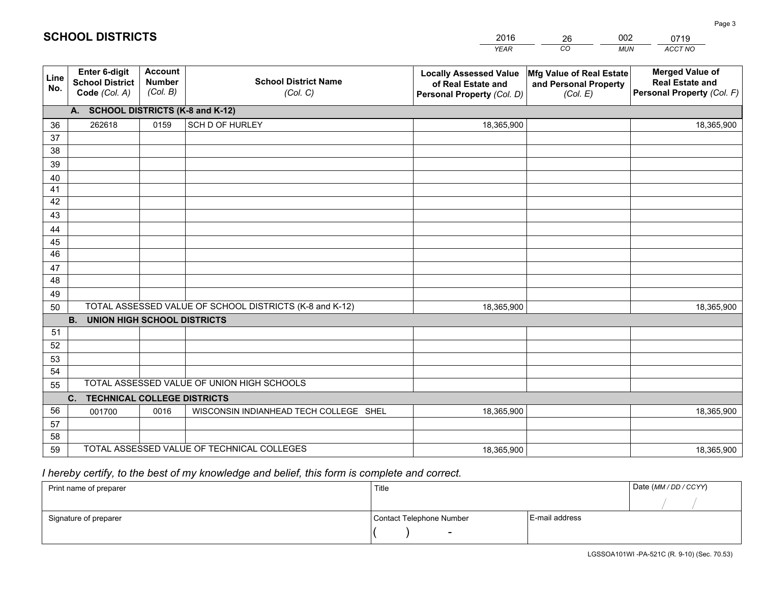# SCHOOL DISTRICTS

| 2016 | 26 | 002 | 0719 |
|---|---|---|---|
| *YEAR* | *CO* | *MUN* | *ACCT NO* |

| Line No. | Enter 6-digit School District Code *(Col. A)* | Account Number *(Col. B)* | School District Name *(Col. C)* | Locally Assessed Value of Real Estate and Personal Property *(Col. D)* | Mfg Value of Real Estate and Personal Property *(Col. E)* | Merged Value of Real Estate and Personal Property *(Col. F)* |
|---|---|---|---|---|---|---|
| | **A. SCHOOL DISTRICTS (K-8 and K-12)** | | | | | |
| 36 | 262618 | 0159 | SCH D OF HURLEY | 18,365,900 | | 18,365,900 |
| 37 | | | | | | |
| 38 | | | | | | |
| 39 | | | | | | |
| 40 | | | | | | |
| 41 | | | | | | |
| 42 | | | | | | |
| 43 | | | | | | |
| 44 | | | | | | |
| 45 | | | | | | |
| 46 | | | | | | |
| 47 | | | | | | |
| 48 | | | | | | |
| 49 | | | | | | |
| 50 | TOTAL ASSESSED VALUE OF SCHOOL DISTRICTS (K-8 and K-12) | | | 18,365,900 | | 18,365,900 |
| | **B. UNION HIGH SCHOOL DISTRICTS** | | | | | |
| 51 | | | | | | |
| 52 | | | | | | |
| 53 | | | | | | |
| 54 | | | | | | |
| 55 | TOTAL ASSESSED VALUE OF UNION HIGH SCHOOLS | | | | | |
| | **C. TECHNICAL COLLEGE DISTRICTS** | | | | | |
| 56 | 001700 | 0016 | WISCONSIN INDIANHEAD TECH COLLEGE SHEL | 18,365,900 | | 18,365,900 |
| 57 | | | | | | |
| 58 | | | | | | |
| 59 | TOTAL ASSESSED VALUE OF TECHNICAL COLLEGES | | | 18,365,900 | | 18,365,900 |

*I hereby certify, to the best of my knowledge and belief, this form is complete and correct.*

| Print name of preparer | Title | | Date *(MM / DD / CCYY)* |
|---|---|---|---|
| | | | / / |
| Signature of preparer | Contact Telephone Number | E-mail address | |
| | ( ) - | | |

LGSSOA101WI -PA-521C (R. 9-10) (Sec. 70.53)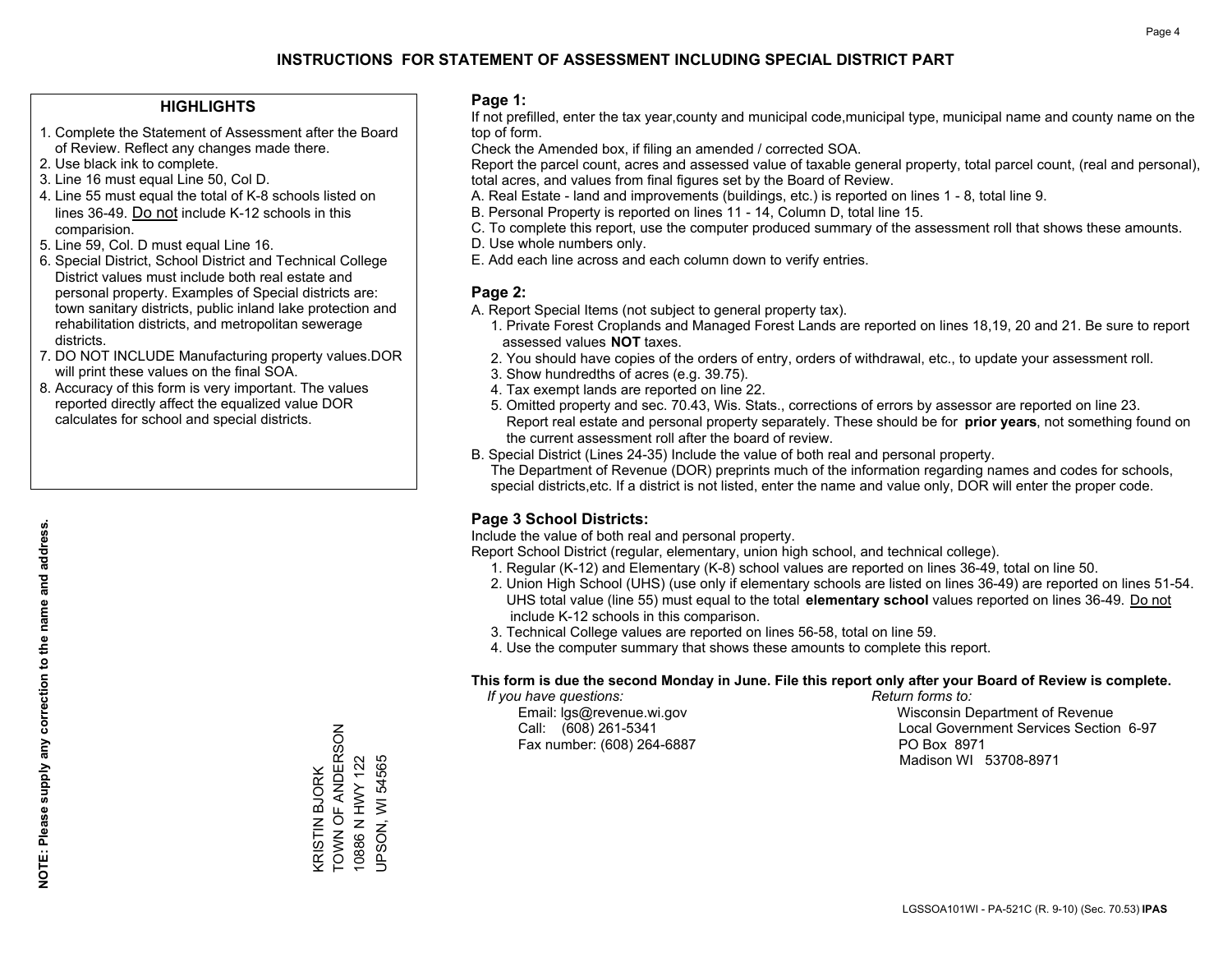# INSTRUCTIONS FOR STATEMENT OF ASSESSMENT INCLUDING SPECIAL DISTRICT PART

## HIGHLIGHTS

1. Complete the Statement of Assessment after the Board of Review. Reflect any changes made there.
2. Use black ink to complete.
3. Line 16 must equal Line 50, Col D.
4. Line 55 must equal the total of K-8 schools listed on lines 36-49. Do not include K-12 schools in this comparision.
5. Line 59, Col. D must equal Line 16.
6. Special District, School District and Technical College District values must include both real estate and personal property. Examples of Special districts are: town sanitary districts, public inland lake protection and rehabilitation districts, and metropolitan sewerage districts.
7. DO NOT INCLUDE Manufacturing property values.DOR will print these values on the final SOA.
8. Accuracy of this form is very important. The values reported directly affect the equalized value DOR calculates for school and special districts.

**NOTE: Please supply any correction to the name and address.**

KRISTIN BJORK
TOWN OF ANDERSON
10886 N HWY 122
UPSON, WI 54565

## Page 1:

If not prefilled, enter the tax year,county and municipal code,municipal type, municipal name and county name on the top of form.

Check the Amended box, if filing an amended / corrected SOA.

Report the parcel count, acres and assessed value of taxable general property, total parcel count, (real and personal), total acres, and values from final figures set by the Board of Review.

A. Real Estate - land and improvements (buildings, etc.) is reported on lines 1 - 8, total line 9.
B. Personal Property is reported on lines 11 - 14, Column D, total line 15.
C. To complete this report, use the computer produced summary of the assessment roll that shows these amounts.
D. Use whole numbers only.
E. Add each line across and each column down to verify entries.

## Page 2:

A. Report Special Items (not subject to general property tax).
   1. Private Forest Croplands and Managed Forest Lands are reported on lines 18,19, 20 and 21. Be sure to report assessed values **NOT** taxes.
   2. You should have copies of the orders of entry, orders of withdrawal, etc., to update your assessment roll.
   3. Show hundredths of acres (e.g. 39.75).
   4. Tax exempt lands are reported on line 22.
   5. Omitted property and sec. 70.43, Wis. Stats., corrections of errors by assessor are reported on line 23. Report real estate and personal property separately. These should be for **prior years**, not something found on the current assessment roll after the board of review.
B. Special District (Lines 24-35) Include the value of both real and personal property.
   The Department of Revenue (DOR) preprints much of the information regarding names and codes for schools, special districts,etc. If a district is not listed, enter the name and value only, DOR will enter the proper code.

## Page 3 School Districts:

Include the value of both real and personal property.

Report School District (regular, elementary, union high school, and technical college).

1. Regular (K-12) and Elementary (K-8) school values are reported on lines 36-49, total on line 50.
2. Union High School (UHS) (use only if elementary schools are listed on lines 36-49) are reported on lines 51-54. UHS total value (line 55) must equal to the total **elementary school** values reported on lines 36-49. Do not include K-12 schools in this comparison.
3. Technical College values are reported on lines 56-58, total on line 59.
4. Use the computer summary that shows these amounts to complete this report.

**This form is due the second Monday in June. File this report only after your Board of Review is complete.**

*If you have questions:*
Email: lgs@revenue.wi.gov
Call: (608) 261-5341
Fax number: (608) 264-6887

*Return forms to:*
Wisconsin Department of Revenue
Local Government Services Section 6-97
PO Box 8971
Madison WI 53708-8971

LGSSOA101WI - PA-521C (R. 9-10) (Sec. 70.53) **IPAS**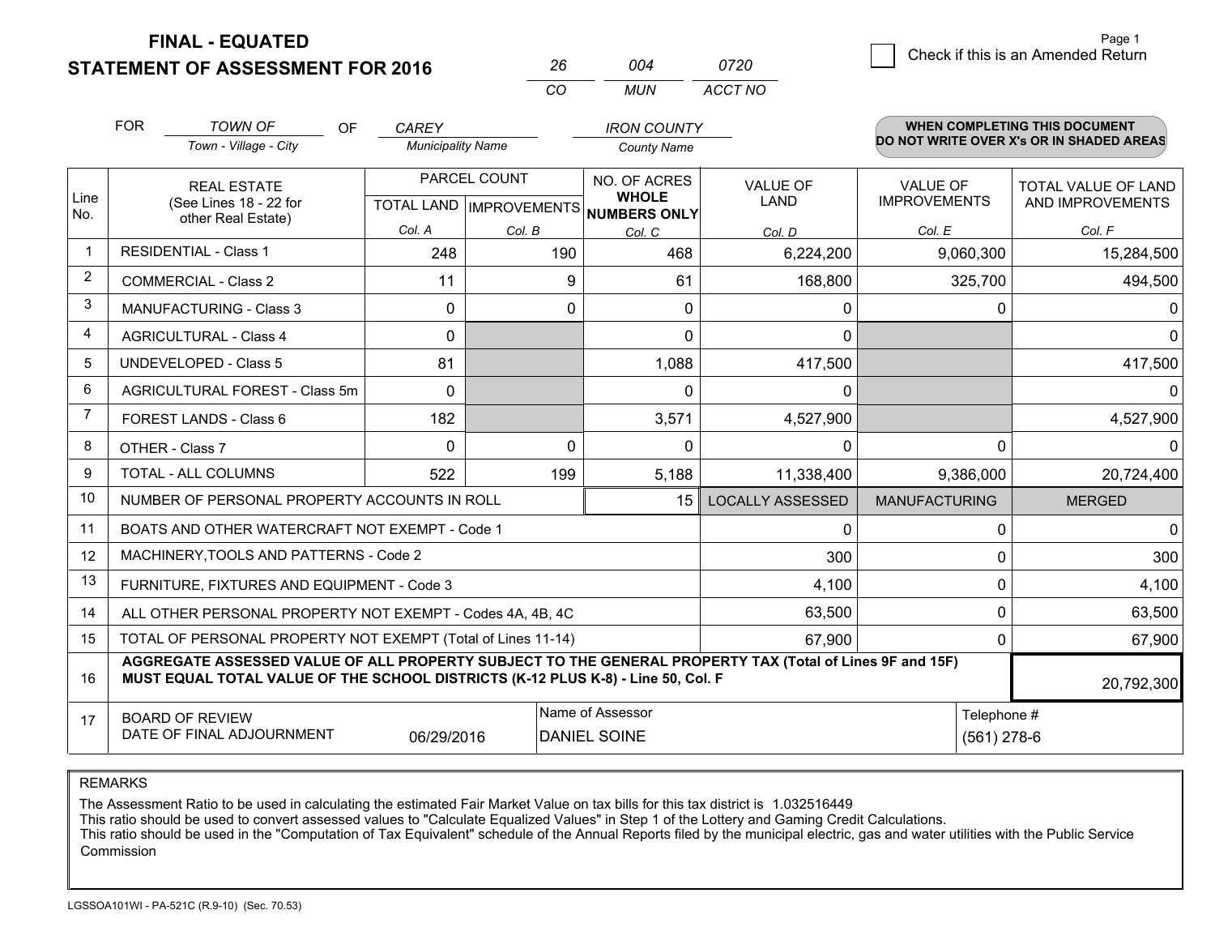# FINAL - EQUATED
## STATEMENT OF ASSESSMENT FOR 2016

| 26 | 004 | 0720 |
|---|---|---|
| CO | MUN | ACCT NO |

Page 1

☐ Check if this is an Amended Return

FOR *TOWN OF* (Town - Village - City) OF *CAREY* (Municipality Name) *IRON COUNTY* (County Name)

**WHEN COMPLETING THIS DOCUMENT DO NOT WRITE OVER X's OR IN SHADED AREAS**

| Line No. | REAL ESTATE (See Lines 18 - 22 for other Real Estate) | PARCEL COUNT TOTAL LAND Col. A | PARCEL COUNT IMPROVEMENTS Col. B | NO. OF ACRES WHOLE NUMBERS ONLY Col. C | VALUE OF LAND Col. D | VALUE OF IMPROVEMENTS Col. E | TOTAL VALUE OF LAND AND IMPROVEMENTS Col. F |
|---|---|---|---|---|---|---|---|
| 1 | RESIDENTIAL - Class 1 | 248 | 190 | 468 | 6,224,200 | 9,060,300 | 15,284,500 |
| 2 | COMMERCIAL - Class 2 | 11 | 9 | 61 | 168,800 | 325,700 | 494,500 |
| 3 | MANUFACTURING - Class 3 | 0 | 0 | 0 | 0 | 0 | 0 |
| 4 | AGRICULTURAL - Class 4 | 0 | | 0 | 0 | | 0 |
| 5 | UNDEVELOPED - Class 5 | 81 | | 1,088 | 417,500 | | 417,500 |
| 6 | AGRICULTURAL FOREST - Class 5m | 0 | | 0 | 0 | | 0 |
| 7 | FOREST LANDS - Class 6 | 182 | | 3,571 | 4,527,900 | | 4,527,900 |
| 8 | OTHER - Class 7 | 0 | 0 | 0 | 0 | 0 | 0 |
| 9 | TOTAL - ALL COLUMNS | 522 | 199 | 5,188 | 11,338,400 | 9,386,000 | 20,724,400 |
| 10 | NUMBER OF PERSONAL PROPERTY ACCOUNTS IN ROLL | | | 15 | LOCALLY ASSESSED | MANUFACTURING | MERGED |
| 11 | BOATS AND OTHER WATERCRAFT NOT EXEMPT - Code 1 | | | | 0 | 0 | 0 |
| 12 | MACHINERY,TOOLS AND PATTERNS - Code 2 | | | | 300 | 0 | 300 |
| 13 | FURNITURE, FIXTURES AND EQUIPMENT - Code 3 | | | | 4,100 | 0 | 4,100 |
| 14 | ALL OTHER PERSONAL PROPERTY NOT EXEMPT - Codes 4A, 4B, 4C | | | | 63,500 | 0 | 63,500 |
| 15 | TOTAL OF PERSONAL PROPERTY NOT EXEMPT (Total of Lines 11-14) | | | | 67,900 | 0 | 67,900 |
| 16 | **AGGREGATE ASSESSED VALUE OF ALL PROPERTY SUBJECT TO THE GENERAL PROPERTY TAX (Total of Lines 9F and 15F) MUST EQUAL TOTAL VALUE OF THE SCHOOL DISTRICTS (K-12 PLUS K-8) - Line 50, Col. F** | | | | | | 20,792,300 |
| 17 | BOARD OF REVIEW DATE OF FINAL ADJOURNMENT | 06/29/2016 | Name of Assessor | DANIEL SOINE | | Telephone # | (561) 278-6 |

REMARKS

The Assessment Ratio to be used in calculating the estimated Fair Market Value on tax bills for this tax district is 1.032516449
This ratio should be used to convert assessed values to "Calculate Equalized Values" in Step 1 of the Lottery and Gaming Credit Calculations.
This ratio should be used in the "Computation of Tax Equivalent" schedule of the Annual Reports filed by the municipal electric, gas and water utilities with the Public Service Commission

LGSSOA101WI - PA-521C (R.9-10) (Sec. 70.53)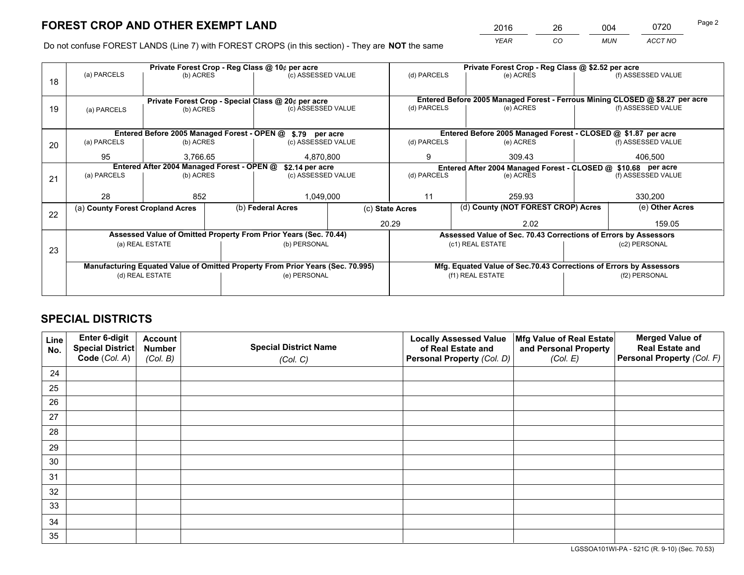# FOREST CROP AND OTHER EXEMPT LAND

| 2016 | 26 | 004 | 0720 |
|---|---|---|---|
| YEAR | CO | MUN | ACCT NO |

Do not confuse FOREST LANDS (Line 7) with FOREST CROPS (in this section) - They are **NOT** the same

| Line | Private Forest Crop - Reg Class @ 10¢ per acre | | | Private Forest Crop - Reg Class @ $2.52 per acre | | |
|---|---|---|---|---|---|---|
| 18 | (a) PARCELS | (b) ACRES | (c) ASSESSED VALUE | (d) PARCELS | (e) ACRES | (f) ASSESSED VALUE |
| | | | | | | |
| | **Private Forest Crop - Special Class @ 20¢ per acre** | | | **Entered Before 2005 Managed Forest - Ferrous Mining CLOSED @ $8.27 per acre** | | |
| 19 | (a) PARCELS | (b) ACRES | (c) ASSESSED VALUE | (d) PARCELS | (e) ACRES | (f) ASSESSED VALUE |
| | | | | | | |
| | **Entered Before 2005 Managed Forest - OPEN @ $.79 per acre** | | | **Entered Before 2005 Managed Forest - CLOSED @ $1.87 per acre** | | |
| 20 | (a) PARCELS | (b) ACRES | (c) ASSESSED VALUE | (d) PARCELS | (e) ACRES | (f) ASSESSED VALUE |
| | 95 | 3,766.65 | 4,870,800 | 9 | 309.43 | 406,500 |
| | **Entered After 2004 Managed Forest - OPEN @ $2.14 per acre** | | | **Entered After 2004 Managed Forest - CLOSED @ $10.68 per acre** | | |
| 21 | (a) PARCELS | (b) ACRES | (c) ASSESSED VALUE | (d) PARCELS | (e) ACRES | (f) ASSESSED VALUE |
| | 28 | 852 | 1,049,000 | 11 | 259.93 | 330,200 |

| Line | (a) County Forest Cropland Acres | (b) Federal Acres | (c) State Acres | (d) County (NOT FOREST CROP) Acres | (e) Other Acres |
|---|---|---|---|---|---|
| 22 | | | 20.29 | 2.02 | 159.05 |

| Line | Assessed Value of Omitted Property From Prior Years (Sec. 70.44) | | Assessed Value of Sec. 70.43 Corrections of Errors by Assessors | |
|---|---|---|---|---|
| 23 | (a) REAL ESTATE | (b) PERSONAL | (c1) REAL ESTATE | (c2) PERSONAL |
| | | | | |
| | **Manufacturing Equated Value of Omitted Property From Prior Years (Sec. 70.995)** | | **Mfg. Equated Value of Sec.70.43 Corrections of Errors by Assessors** | |
| | (d) REAL ESTATE | (e) PERSONAL | (f1) REAL ESTATE | (f2) PERSONAL |
| | | | | |

# SPECIAL DISTRICTS

| Line No. | Enter 6-digit Special District Code (Col. A) | Account Number (Col. B) | Special District Name (Col. C) | Locally Assessed Value of Real Estate and Personal Property (Col. D) | Mfg Value of Real Estate and Personal Property (Col. E) | Merged Value of Real Estate and Personal Property (Col. F) |
|---|---|---|---|---|---|---|
| 24 | | | | | | |
| 25 | | | | | | |
| 26 | | | | | | |
| 27 | | | | | | |
| 28 | | | | | | |
| 29 | | | | | | |
| 30 | | | | | | |
| 31 | | | | | | |
| 32 | | | | | | |
| 33 | | | | | | |
| 34 | | | | | | |
| 35 | | | | | | |

LGSSOA101WI-PA - 521C (R. 9-10) (Sec. 70.53)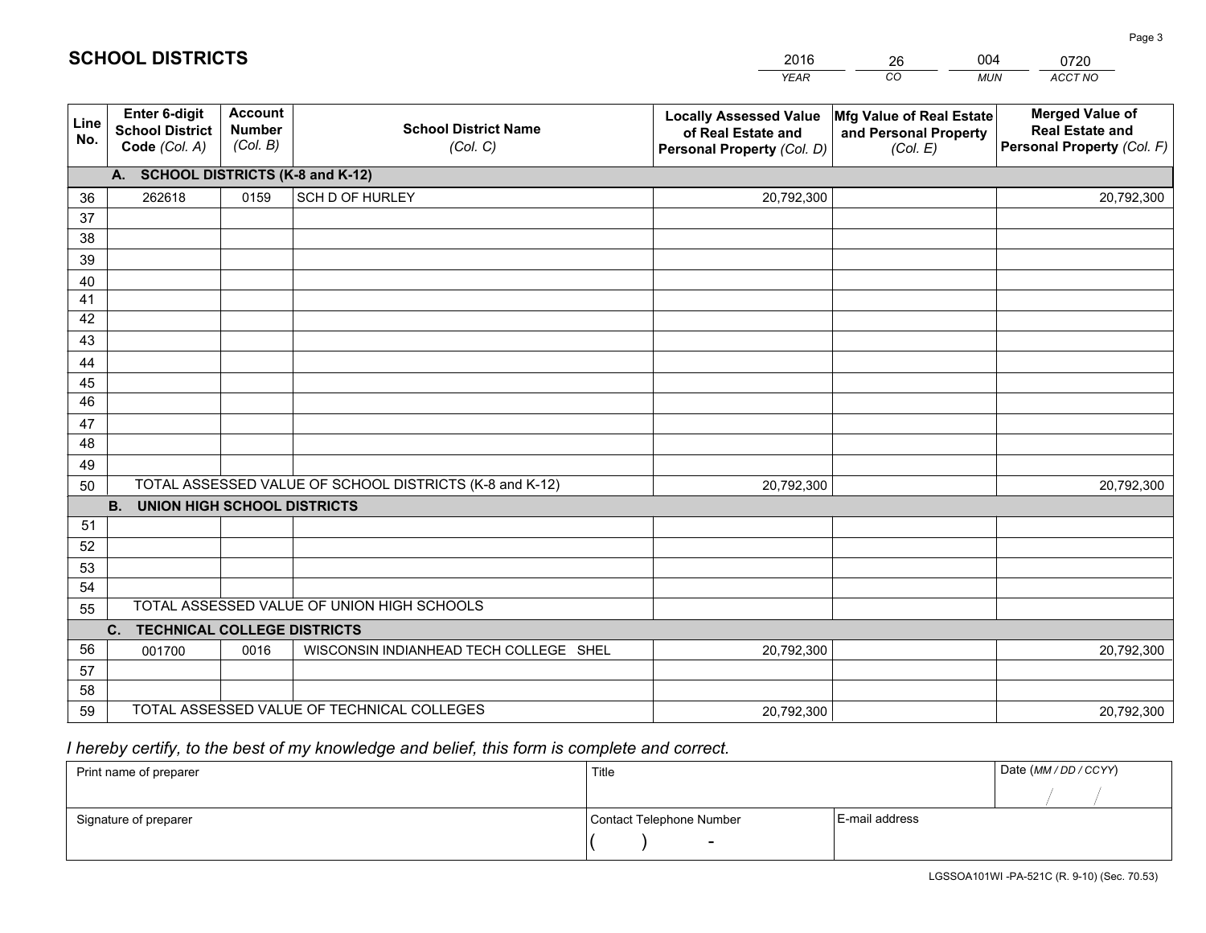# SCHOOL DISTRICTS

| 2016 | 26 | 004 | 0720 |
|---|---|---|---|
| *YEAR* | *CO* | *MUN* | *ACCT NO* |

| Line No. | Enter 6-digit School District Code *(Col. A)* | Account Number *(Col. B)* | School District Name *(Col. C)* | Locally Assessed Value of Real Estate and Personal Property *(Col. D)* | Mfg Value of Real Estate and Personal Property *(Col. E)* | Merged Value of Real Estate and Personal Property *(Col. F)* |
|---|---|---|---|---|---|---|
| **A. SCHOOL DISTRICTS (K-8 and K-12)** | | | | | | |
| 36 | 262618 | 0159 | SCH D OF HURLEY | 20,792,300 | | 20,792,300 |
| 37 | | | | | | |
| 38 | | | | | | |
| 39 | | | | | | |
| 40 | | | | | | |
| 41 | | | | | | |
| 42 | | | | | | |
| 43 | | | | | | |
| 44 | | | | | | |
| 45 | | | | | | |
| 46 | | | | | | |
| 47 | | | | | | |
| 48 | | | | | | |
| 49 | | | | | | |
| 50 | TOTAL ASSESSED VALUE OF SCHOOL DISTRICTS (K-8 and K-12) | | | 20,792,300 | | 20,792,300 |
| **B. UNION HIGH SCHOOL DISTRICTS** | | | | | | |
| 51 | | | | | | |
| 52 | | | | | | |
| 53 | | | | | | |
| 54 | | | | | | |
| 55 | TOTAL ASSESSED VALUE OF UNION HIGH SCHOOLS | | | | | |
| **C. TECHNICAL COLLEGE DISTRICTS** | | | | | | |
| 56 | 001700 | 0016 | WISCONSIN INDIANHEAD TECH COLLEGE SHEL | 20,792,300 | | 20,792,300 |
| 57 | | | | | | |
| 58 | | | | | | |
| 59 | TOTAL ASSESSED VALUE OF TECHNICAL COLLEGES | | | 20,792,300 | | 20,792,300 |

*I hereby certify, to the best of my knowledge and belief, this form is complete and correct.*

| Print name of preparer | Title | | Date *(MM / DD / CCYY)* |
|---|---|---|---|
| | | | / / |
| Signature of preparer | Contact Telephone Number | E-mail address | |
| | ( ) - | | |

LGSSOA101WI -PA-521C (R. 9-10) (Sec. 70.53)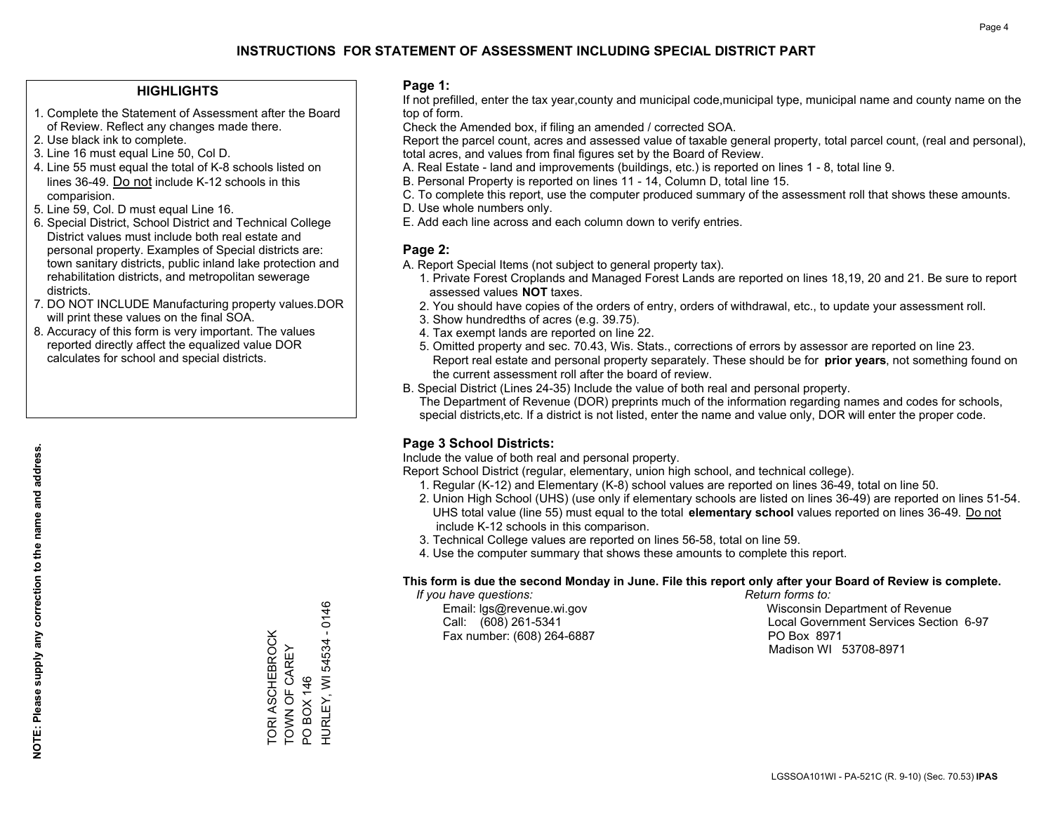# INSTRUCTIONS FOR STATEMENT OF ASSESSMENT INCLUDING SPECIAL DISTRICT PART

## HIGHLIGHTS

1. Complete the Statement of Assessment after the Board of Review. Reflect any changes made there.
2. Use black ink to complete.
3. Line 16 must equal Line 50, Col D.
4. Line 55 must equal the total of K-8 schools listed on lines 36-49. Do not include K-12 schools in this comparision.
5. Line 59, Col. D must equal Line 16.
6. Special District, School District and Technical College District values must include both real estate and personal property. Examples of Special districts are: town sanitary districts, public inland lake protection and rehabilitation districts, and metropolitan sewerage districts.
7. DO NOT INCLUDE Manufacturing property values.DOR will print these values on the final SOA.
8. Accuracy of this form is very important. The values reported directly affect the equalized value DOR calculates for school and special districts.

**NOTE: Please supply any correction to the name and address.**

TORI ASCHEBROCK
TOWN OF CAREY
PO BOX 146
HURLEY, WI 54534 - 0146

## Page 1:

If not prefilled, enter the tax year,county and municipal code,municipal type, municipal name and county name on the top of form.

Check the Amended box, if filing an amended / corrected SOA.

Report the parcel count, acres and assessed value of taxable general property, total parcel count, (real and personal), total acres, and values from final figures set by the Board of Review.

A. Real Estate - land and improvements (buildings, etc.) is reported on lines 1 - 8, total line 9.
B. Personal Property is reported on lines 11 - 14, Column D, total line 15.
C. To complete this report, use the computer produced summary of the assessment roll that shows these amounts.
D. Use whole numbers only.
E. Add each line across and each column down to verify entries.

## Page 2:

A. Report Special Items (not subject to general property tax).
   1. Private Forest Croplands and Managed Forest Lands are reported on lines 18,19, 20 and 21. Be sure to report assessed values **NOT** taxes.
   2. You should have copies of the orders of entry, orders of withdrawal, etc., to update your assessment roll.
   3. Show hundredths of acres (e.g. 39.75).
   4. Tax exempt lands are reported on line 22.
   5. Omitted property and sec. 70.43, Wis. Stats., corrections of errors by assessor are reported on line 23. Report real estate and personal property separately. These should be for **prior years**, not something found on the current assessment roll after the board of review.

B. Special District (Lines 24-35) Include the value of both real and personal property.
   The Department of Revenue (DOR) preprints much of the information regarding names and codes for schools, special districts,etc. If a district is not listed, enter the name and value only, DOR will enter the proper code.

## Page 3 School Districts:

Include the value of both real and personal property.

Report School District (regular, elementary, union high school, and technical college).

1. Regular (K-12) and Elementary (K-8) school values are reported on lines 36-49, total on line 50.
2. Union High School (UHS) (use only if elementary schools are listed on lines 36-49) are reported on lines 51-54. UHS total value (line 55) must equal to the total **elementary school** values reported on lines 36-49. Do not include K-12 schools in this comparison.
3. Technical College values are reported on lines 56-58, total on line 59.
4. Use the computer summary that shows these amounts to complete this report.

**This form is due the second Monday in June. File this report only after your Board of Review is complete.**

*If you have questions:*
Email: lgs@revenue.wi.gov
Call: (608) 261-5341
Fax number: (608) 264-6887

*Return forms to:*
Wisconsin Department of Revenue
Local Government Services Section 6-97
PO Box 8971
Madison WI 53708-8971

LGSSOA101WI - PA-521C (R. 9-10) (Sec. 70.53) **IPAS**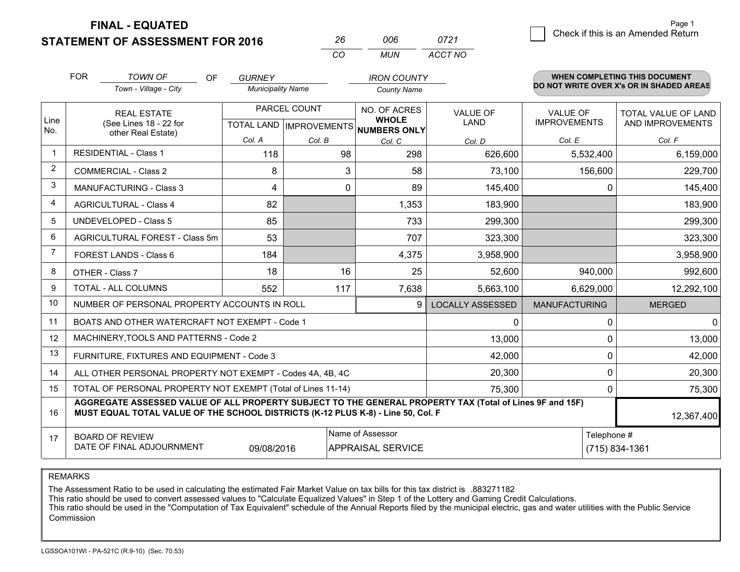# FINAL - EQUATED
## STATEMENT OF ASSESSMENT FOR 2016

| 26 | 006 | 0721 |
|---|---|---|
| CO | MUN | ACCT NO |

Page 1

☐ Check if this is an Amended Return

FOR *TOWN OF* (Town - Village - City) OF *GURNEY* (Municipality Name) *IRON COUNTY* (County Name)

**WHEN COMPLETING THIS DOCUMENT DO NOT WRITE OVER X's OR IN SHADED AREAS**

| Line No. | REAL ESTATE (See Lines 18 - 22 for other Real Estate) | PARCEL COUNT TOTAL LAND Col. A | PARCEL COUNT IMPROVEMENTS Col. B | NO. OF ACRES WHOLE NUMBERS ONLY Col. C | VALUE OF LAND Col. D | VALUE OF IMPROVEMENTS Col. E | TOTAL VALUE OF LAND AND IMPROVEMENTS Col. F |
|---|---|---|---|---|---|---|---|
| 1 | RESIDENTIAL - Class 1 | 118 | 98 | 298 | 626,600 | 5,532,400 | 6,159,000 |
| 2 | COMMERCIAL - Class 2 | 8 | 3 | 58 | 73,100 | 156,600 | 229,700 |
| 3 | MANUFACTURING - Class 3 | 4 | 0 | 89 | 145,400 | 0 | 145,400 |
| 4 | AGRICULTURAL - Class 4 | 82 | | 1,353 | 183,900 | | 183,900 |
| 5 | UNDEVELOPED - Class 5 | 85 | | 733 | 299,300 | | 299,300 |
| 6 | AGRICULTURAL FOREST - Class 5m | 53 | | 707 | 323,300 | | 323,300 |
| 7 | FOREST LANDS - Class 6 | 184 | | 4,375 | 3,958,900 | | 3,958,900 |
| 8 | OTHER - Class 7 | 18 | 16 | 25 | 52,600 | 940,000 | 992,600 |
| 9 | TOTAL - ALL COLUMNS | 552 | 117 | 7,638 | 5,663,100 | 6,629,000 | 12,292,100 |
| 10 | NUMBER OF PERSONAL PROPERTY ACCOUNTS IN ROLL | | | 9 | LOCALLY ASSESSED | MANUFACTURING | MERGED |
| 11 | BOATS AND OTHER WATERCRAFT NOT EXEMPT - Code 1 | | | | 0 | 0 | 0 |
| 12 | MACHINERY,TOOLS AND PATTERNS - Code 2 | | | | 13,000 | 0 | 13,000 |
| 13 | FURNITURE, FIXTURES AND EQUIPMENT - Code 3 | | | | 42,000 | 0 | 42,000 |
| 14 | ALL OTHER PERSONAL PROPERTY NOT EXEMPT - Codes 4A, 4B, 4C | | | | 20,300 | 0 | 20,300 |
| 15 | TOTAL OF PERSONAL PROPERTY NOT EXEMPT (Total of Lines 11-14) | | | | 75,300 | 0 | 75,300 |
| 16 | **AGGREGATE ASSESSED VALUE OF ALL PROPERTY SUBJECT TO THE GENERAL PROPERTY TAX (Total of Lines 9F and 15F) MUST EQUAL TOTAL VALUE OF THE SCHOOL DISTRICTS (K-12 PLUS K-8) - Line 50, Col. F** | | | | | | 12,367,400 |
| 17 | BOARD OF REVIEW DATE OF FINAL ADJOURNMENT | 09/08/2016 | Name of Assessor | APPRAISAL SERVICE | | Telephone # | (715) 834-1361 |

REMARKS

The Assessment Ratio to be used in calculating the estimated Fair Market Value on tax bills for this tax district is .883271182
This ratio should be used to convert assessed values to "Calculate Equalized Values" in Step 1 of the Lottery and Gaming Credit Calculations.
This ratio should be used in the "Computation of Tax Equivalent" schedule of the Annual Reports filed by the municipal electric, gas and water utilities with the Public Service Commission

LGSSOA101WI - PA-521C (R.9-10) (Sec. 70.53)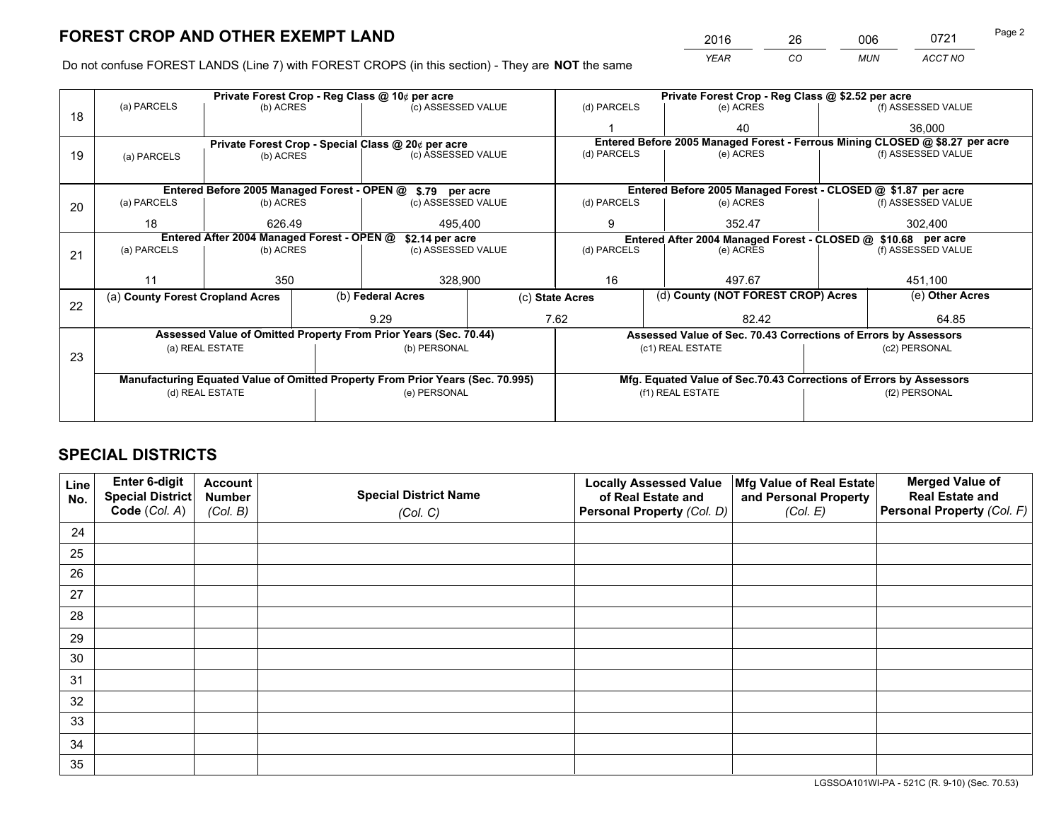# FOREST CROP AND OTHER EXEMPT LAND

| 2016 | 26 | 006 | 0721 |
|---|---|---|---|
| *YEAR* | *CO* | *MUN* | *ACCT NO* |

Do not confuse FOREST LANDS (Line 7) with FOREST CROPS (in this section) - They are **NOT** the same

| Line | Private Forest Crop - Reg Class @ 10¢ per acre | | | Private Forest Crop - Reg Class @ $2.52 per acre | | |
|---|---|---|---|---|---|---|
| 18 | (a) PARCELS | (b) ACRES | (c) ASSESSED VALUE | (d) PARCELS | (e) ACRES | (f) ASSESSED VALUE |
| | | | | 1 | 40 | 36,000 |
| | **Private Forest Crop - Special Class @ 20¢ per acre** | | | **Entered Before 2005 Managed Forest - Ferrous Mining CLOSED @ $8.27 per acre** | | |
| 19 | (a) PARCELS | (b) ACRES | (c) ASSESSED VALUE | (d) PARCELS | (e) ACRES | (f) ASSESSED VALUE |
| | | | | | | |
| | **Entered Before 2005 Managed Forest - OPEN @ $.79 per acre** | | | **Entered Before 2005 Managed Forest - CLOSED @ $1.87 per acre** | | |
| 20 | (a) PARCELS | (b) ACRES | (c) ASSESSED VALUE | (d) PARCELS | (e) ACRES | (f) ASSESSED VALUE |
| | 18 | 626.49 | 495,400 | 9 | 352.47 | 302,400 |
| | **Entered After 2004 Managed Forest - OPEN @ $2.14 per acre** | | | **Entered After 2004 Managed Forest - CLOSED @ $10.68 per acre** | | |
| 21 | (a) PARCELS | (b) ACRES | (c) ASSESSED VALUE | (d) PARCELS | (e) ACRES | (f) ASSESSED VALUE |
| | 11 | 350 | 328,900 | 16 | 497.67 | 451,100 |

| Line | (a) County Forest Cropland Acres | (b) Federal Acres | (c) State Acres | (d) County (NOT FOREST CROP) Acres | (e) Other Acres |
|---|---|---|---|---|---|
| 22 | | 9.29 | 7.62 | 82.42 | 64.85 |

| Line | Assessed Value of Omitted Property From Prior Years (Sec. 70.44) | | Assessed Value of Sec. 70.43 Corrections of Errors by Assessors | |
|---|---|---|---|---|
| 23 | (a) REAL ESTATE | (b) PERSONAL | (c1) REAL ESTATE | (c2) PERSONAL |
| | | | | |
| | **Manufacturing Equated Value of Omitted Property From Prior Years (Sec. 70.995)** | | **Mfg. Equated Value of Sec.70.43 Corrections of Errors by Assessors** | |
| | (d) REAL ESTATE | (e) PERSONAL | (f1) REAL ESTATE | (f2) PERSONAL |
| | | | | |

# SPECIAL DISTRICTS

| Line No. | Enter 6-digit Special District Code (*Col. A*) | Account Number (*Col. B*) | Special District Name (*Col. C*) | Locally Assessed Value of Real Estate and Personal Property (*Col. D*) | Mfg Value of Real Estate and Personal Property (*Col. E*) | Merged Value of Real Estate and Personal Property (*Col. F*) |
|---|---|---|---|---|---|---|
| 24 | | | | | | |
| 25 | | | | | | |
| 26 | | | | | | |
| 27 | | | | | | |
| 28 | | | | | | |
| 29 | | | | | | |
| 30 | | | | | | |
| 31 | | | | | | |
| 32 | | | | | | |
| 33 | | | | | | |
| 34 | | | | | | |
| 35 | | | | | | |

LGSSOA101WI-PA - 521C (R. 9-10) (Sec. 70.53)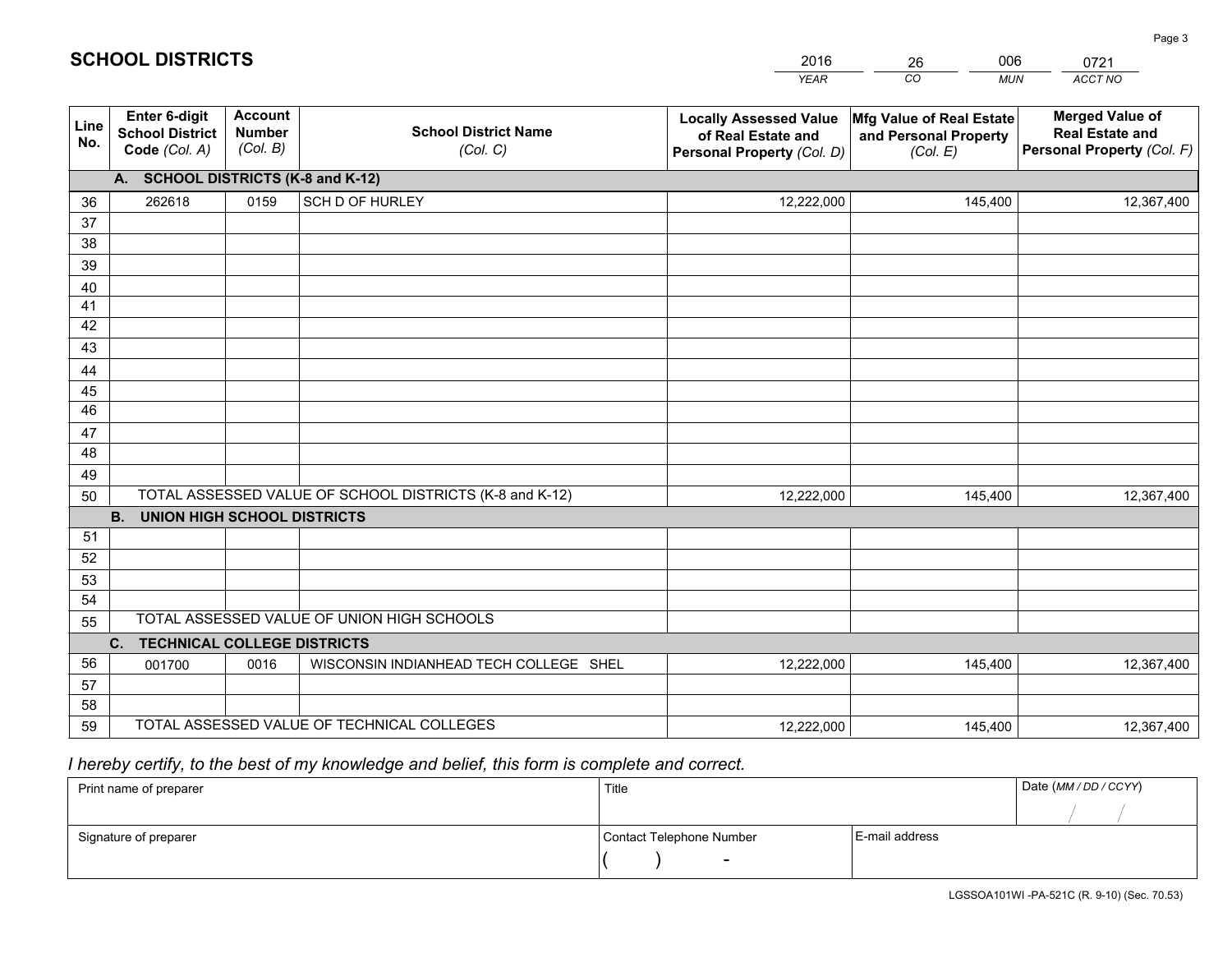# SCHOOL DISTRICTS

| 2016 | 26 | 006 | 0721 |
|---|---|---|---|
| *YEAR* | *CO* | *MUN* | *ACCT NO* |

| Line No. | Enter 6-digit School District Code *(Col. A)* | Account Number *(Col. B)* | School District Name *(Col. C)* | Locally Assessed Value of Real Estate and Personal Property *(Col. D)* | Mfg Value of Real Estate and Personal Property *(Col. E)* | Merged Value of Real Estate and Personal Property *(Col. F)* |
|---|---|---|---|---|---|---|
| **A. SCHOOL DISTRICTS (K-8 and K-12)** | | | | | | |
| 36 | 262618 | 0159 | SCH D OF HURLEY | 12,222,000 | 145,400 | 12,367,400 |
| 37 | | | | | | |
| 38 | | | | | | |
| 39 | | | | | | |
| 40 | | | | | | |
| 41 | | | | | | |
| 42 | | | | | | |
| 43 | | | | | | |
| 44 | | | | | | |
| 45 | | | | | | |
| 46 | | | | | | |
| 47 | | | | | | |
| 48 | | | | | | |
| 49 | | | | | | |
| 50 | TOTAL ASSESSED VALUE OF SCHOOL DISTRICTS (K-8 and K-12) | | | 12,222,000 | 145,400 | 12,367,400 |
| **B. UNION HIGH SCHOOL DISTRICTS** | | | | | | |
| 51 | | | | | | |
| 52 | | | | | | |
| 53 | | | | | | |
| 54 | | | | | | |
| 55 | TOTAL ASSESSED VALUE OF UNION HIGH SCHOOLS | | | | | |
| **C. TECHNICAL COLLEGE DISTRICTS** | | | | | | |
| 56 | 001700 | 0016 | WISCONSIN INDIANHEAD TECH COLLEGE SHEL | 12,222,000 | 145,400 | 12,367,400 |
| 57 | | | | | | |
| 58 | | | | | | |
| 59 | TOTAL ASSESSED VALUE OF TECHNICAL COLLEGES | | | 12,222,000 | 145,400 | 12,367,400 |

*I hereby certify, to the best of my knowledge and belief, this form is complete and correct.*

| Print name of preparer | Title | | Date *(MM / DD / CCYY)* |
|---|---|---|---|
| | | | / / |
| Signature of preparer | Contact Telephone Number | E-mail address | |
| | ( ) - | | |

LGSSOA101WI -PA-521C (R. 9-10) (Sec. 70.53)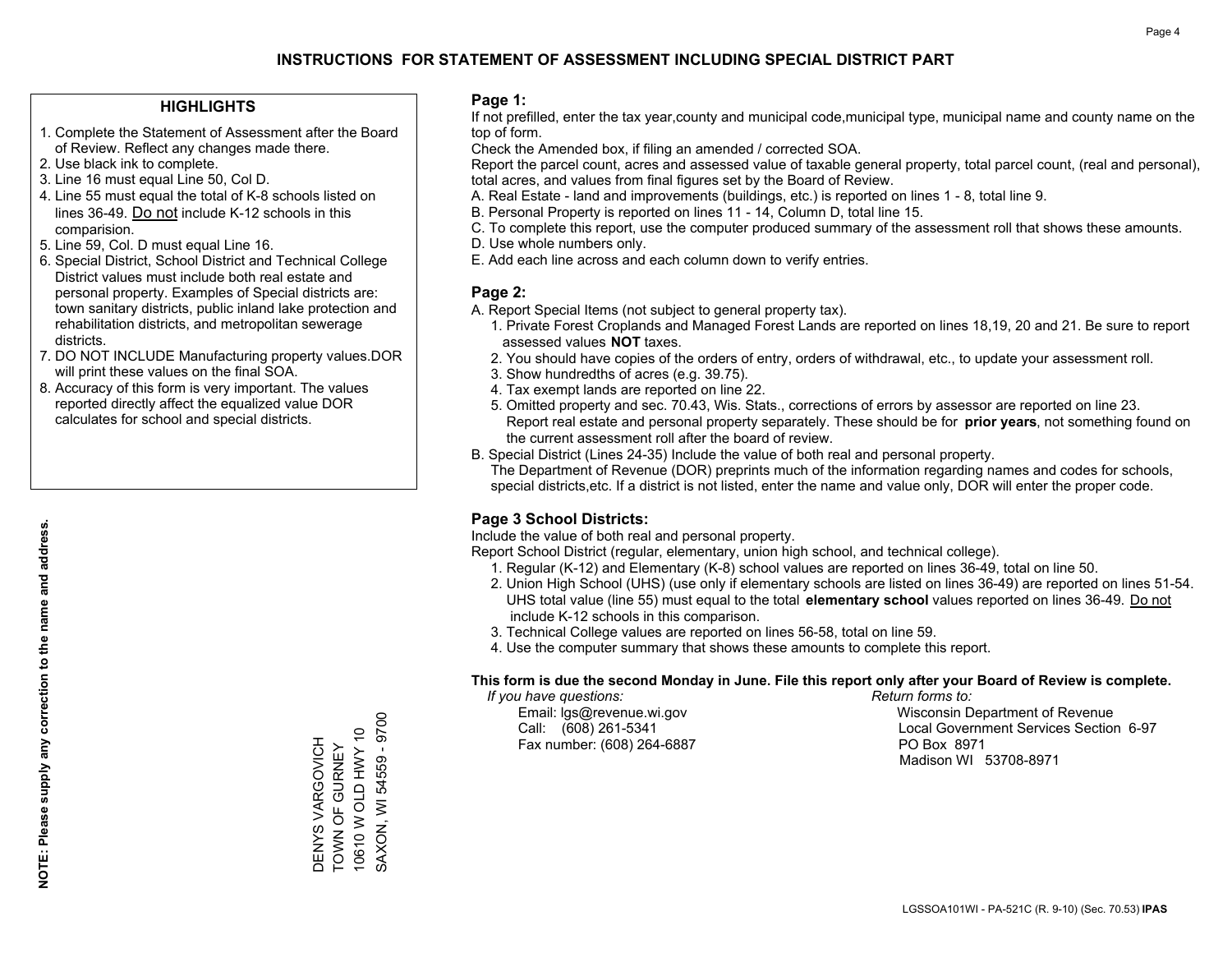# INSTRUCTIONS FOR STATEMENT OF ASSESSMENT INCLUDING SPECIAL DISTRICT PART

## HIGHLIGHTS

1. Complete the Statement of Assessment after the Board of Review. Reflect any changes made there.
2. Use black ink to complete.
3. Line 16 must equal Line 50, Col D.
4. Line 55 must equal the total of K-8 schools listed on lines 36-49. Do not include K-12 schools in this comparision.
5. Line 59, Col. D must equal Line 16.
6. Special District, School District and Technical College District values must include both real estate and personal property. Examples of Special districts are: town sanitary districts, public inland lake protection and rehabilitation districts, and metropolitan sewerage districts.
7. DO NOT INCLUDE Manufacturing property values.DOR will print these values on the final SOA.
8. Accuracy of this form is very important. The values reported directly affect the equalized value DOR calculates for school and special districts.

**NOTE: Please supply any correction to the name and address.**

DENYS VARGOVICH
TOWN OF GURNEY
10610 W OLD HWY 10
SAXON, WI 54559 - 9700

## Page 1:

If not prefilled, enter the tax year,county and municipal code,municipal type, municipal name and county name on the top of form.

Check the Amended box, if filing an amended / corrected SOA.

Report the parcel count, acres and assessed value of taxable general property, total parcel count, (real and personal), total acres, and values from final figures set by the Board of Review.

A. Real Estate - land and improvements (buildings, etc.) is reported on lines 1 - 8, total line 9.
B. Personal Property is reported on lines 11 - 14, Column D, total line 15.
C. To complete this report, use the computer produced summary of the assessment roll that shows these amounts.
D. Use whole numbers only.
E. Add each line across and each column down to verify entries.

## Page 2:

A. Report Special Items (not subject to general property tax).
  1. Private Forest Croplands and Managed Forest Lands are reported on lines 18,19, 20 and 21. Be sure to report assessed values **NOT** taxes.
  2. You should have copies of the orders of entry, orders of withdrawal, etc., to update your assessment roll.
  3. Show hundredths of acres (e.g. 39.75).
  4. Tax exempt lands are reported on line 22.
  5. Omitted property and sec. 70.43, Wis. Stats., corrections of errors by assessor are reported on line 23. Report real estate and personal property separately. These should be for **prior years**, not something found on the current assessment roll after the board of review.

B. Special District (Lines 24-35) Include the value of both real and personal property.
The Department of Revenue (DOR) preprints much of the information regarding names and codes for schools, special districts,etc. If a district is not listed, enter the name and value only, DOR will enter the proper code.

## Page 3 School Districts:

Include the value of both real and personal property.

Report School District (regular, elementary, union high school, and technical college).

1. Regular (K-12) and Elementary (K-8) school values are reported on lines 36-49, total on line 50.
2. Union High School (UHS) (use only if elementary schools are listed on lines 36-49) are reported on lines 51-54. UHS total value (line 55) must equal to the total **elementary school** values reported on lines 36-49. Do not include K-12 schools in this comparison.
3. Technical College values are reported on lines 56-58, total on line 59.
4. Use the computer summary that shows these amounts to complete this report.

**This form is due the second Monday in June. File this report only after your Board of Review is complete.**

*If you have questions:*
Email: lgs@revenue.wi.gov
Call: (608) 261-5341
Fax number: (608) 264-6887

*Return forms to:*
Wisconsin Department of Revenue
Local Government Services Section 6-97
PO Box 8971
Madison WI 53708-8971

LGSSOA101WI - PA-521C (R. 9-10) (Sec. 70.53) **IPAS**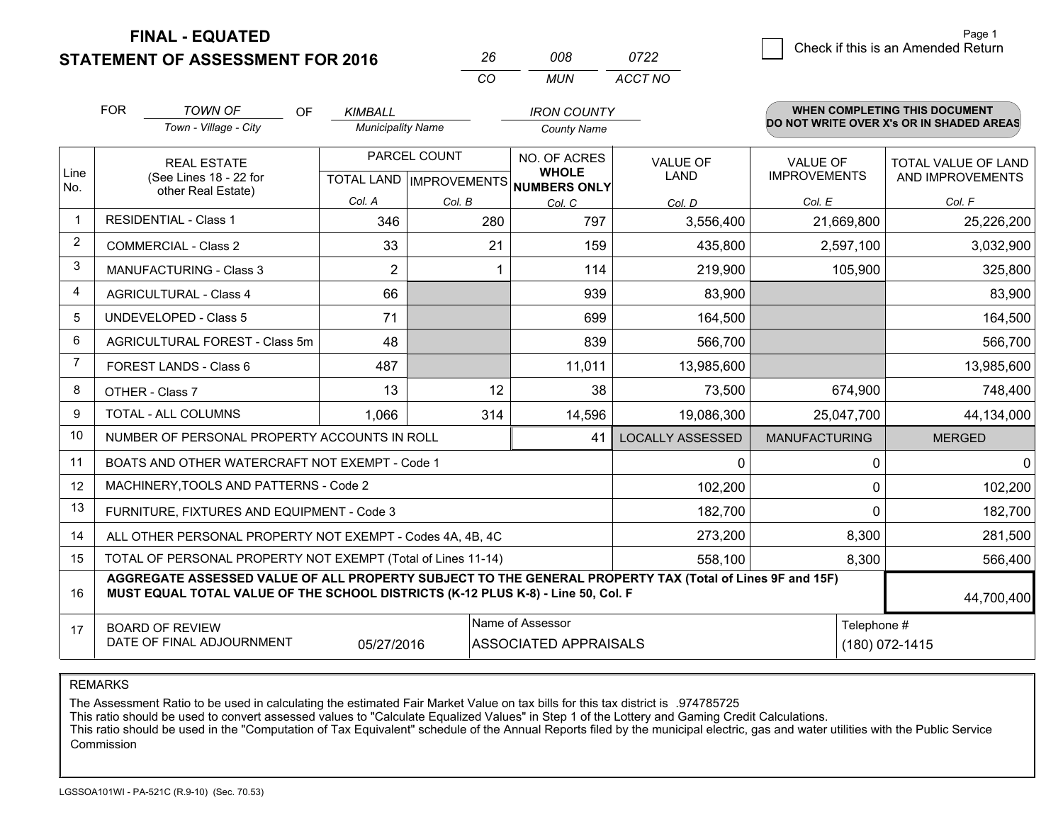# FINAL - EQUATED
## STATEMENT OF ASSESSMENT FOR 2016

| 26 | 008 | 0722 |
|---|---|---|
| CO | MUN | ACCT NO |

Page 1

☐ Check if this is an Amended Return

FOR *TOWN OF* (Town - Village - City) OF *KIMBALL* (Municipality Name) *IRON COUNTY* (County Name)

**WHEN COMPLETING THIS DOCUMENT DO NOT WRITE OVER X's OR IN SHADED AREAS**

| Line No. | REAL ESTATE (See Lines 18 - 22 for other Real Estate) | PARCEL COUNT TOTAL LAND Col. A | PARCEL COUNT IMPROVEMENTS Col. B | NO. OF ACRES WHOLE NUMBERS ONLY Col. C | VALUE OF LAND Col. D | VALUE OF IMPROVEMENTS Col. E | TOTAL VALUE OF LAND AND IMPROVEMENTS Col. F |
|---|---|---|---|---|---|---|---|
| 1 | RESIDENTIAL - Class 1 | 346 | 280 | 797 | 3,556,400 | 21,669,800 | 25,226,200 |
| 2 | COMMERCIAL - Class 2 | 33 | 21 | 159 | 435,800 | 2,597,100 | 3,032,900 |
| 3 | MANUFACTURING - Class 3 | 2 | 1 | 114 | 219,900 | 105,900 | 325,800 |
| 4 | AGRICULTURAL - Class 4 | 66 | | 939 | 83,900 | | 83,900 |
| 5 | UNDEVELOPED - Class 5 | 71 | | 699 | 164,500 | | 164,500 |
| 6 | AGRICULTURAL FOREST - Class 5m | 48 | | 839 | 566,700 | | 566,700 |
| 7 | FOREST LANDS - Class 6 | 487 | | 11,011 | 13,985,600 | | 13,985,600 |
| 8 | OTHER - Class 7 | 13 | 12 | 38 | 73,500 | 674,900 | 748,400 |
| 9 | TOTAL - ALL COLUMNS | 1,066 | 314 | 14,596 | 19,086,300 | 25,047,700 | 44,134,000 |
| 10 | NUMBER OF PERSONAL PROPERTY ACCOUNTS IN ROLL | | | 41 | LOCALLY ASSESSED | MANUFACTURING | MERGED |
| 11 | BOATS AND OTHER WATERCRAFT NOT EXEMPT - Code 1 | | | | 0 | 0 | 0 |
| 12 | MACHINERY,TOOLS AND PATTERNS - Code 2 | | | | 102,200 | 0 | 102,200 |
| 13 | FURNITURE, FIXTURES AND EQUIPMENT - Code 3 | | | | 182,700 | 0 | 182,700 |
| 14 | ALL OTHER PERSONAL PROPERTY NOT EXEMPT - Codes 4A, 4B, 4C | | | | 273,200 | 8,300 | 281,500 |
| 15 | TOTAL OF PERSONAL PROPERTY NOT EXEMPT (Total of Lines 11-14) | | | | 558,100 | 8,300 | 566,400 |
| 16 | **AGGREGATE ASSESSED VALUE OF ALL PROPERTY SUBJECT TO THE GENERAL PROPERTY TAX (Total of Lines 9F and 15F) MUST EQUAL TOTAL VALUE OF THE SCHOOL DISTRICTS (K-12 PLUS K-8) - Line 50, Col. F** | | | | | | 44,700,400 |
| 17 | BOARD OF REVIEW DATE OF FINAL ADJOURNMENT | 05/27/2016 | Name of Assessor | ASSOCIATED APPRAISALS | | Telephone # | (180) 072-1415 |

REMARKS

The Assessment Ratio to be used in calculating the estimated Fair Market Value on tax bills for this tax district is .974785725
This ratio should be used to convert assessed values to "Calculate Equalized Values" in Step 1 of the Lottery and Gaming Credit Calculations.
This ratio should be used in the "Computation of Tax Equivalent" schedule of the Annual Reports filed by the municipal electric, gas and water utilities with the Public Service Commission

LGSSOA101WI - PA-521C (R.9-10) (Sec. 70.53)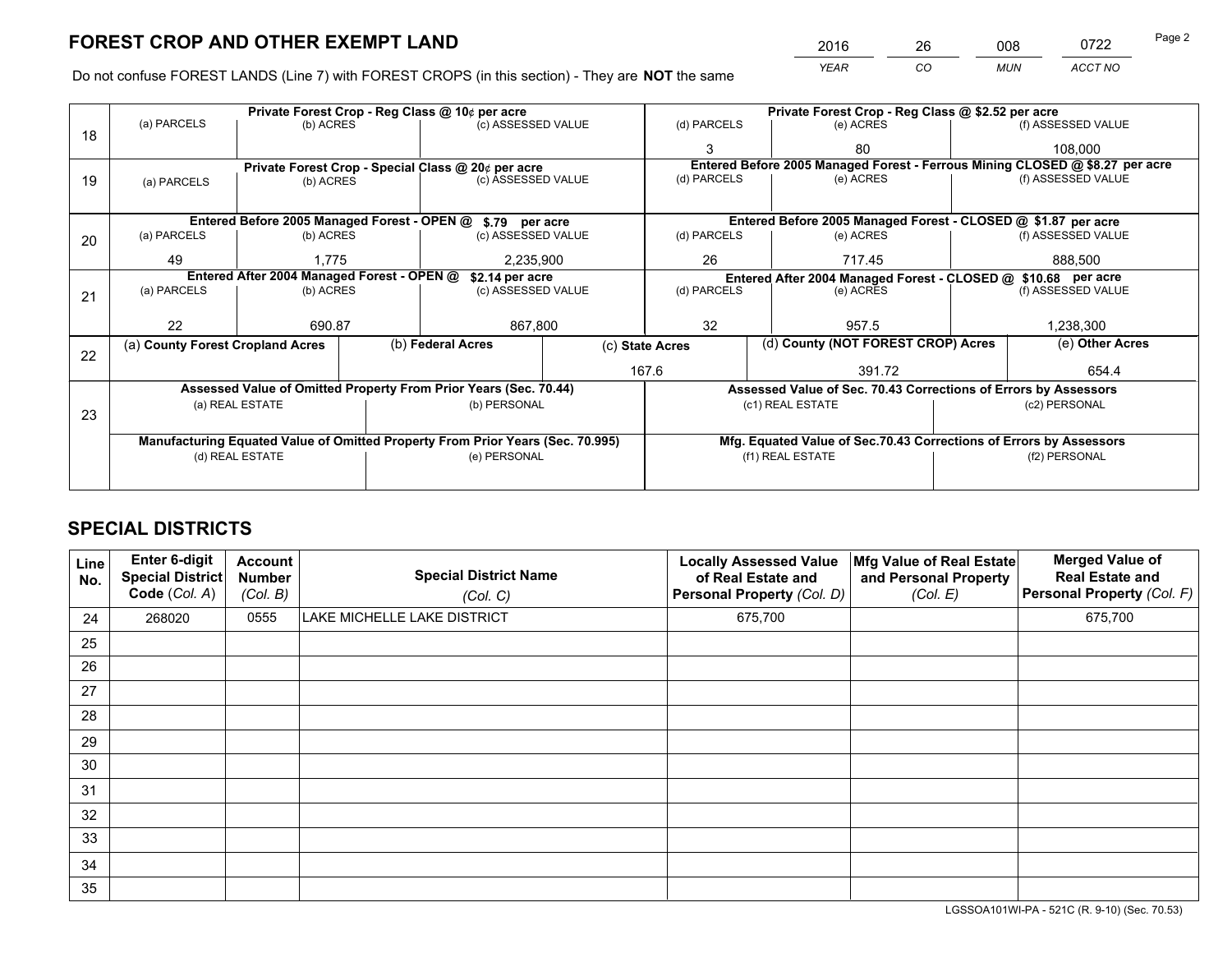# FOREST CROP AND OTHER EXEMPT LAND

| 2016 | 26 | 008 | 0722 |
|---|---|---|---|
| *YEAR* | *CO* | *MUN* | *ACCT NO* |

Do not confuse FOREST LANDS (Line 7) with FOREST CROPS (in this section) - They are **NOT** the same

| Line | | | | | | |
|---|---|---|---|---|---|---|
| 18 | **Private Forest Crop - Reg Class @ 10¢ per acre** | | | **Private Forest Crop - Reg Class @ $2.52 per acre** | | |
| | (a) PARCELS | (b) ACRES | (c) ASSESSED VALUE | (d) PARCELS | (e) ACRES | (f) ASSESSED VALUE |
| | | | | 3 | 80 | 108,000 |
| 19 | **Private Forest Crop - Special Class @ 20¢ per acre** | | | **Entered Before 2005 Managed Forest - Ferrous Mining CLOSED @ $8.27 per acre** | | |
| | (a) PARCELS | (b) ACRES | (c) ASSESSED VALUE | (d) PARCELS | (e) ACRES | (f) ASSESSED VALUE |
| | | | | | | |
| 20 | **Entered Before 2005 Managed Forest - OPEN @ $.79 per acre** | | | **Entered Before 2005 Managed Forest - CLOSED @ $1.87 per acre** | | |
| | (a) PARCELS | (b) ACRES | (c) ASSESSED VALUE | (d) PARCELS | (e) ACRES | (f) ASSESSED VALUE |
| | 49 | 1,775 | 2,235,900 | 26 | 717.45 | 888,500 |
| 21 | **Entered After 2004 Managed Forest - OPEN @ $2.14 per acre** | | | **Entered After 2004 Managed Forest - CLOSED @ $10.68 per acre** | | |
| | (a) PARCELS | (b) ACRES | (c) ASSESSED VALUE | (d) PARCELS | (e) ACRES | (f) ASSESSED VALUE |
| | 22 | 690.87 | 867,800 | 32 | 957.5 | 1,238,300 |

| Line | (a) County Forest Cropland Acres | (b) Federal Acres | (c) State Acres | (d) County (NOT FOREST CROP) Acres | (e) Other Acres |
|---|---|---|---|---|---|
| 22 | | | 167.6 | 391.72 | 654.4 |

| Line | **Assessed Value of Omitted Property From Prior Years (Sec. 70.44)** | | **Assessed Value of Sec. 70.43 Corrections of Errors by Assessors** | |
|---|---|---|---|---|
| 23 | (a) REAL ESTATE | (b) PERSONAL | (c1) REAL ESTATE | (c2) PERSONAL |
| | | | | |
| | **Manufacturing Equated Value of Omitted Property From Prior Years (Sec. 70.995)** | | **Mfg. Equated Value of Sec.70.43 Corrections of Errors by Assessors** | |
| | (d) REAL ESTATE | (e) PERSONAL | (f1) REAL ESTATE | (f2) PERSONAL |
| | | | | |

# SPECIAL DISTRICTS

| Line No. | Enter 6-digit Special District Code (*Col. A*) | Account Number (*Col. B*) | Special District Name (*Col. C*) | Locally Assessed Value of Real Estate and Personal Property (*Col. D*) | Mfg Value of Real Estate and Personal Property (*Col. E*) | Merged Value of Real Estate and Personal Property (*Col. F*) |
|---|---|---|---|---|---|---|
| 24 | 268020 | 0555 | LAKE MICHELLE LAKE DISTRICT | 675,700 | | 675,700 |
| 25 | | | | | | |
| 26 | | | | | | |
| 27 | | | | | | |
| 28 | | | | | | |
| 29 | | | | | | |
| 30 | | | | | | |
| 31 | | | | | | |
| 32 | | | | | | |
| 33 | | | | | | |
| 34 | | | | | | |
| 35 | | | | | | |

LGSSOA101WI-PA - 521C (R. 9-10) (Sec. 70.53)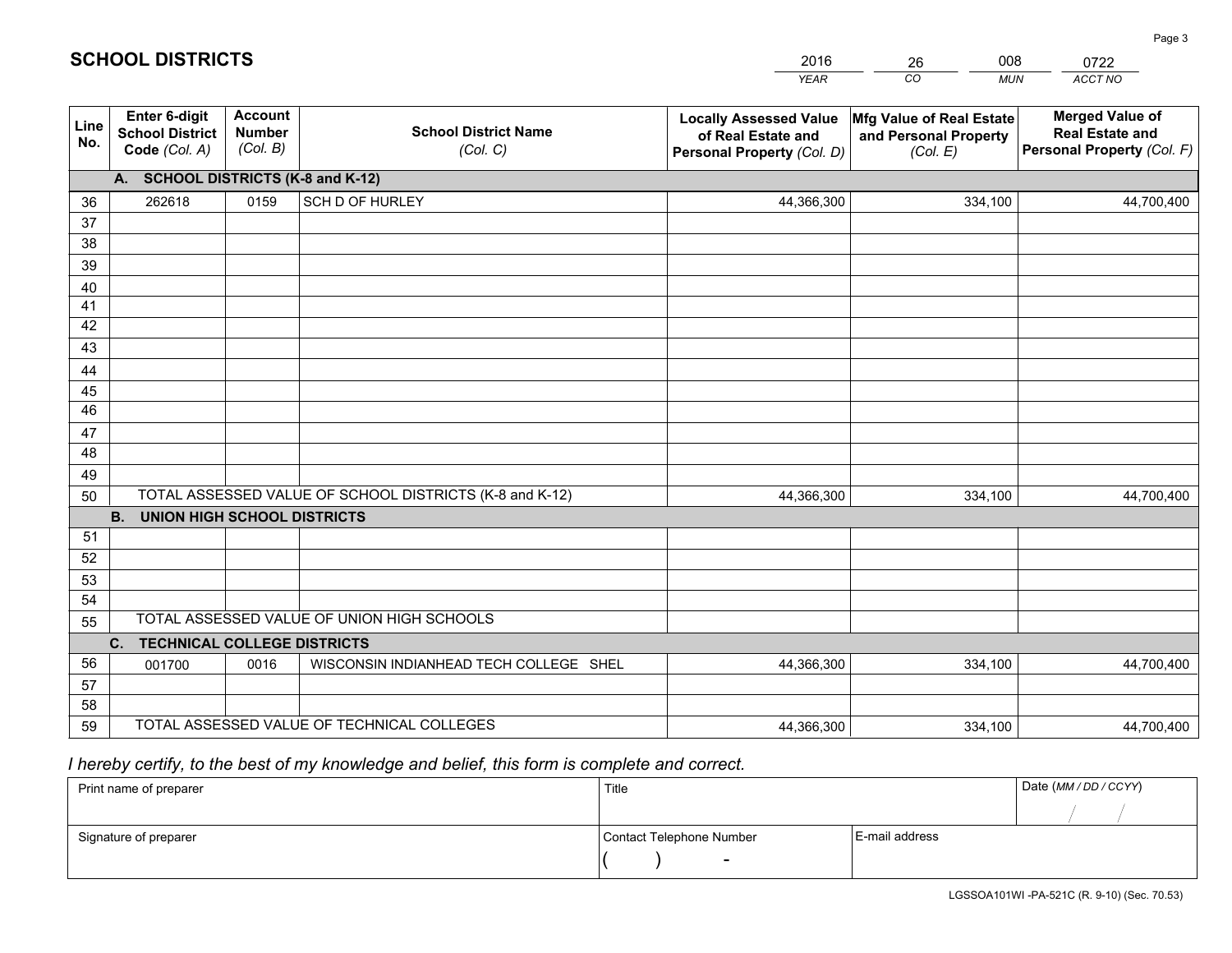# SCHOOL DISTRICTS

| 2016 | 26 | 008 | 0722 |
|---|---|---|---|
| *YEAR* | *CO* | *MUN* | *ACCT NO* |

| Line No. | Enter 6-digit School District Code *(Col. A)* | Account Number *(Col. B)* | School District Name *(Col. C)* | Locally Assessed Value of Real Estate and Personal Property *(Col. D)* | Mfg Value of Real Estate and Personal Property *(Col. E)* | Merged Value of Real Estate and Personal Property *(Col. F)* |
|---|---|---|---|---|---|---|
| | **A. SCHOOL DISTRICTS (K-8 and K-12)** | | | | | |
| 36 | 262618 | 0159 | SCH D OF HURLEY | 44,366,300 | 334,100 | 44,700,400 |
| 37 | | | | | | |
| 38 | | | | | | |
| 39 | | | | | | |
| 40 | | | | | | |
| 41 | | | | | | |
| 42 | | | | | | |
| 43 | | | | | | |
| 44 | | | | | | |
| 45 | | | | | | |
| 46 | | | | | | |
| 47 | | | | | | |
| 48 | | | | | | |
| 49 | | | | | | |
| 50 | TOTAL ASSESSED VALUE OF SCHOOL DISTRICTS (K-8 and K-12) | | | 44,366,300 | 334,100 | 44,700,400 |
| | **B. UNION HIGH SCHOOL DISTRICTS** | | | | | |
| 51 | | | | | | |
| 52 | | | | | | |
| 53 | | | | | | |
| 54 | | | | | | |
| 55 | TOTAL ASSESSED VALUE OF UNION HIGH SCHOOLS | | | | | |
| | **C. TECHNICAL COLLEGE DISTRICTS** | | | | | |
| 56 | 001700 | 0016 | WISCONSIN INDIANHEAD TECH COLLEGE SHEL | 44,366,300 | 334,100 | 44,700,400 |
| 57 | | | | | | |
| 58 | | | | | | |
| 59 | TOTAL ASSESSED VALUE OF TECHNICAL COLLEGES | | | 44,366,300 | 334,100 | 44,700,400 |

*I hereby certify, to the best of my knowledge and belief, this form is complete and correct.*

| Print name of preparer | Title | | Date *(MM / DD / CCYY)* |
|---|---|---|---|
| | | | / / |
| Signature of preparer | Contact Telephone Number | E-mail address | |
| | ( ) - | | |

LGSSOA101WI -PA-521C (R. 9-10) (Sec. 70.53)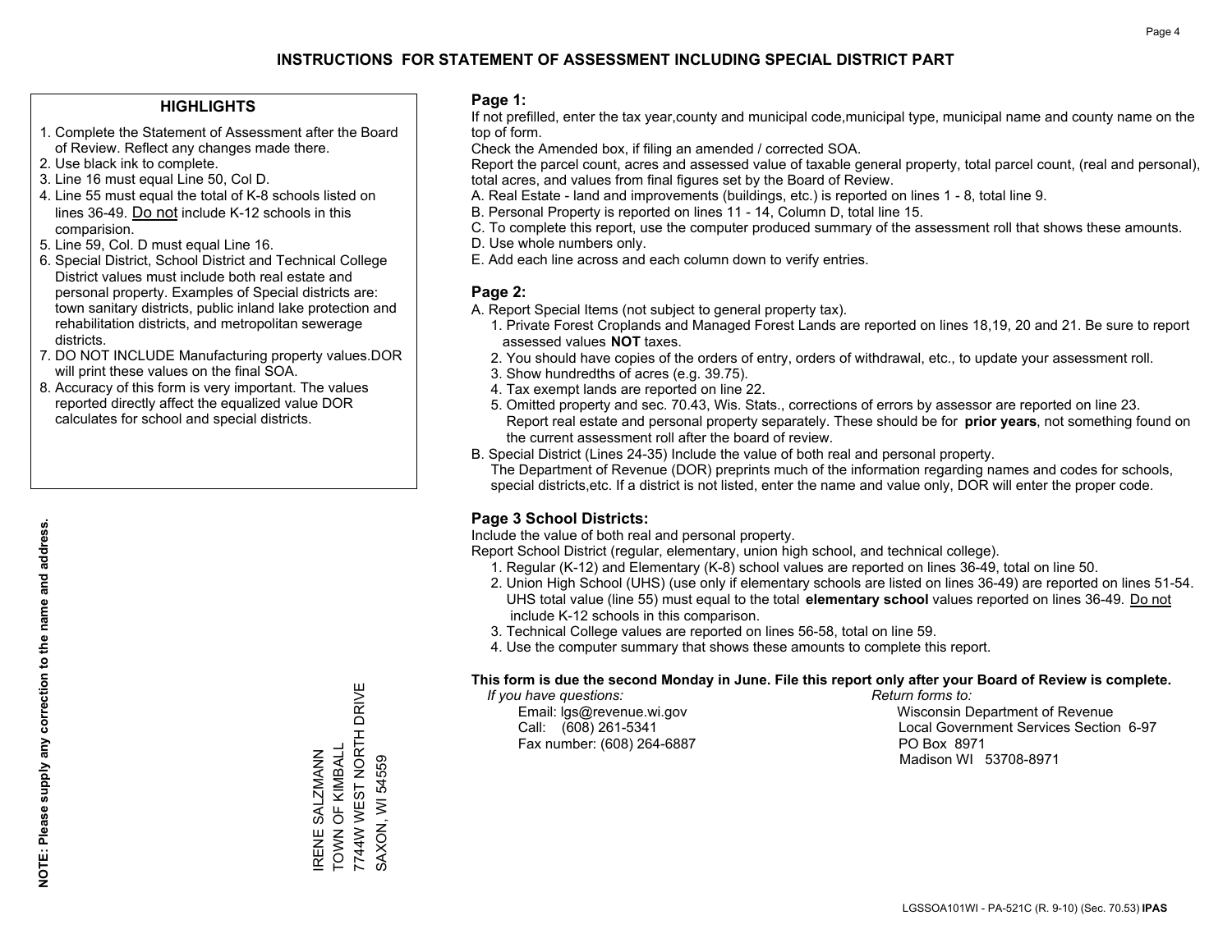# INSTRUCTIONS FOR STATEMENT OF ASSESSMENT INCLUDING SPECIAL DISTRICT PART

## HIGHLIGHTS

1. Complete the Statement of Assessment after the Board of Review. Reflect any changes made there.
2. Use black ink to complete.
3. Line 16 must equal Line 50, Col D.
4. Line 55 must equal the total of K-8 schools listed on lines 36-49. Do not include K-12 schools in this comparision.
5. Line 59, Col. D must equal Line 16.
6. Special District, School District and Technical College District values must include both real estate and personal property. Examples of Special districts are: town sanitary districts, public inland lake protection and rehabilitation districts, and metropolitan sewerage districts.
7. DO NOT INCLUDE Manufacturing property values.DOR will print these values on the final SOA.
8. Accuracy of this form is very important. The values reported directly affect the equalized value DOR calculates for school and special districts.

**NOTE: Please supply any correction to the name and address.**

IRENE SALZMANN
TOWN OF KIMBALL
7744W WEST NORTH DRIVE
SAXON, WI 54559

## Page 1:

If not prefilled, enter the tax year,county and municipal code,municipal type, municipal name and county name on the top of form.

Check the Amended box, if filing an amended / corrected SOA.

Report the parcel count, acres and assessed value of taxable general property, total parcel count, (real and personal), total acres, and values from final figures set by the Board of Review.

A. Real Estate - land and improvements (buildings, etc.) is reported on lines 1 - 8, total line 9.
B. Personal Property is reported on lines 11 - 14, Column D, total line 15.
C. To complete this report, use the computer produced summary of the assessment roll that shows these amounts.
D. Use whole numbers only.
E. Add each line across and each column down to verify entries.

## Page 2:

A. Report Special Items (not subject to general property tax).
   1. Private Forest Croplands and Managed Forest Lands are reported on lines 18,19, 20 and 21. Be sure to report assessed values **NOT** taxes.
   2. You should have copies of the orders of entry, orders of withdrawal, etc., to update your assessment roll.
   3. Show hundredths of acres (e.g. 39.75).
   4. Tax exempt lands are reported on line 22.
   5. Omitted property and sec. 70.43, Wis. Stats., corrections of errors by assessor are reported on line 23. Report real estate and personal property separately. These should be for **prior years**, not something found on the current assessment roll after the board of review.
B. Special District (Lines 24-35) Include the value of both real and personal property.
   The Department of Revenue (DOR) preprints much of the information regarding names and codes for schools, special districts,etc. If a district is not listed, enter the name and value only, DOR will enter the proper code.

## Page 3 School Districts:

Include the value of both real and personal property.

Report School District (regular, elementary, union high school, and technical college).

1. Regular (K-12) and Elementary (K-8) school values are reported on lines 36-49, total on line 50.
2. Union High School (UHS) (use only if elementary schools are listed on lines 36-49) are reported on lines 51-54. UHS total value (line 55) must equal to the total **elementary school** values reported on lines 36-49. Do not include K-12 schools in this comparison.
3. Technical College values are reported on lines 56-58, total on line 59.
4. Use the computer summary that shows these amounts to complete this report.

**This form is due the second Monday in June. File this report only after your Board of Review is complete.**

*If you have questions:*
Email: lgs@revenue.wi.gov
Call: (608) 261-5341
Fax number: (608) 264-6887

*Return forms to:*
Wisconsin Department of Revenue
Local Government Services Section 6-97
PO Box 8971
Madison WI 53708-8971

LGSSOA101WI - PA-521C (R. 9-10) (Sec. 70.53) **IPAS**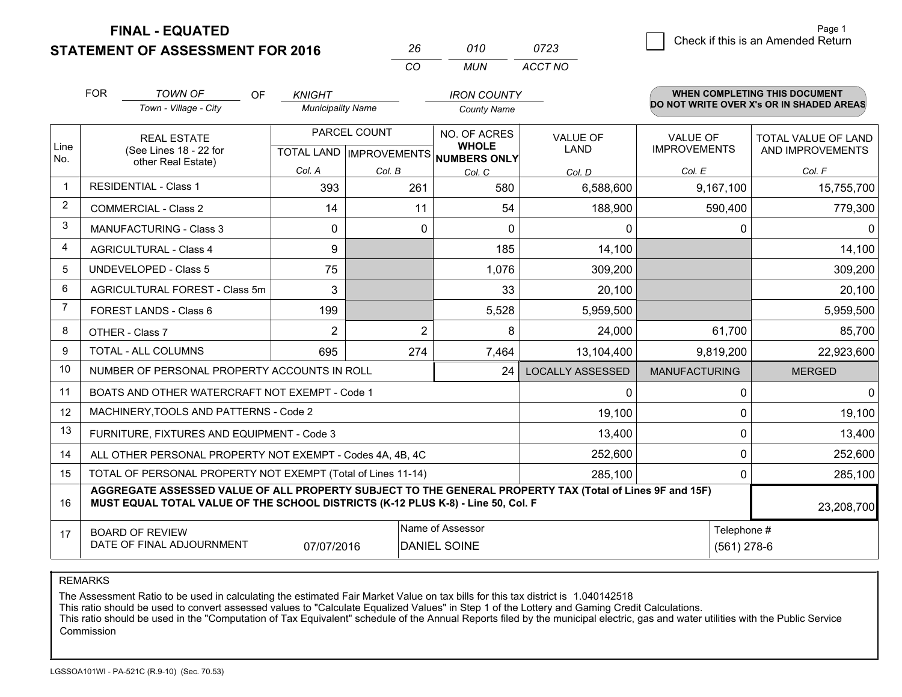# FINAL - EQUATED
## STATEMENT OF ASSESSMENT FOR 2016

| 26 | 010 | 0723 |
|---|---|---|
| CO | MUN | ACCT NO |

Page 1

☐ Check if this is an Amended Return

FOR *TOWN OF* (Town - Village - City) OF *KNIGHT* (Municipality Name) *IRON COUNTY* (County Name)

**WHEN COMPLETING THIS DOCUMENT DO NOT WRITE OVER X's OR IN SHADED AREAS**

| Line No. | REAL ESTATE (See Lines 18 - 22 for other Real Estate) | PARCEL COUNT TOTAL LAND Col. A | PARCEL COUNT IMPROVEMENTS Col. B | NO. OF ACRES WHOLE NUMBERS ONLY Col. C | VALUE OF LAND Col. D | VALUE OF IMPROVEMENTS Col. E | TOTAL VALUE OF LAND AND IMPROVEMENTS Col. F |
|---|---|---|---|---|---|---|---|
| 1 | RESIDENTIAL - Class 1 | 393 | 261 | 580 | 6,588,600 | 9,167,100 | 15,755,700 |
| 2 | COMMERCIAL - Class 2 | 14 | 11 | 54 | 188,900 | 590,400 | 779,300 |
| 3 | MANUFACTURING - Class 3 | 0 | 0 | 0 | 0 | 0 | 0 |
| 4 | AGRICULTURAL - Class 4 | 9 | | 185 | 14,100 | | 14,100 |
| 5 | UNDEVELOPED - Class 5 | 75 | | 1,076 | 309,200 | | 309,200 |
| 6 | AGRICULTURAL FOREST - Class 5m | 3 | | 33 | 20,100 | | 20,100 |
| 7 | FOREST LANDS - Class 6 | 199 | | 5,528 | 5,959,500 | | 5,959,500 |
| 8 | OTHER - Class 7 | 2 | 2 | 8 | 24,000 | 61,700 | 85,700 |
| 9 | TOTAL - ALL COLUMNS | 695 | 274 | 7,464 | 13,104,400 | 9,819,200 | 22,923,600 |
| 10 | NUMBER OF PERSONAL PROPERTY ACCOUNTS IN ROLL | | | 24 | LOCALLY ASSESSED | MANUFACTURING | MERGED |
| 11 | BOATS AND OTHER WATERCRAFT NOT EXEMPT - Code 1 | | | | 0 | 0 | 0 |
| 12 | MACHINERY,TOOLS AND PATTERNS - Code 2 | | | | 19,100 | 0 | 19,100 |
| 13 | FURNITURE, FIXTURES AND EQUIPMENT - Code 3 | | | | 13,400 | 0 | 13,400 |
| 14 | ALL OTHER PERSONAL PROPERTY NOT EXEMPT - Codes 4A, 4B, 4C | | | | 252,600 | 0 | 252,600 |
| 15 | TOTAL OF PERSONAL PROPERTY NOT EXEMPT (Total of Lines 11-14) | | | | 285,100 | 0 | 285,100 |
| 16 | **AGGREGATE ASSESSED VALUE OF ALL PROPERTY SUBJECT TO THE GENERAL PROPERTY TAX (Total of Lines 9F and 15F) MUST EQUAL TOTAL VALUE OF THE SCHOOL DISTRICTS (K-12 PLUS K-8) - Line 50, Col. F** | | | | | | 23,208,700 |
| 17 | BOARD OF REVIEW DATE OF FINAL ADJOURNMENT | 07/07/2016 | Name of Assessor: DANIEL SOINE | | | Telephone #: (561) 278-6 | |

REMARKS

The Assessment Ratio to be used in calculating the estimated Fair Market Value on tax bills for this tax district is 1.040142518
This ratio should be used to convert assessed values to "Calculate Equalized Values" in Step 1 of the Lottery and Gaming Credit Calculations.
This ratio should be used in the "Computation of Tax Equivalent" schedule of the Annual Reports filed by the municipal electric, gas and water utilities with the Public Service Commission

LGSSOA101WI - PA-521C (R.9-10) (Sec. 70.53)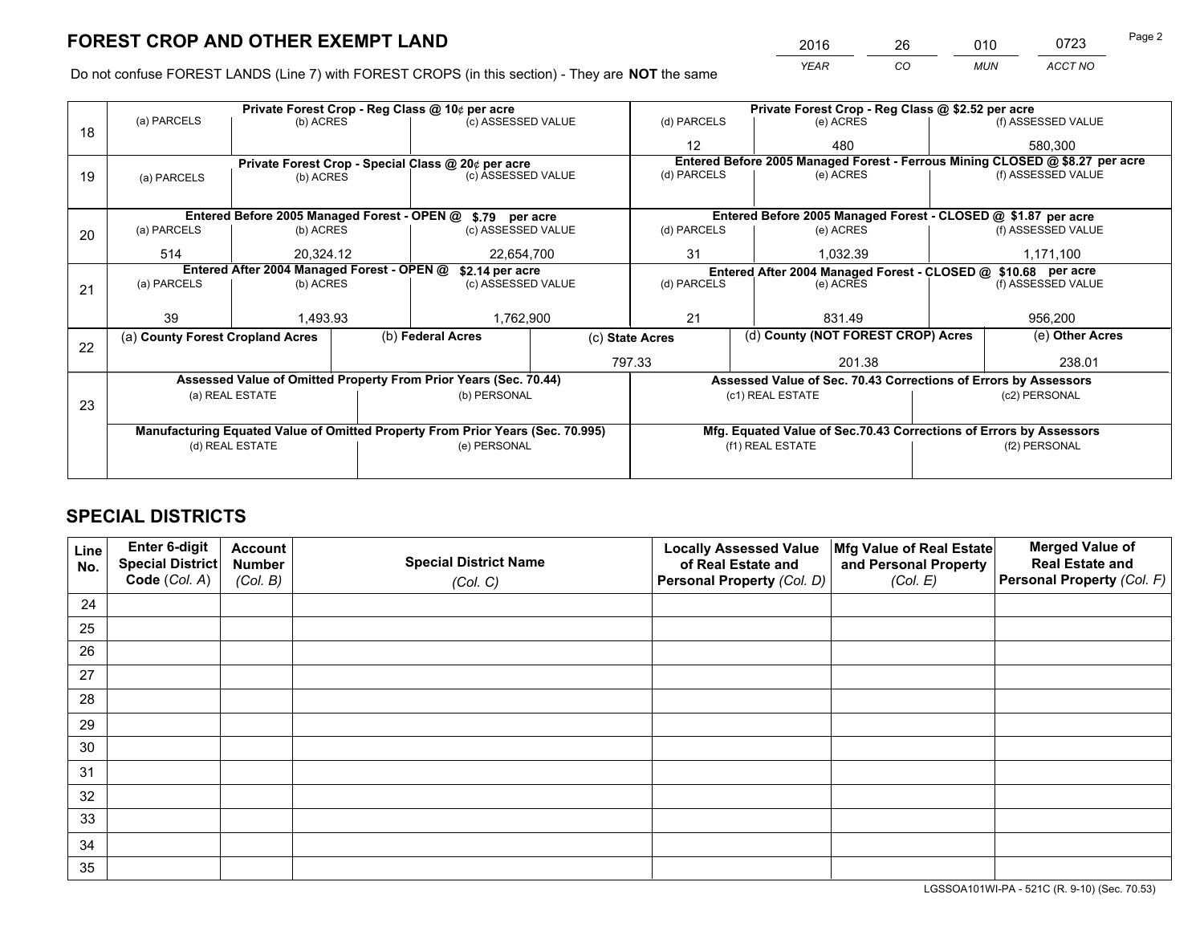# FOREST CROP AND OTHER EXEMPT LAND

| 2016 | 26 | 010 | 0723 |
|---|---|---|---|
| *YEAR* | *CO* | *MUN* | *ACCT NO* |

Do not confuse FOREST LANDS (Line 7) with FOREST CROPS (in this section) - They are **NOT** the same

| Line | Private Forest Crop - Reg Class @ 10¢ per acre | | | Private Forest Crop - Reg Class @ $2.52 per acre | | |
|---|---|---|---|---|---|---|
| 18 | (a) PARCELS | (b) ACRES | (c) ASSESSED VALUE | (d) PARCELS | (e) ACRES | (f) ASSESSED VALUE |
| | | | | 12 | 480 | 580,300 |
| | **Private Forest Crop - Special Class @ 20¢ per acre** | | | **Entered Before 2005 Managed Forest - Ferrous Mining CLOSED @ $8.27 per acre** | | |
| 19 | (a) PARCELS | (b) ACRES | (c) ASSESSED VALUE | (d) PARCELS | (e) ACRES | (f) ASSESSED VALUE |
| | | | | | | |
| | **Entered Before 2005 Managed Forest - OPEN @ $.79 per acre** | | | **Entered Before 2005 Managed Forest - CLOSED @ $1.87 per acre** | | |
| 20 | (a) PARCELS | (b) ACRES | (c) ASSESSED VALUE | (d) PARCELS | (e) ACRES | (f) ASSESSED VALUE |
| | 514 | 20,324.12 | 22,654,700 | 31 | 1,032.39 | 1,171,100 |
| | **Entered After 2004 Managed Forest - OPEN @ $2.14 per acre** | | | **Entered After 2004 Managed Forest - CLOSED @ $10.68 per acre** | | |
| 21 | (a) PARCELS | (b) ACRES | (c) ASSESSED VALUE | (d) PARCELS | (e) ACRES | (f) ASSESSED VALUE |
| | 39 | 1,493.93 | 1,762,900 | 21 | 831.49 | 956,200 |

| Line | (a) County Forest Cropland Acres | (b) Federal Acres | (c) State Acres | (d) County (NOT FOREST CROP) Acres | (e) Other Acres |
|---|---|---|---|---|---|
| 22 | | | 797.33 | 201.38 | 238.01 |

| Line | Assessed Value of Omitted Property From Prior Years (Sec. 70.44) | | Assessed Value of Sec. 70.43 Corrections of Errors by Assessors | |
|---|---|---|---|---|
| 23 | (a) REAL ESTATE | (b) PERSONAL | (c1) REAL ESTATE | (c2) PERSONAL |
| | | | | |
| | **Manufacturing Equated Value of Omitted Property From Prior Years (Sec. 70.995)** | | **Mfg. Equated Value of Sec.70.43 Corrections of Errors by Assessors** | |
| | (d) REAL ESTATE | (e) PERSONAL | (f1) REAL ESTATE | (f2) PERSONAL |
| | | | | |

# SPECIAL DISTRICTS

| Line No. | Enter 6-digit Special District Code (*Col. A*) | Account Number (*Col. B*) | Special District Name (*Col. C*) | Locally Assessed Value of Real Estate and Personal Property (*Col. D*) | Mfg Value of Real Estate and Personal Property (*Col. E*) | Merged Value of Real Estate and Personal Property (*Col. F*) |
|---|---|---|---|---|---|---|
| 24 | | | | | | |
| 25 | | | | | | |
| 26 | | | | | | |
| 27 | | | | | | |
| 28 | | | | | | |
| 29 | | | | | | |
| 30 | | | | | | |
| 31 | | | | | | |
| 32 | | | | | | |
| 33 | | | | | | |
| 34 | | | | | | |
| 35 | | | | | | |

LGSSOA101WI-PA - 521C (R. 9-10) (Sec. 70.53)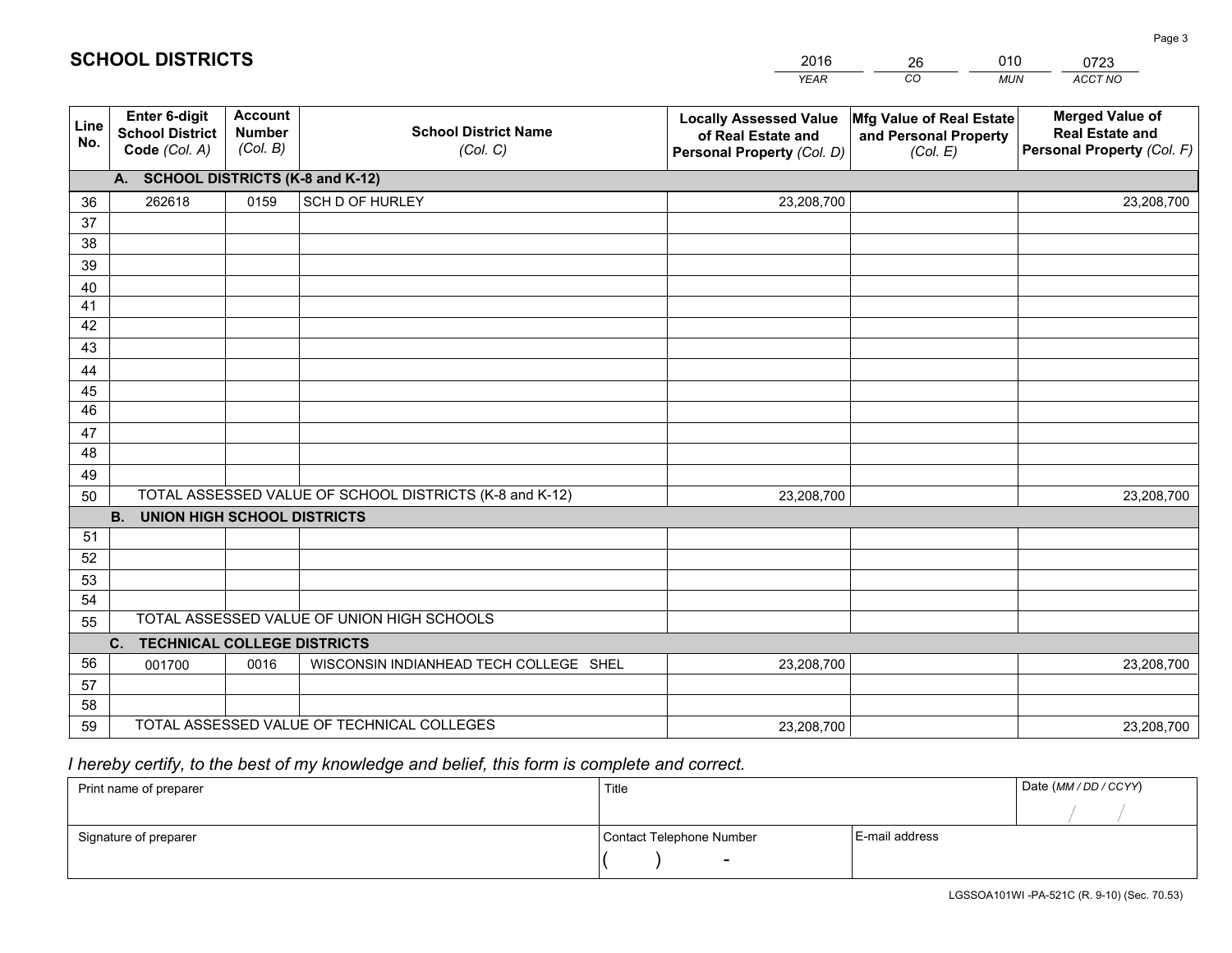# SCHOOL DISTRICTS

| 2016 | 26 | 010 | 0723 |
|---|---|---|---|
| *YEAR* | *CO* | *MUN* | *ACCT NO* |

| Line No. | Enter 6-digit School District Code *(Col. A)* | Account Number *(Col. B)* | School District Name *(Col. C)* | Locally Assessed Value of Real Estate and Personal Property *(Col. D)* | Mfg Value of Real Estate and Personal Property *(Col. E)* | Merged Value of Real Estate and Personal Property *(Col. F)* |
|---|---|---|---|---|---|---|
| **A. SCHOOL DISTRICTS (K-8 and K-12)** | | | | | | |
| 36 | 262618 | 0159 | SCH D OF HURLEY | 23,208,700 | | 23,208,700 |
| 37 | | | | | | |
| 38 | | | | | | |
| 39 | | | | | | |
| 40 | | | | | | |
| 41 | | | | | | |
| 42 | | | | | | |
| 43 | | | | | | |
| 44 | | | | | | |
| 45 | | | | | | |
| 46 | | | | | | |
| 47 | | | | | | |
| 48 | | | | | | |
| 49 | | | | | | |
| 50 | TOTAL ASSESSED VALUE OF SCHOOL DISTRICTS (K-8 and K-12) | | | 23,208,700 | | 23,208,700 |
| **B. UNION HIGH SCHOOL DISTRICTS** | | | | | | |
| 51 | | | | | | |
| 52 | | | | | | |
| 53 | | | | | | |
| 54 | | | | | | |
| 55 | TOTAL ASSESSED VALUE OF UNION HIGH SCHOOLS | | | | | |
| **C. TECHNICAL COLLEGE DISTRICTS** | | | | | | |
| 56 | 001700 | 0016 | WISCONSIN INDIANHEAD TECH COLLEGE SHEL | 23,208,700 | | 23,208,700 |
| 57 | | | | | | |
| 58 | | | | | | |
| 59 | TOTAL ASSESSED VALUE OF TECHNICAL COLLEGES | | | 23,208,700 | | 23,208,700 |

*I hereby certify, to the best of my knowledge and belief, this form is complete and correct.*

| Print name of preparer | Title | | Date *(MM / DD / CCYY)* |
|---|---|---|---|
| | | | / / |
| Signature of preparer | Contact Telephone Number | E-mail address | |
| | ( ) - | | |

LGSSOA101WI -PA-521C (R. 9-10) (Sec. 70.53)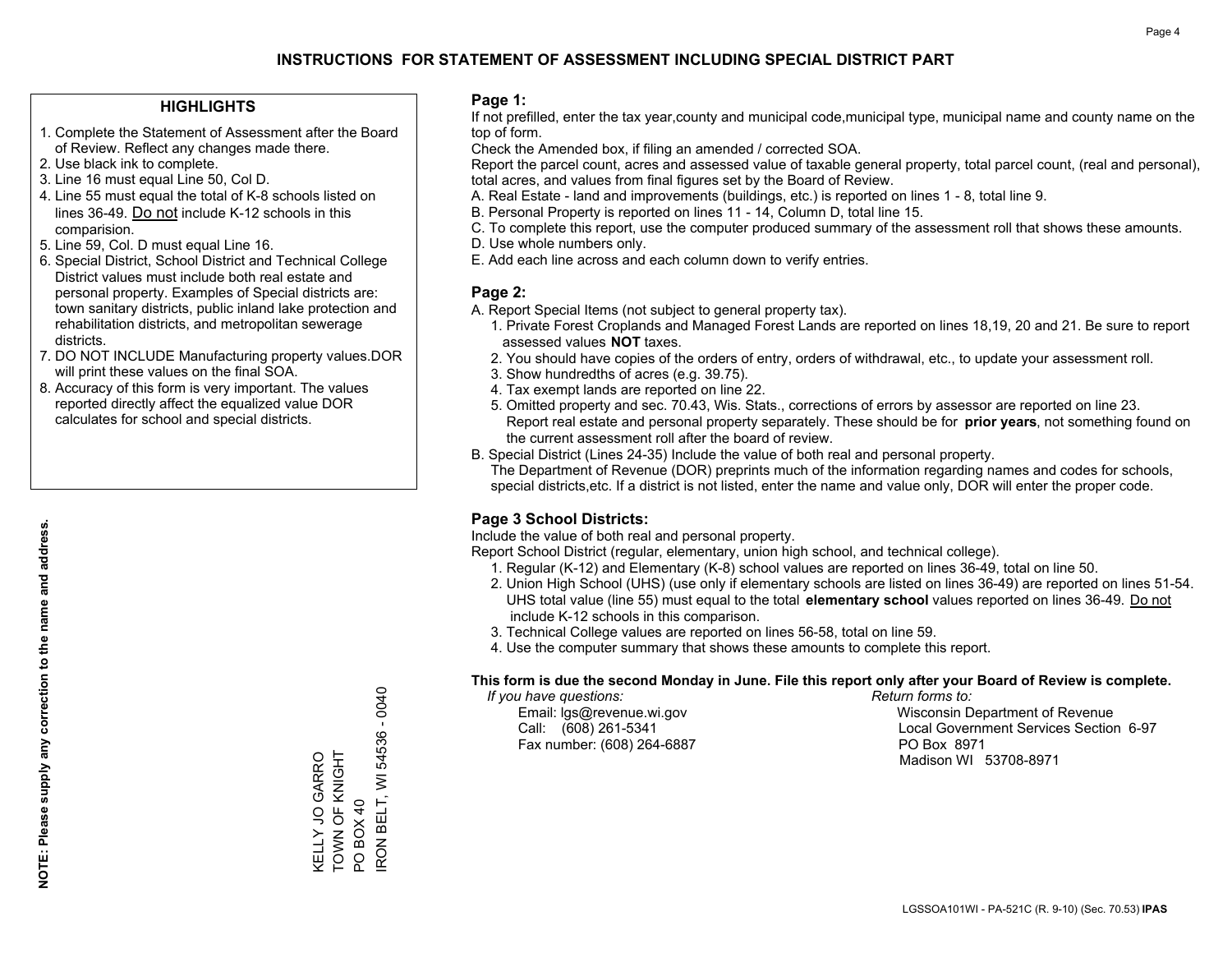# INSTRUCTIONS FOR STATEMENT OF ASSESSMENT INCLUDING SPECIAL DISTRICT PART

## HIGHLIGHTS

1. Complete the Statement of Assessment after the Board of Review. Reflect any changes made there.
2. Use black ink to complete.
3. Line 16 must equal Line 50, Col D.
4. Line 55 must equal the total of K-8 schools listed on lines 36-49. Do not include K-12 schools in this comparision.
5. Line 59, Col. D must equal Line 16.
6. Special District, School District and Technical College District values must include both real estate and personal property. Examples of Special districts are: town sanitary districts, public inland lake protection and rehabilitation districts, and metropolitan sewerage districts.
7. DO NOT INCLUDE Manufacturing property values.DOR will print these values on the final SOA.
8. Accuracy of this form is very important. The values reported directly affect the equalized value DOR calculates for school and special districts.

**NOTE: Please supply any correction to the name and address.**

KELLY JO GARRO
TOWN OF KNIGHT
PO BOX 40
IRON BELT, WI 54536 - 0040

## Page 1:

If not prefilled, enter the tax year,county and municipal code,municipal type, municipal name and county name on the top of form.

Check the Amended box, if filing an amended / corrected SOA.

Report the parcel count, acres and assessed value of taxable general property, total parcel count, (real and personal), total acres, and values from final figures set by the Board of Review.

A. Real Estate - land and improvements (buildings, etc.) is reported on lines 1 - 8, total line 9.
B. Personal Property is reported on lines 11 - 14, Column D, total line 15.
C. To complete this report, use the computer produced summary of the assessment roll that shows these amounts.
D. Use whole numbers only.
E. Add each line across and each column down to verify entries.

## Page 2:

A. Report Special Items (not subject to general property tax).
   1. Private Forest Croplands and Managed Forest Lands are reported on lines 18,19, 20 and 21. Be sure to report assessed values **NOT** taxes.
   2. You should have copies of the orders of entry, orders of withdrawal, etc., to update your assessment roll.
   3. Show hundredths of acres (e.g. 39.75).
   4. Tax exempt lands are reported on line 22.
   5. Omitted property and sec. 70.43, Wis. Stats., corrections of errors by assessor are reported on line 23. Report real estate and personal property separately. These should be for **prior years**, not something found on the current assessment roll after the board of review.

B. Special District (Lines 24-35) Include the value of both real and personal property.
   The Department of Revenue (DOR) preprints much of the information regarding names and codes for schools, special districts,etc. If a district is not listed, enter the name and value only, DOR will enter the proper code.

## Page 3 School Districts:

Include the value of both real and personal property.

Report School District (regular, elementary, union high school, and technical college).

1. Regular (K-12) and Elementary (K-8) school values are reported on lines 36-49, total on line 50.
2. Union High School (UHS) (use only if elementary schools are listed on lines 36-49) are reported on lines 51-54. UHS total value (line 55) must equal to the total **elementary school** values reported on lines 36-49. Do not include K-12 schools in this comparison.
3. Technical College values are reported on lines 56-58, total on line 59.
4. Use the computer summary that shows these amounts to complete this report.

**This form is due the second Monday in June. File this report only after your Board of Review is complete.**

*If you have questions:*
Email: lgs@revenue.wi.gov
Call: (608) 261-5341
Fax number: (608) 264-6887

*Return forms to:*
Wisconsin Department of Revenue
Local Government Services Section 6-97
PO Box 8971
Madison WI 53708-8971

LGSSOA101WI - PA-521C (R. 9-10) (Sec. 70.53) **IPAS**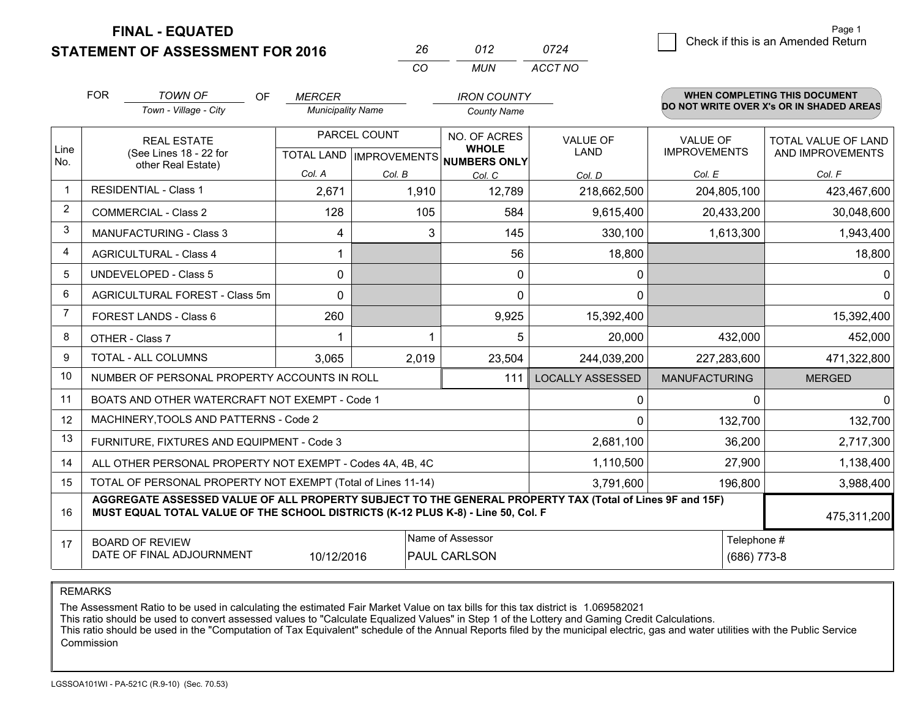# FINAL - EQUATED
## STATEMENT OF ASSESSMENT FOR 2016

| 26 | 012 | 0724 |
|---|---|---|
| CO | MUN | ACCT NO |

Page 1

☐ Check if this is an Amended Return

FOR *TOWN OF* (Town - Village - City) OF *MERCER* (Municipality Name) *IRON COUNTY* (County Name)

**WHEN COMPLETING THIS DOCUMENT DO NOT WRITE OVER X's OR IN SHADED AREAS**

| Line No. | REAL ESTATE (See Lines 18 - 22 for other Real Estate) | PARCEL COUNT TOTAL LAND Col. A | PARCEL COUNT IMPROVEMENTS Col. B | NO. OF ACRES WHOLE NUMBERS ONLY Col. C | VALUE OF LAND Col. D | VALUE OF IMPROVEMENTS Col. E | TOTAL VALUE OF LAND AND IMPROVEMENTS Col. F |
|---|---|---|---|---|---|---|---|
| 1 | RESIDENTIAL - Class 1 | 2,671 | 1,910 | 12,789 | 218,662,500 | 204,805,100 | 423,467,600 |
| 2 | COMMERCIAL - Class 2 | 128 | 105 | 584 | 9,615,400 | 20,433,200 | 30,048,600 |
| 3 | MANUFACTURING - Class 3 | 4 | 3 | 145 | 330,100 | 1,613,300 | 1,943,400 |
| 4 | AGRICULTURAL - Class 4 | 1 | | 56 | 18,800 | | 18,800 |
| 5 | UNDEVELOPED - Class 5 | 0 | | 0 | 0 | | 0 |
| 6 | AGRICULTURAL FOREST - Class 5m | 0 | | 0 | 0 | | 0 |
| 7 | FOREST LANDS - Class 6 | 260 | | 9,925 | 15,392,400 | | 15,392,400 |
| 8 | OTHER - Class 7 | 1 | 1 | 5 | 20,000 | 432,000 | 452,000 |
| 9 | TOTAL - ALL COLUMNS | 3,065 | 2,019 | 23,504 | 244,039,200 | 227,283,600 | 471,322,800 |
| 10 | NUMBER OF PERSONAL PROPERTY ACCOUNTS IN ROLL | | | 111 | LOCALLY ASSESSED | MANUFACTURING | MERGED |
| 11 | BOATS AND OTHER WATERCRAFT NOT EXEMPT - Code 1 | | | | 0 | 0 | 0 |
| 12 | MACHINERY,TOOLS AND PATTERNS - Code 2 | | | | 0 | 132,700 | 132,700 |
| 13 | FURNITURE, FIXTURES AND EQUIPMENT - Code 3 | | | | 2,681,100 | 36,200 | 2,717,300 |
| 14 | ALL OTHER PERSONAL PROPERTY NOT EXEMPT - Codes 4A, 4B, 4C | | | | 1,110,500 | 27,900 | 1,138,400 |
| 15 | TOTAL OF PERSONAL PROPERTY NOT EXEMPT (Total of Lines 11-14) | | | | 3,791,600 | 196,800 | 3,988,400 |
| 16 | **AGGREGATE ASSESSED VALUE OF ALL PROPERTY SUBJECT TO THE GENERAL PROPERTY TAX (Total of Lines 9F and 15F) MUST EQUAL TOTAL VALUE OF THE SCHOOL DISTRICTS (K-12 PLUS K-8) - Line 50, Col. F** | | | | | | 475,311,200 |
| 17 | BOARD OF REVIEW DATE OF FINAL ADJOURNMENT | 10/12/2016 | Name of Assessor: PAUL CARLSON | | | | Telephone #: (686) 773-8 |

REMARKS

The Assessment Ratio to be used in calculating the estimated Fair Market Value on tax bills for this tax district is 1.069582021
This ratio should be used to convert assessed values to "Calculate Equalized Values" in Step 1 of the Lottery and Gaming Credit Calculations.
This ratio should be used in the "Computation of Tax Equivalent" schedule of the Annual Reports filed by the municipal electric, gas and water utilities with the Public Service Commission

LGSSOA101WI - PA-521C (R.9-10) (Sec. 70.53)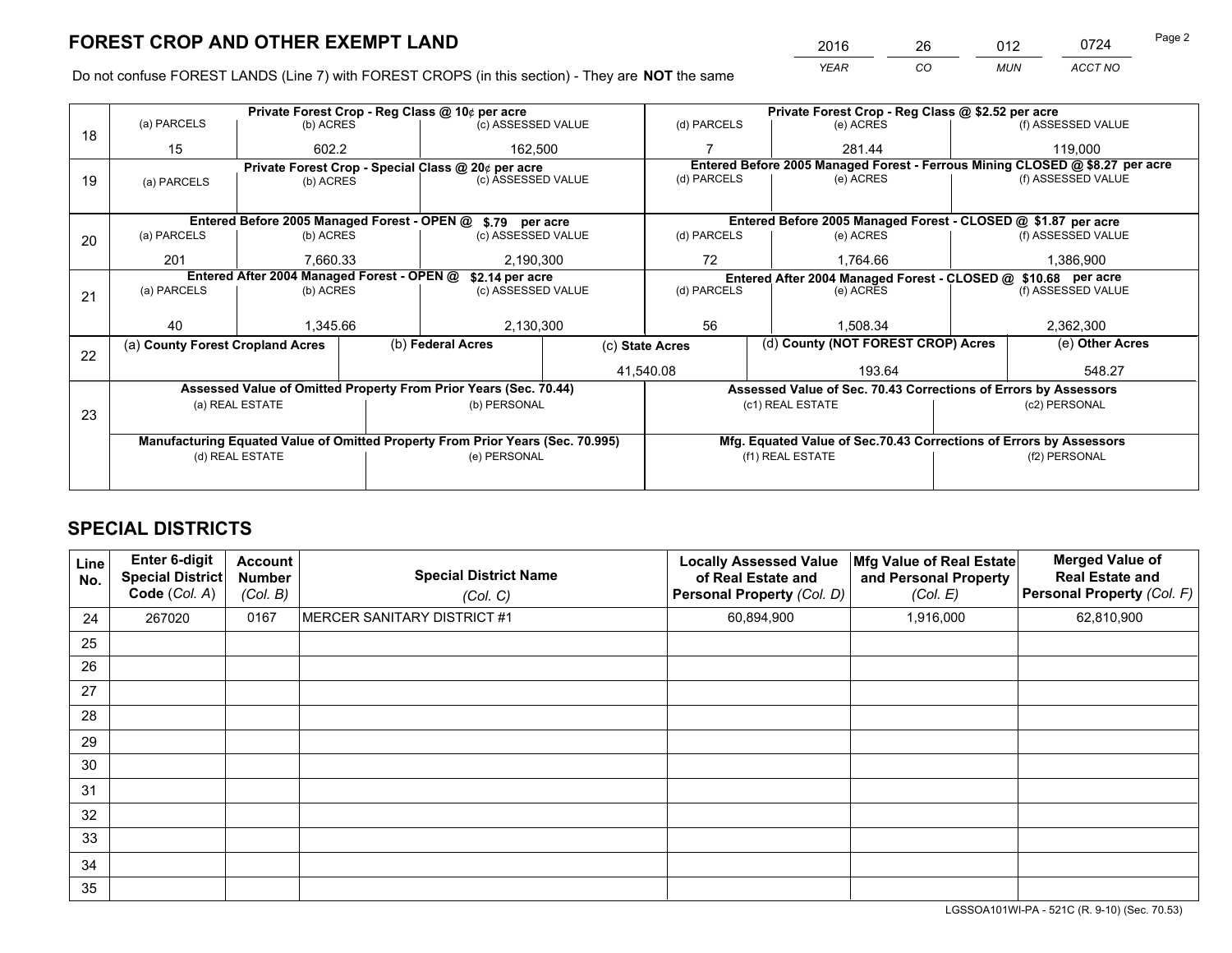# FOREST CROP AND OTHER EXEMPT LAND

| YEAR | CO | MUN | ACCT NO |
|---|---|---|---|
| 2016 | 26 | 012 | 0724 |

Do not confuse FOREST LANDS (Line 7) with FOREST CROPS (in this section) - They are **NOT** the same

| Line | Private Forest Crop - Reg Class @ 10¢ per acre | | | Private Forest Crop - Reg Class @ $2.52 per acre | | |
|---|---|---|---|---|---|---|
| 18 | (a) PARCELS | (b) ACRES | (c) ASSESSED VALUE | (d) PARCELS | (e) ACRES | (f) ASSESSED VALUE |
| | 15 | 602.2 | 162,500 | 7 | 281.44 | 119,000 |
| | **Private Forest Crop - Special Class @ 20¢ per acre** | | | **Entered Before 2005 Managed Forest - Ferrous Mining CLOSED @ $8.27 per acre** | | |
| 19 | (a) PARCELS | (b) ACRES | (c) ASSESSED VALUE | (d) PARCELS | (e) ACRES | (f) ASSESSED VALUE |
| | | | | | | |
| | **Entered Before 2005 Managed Forest - OPEN @ $.79 per acre** | | | **Entered Before 2005 Managed Forest - CLOSED @ $1.87 per acre** | | |
| 20 | (a) PARCELS | (b) ACRES | (c) ASSESSED VALUE | (d) PARCELS | (e) ACRES | (f) ASSESSED VALUE |
| | 201 | 7,660.33 | 2,190,300 | 72 | 1,764.66 | 1,386,900 |
| | **Entered After 2004 Managed Forest - OPEN @ $2.14 per acre** | | | **Entered After 2004 Managed Forest - CLOSED @ $10.68 per acre** | | |
| 21 | (a) PARCELS | (b) ACRES | (c) ASSESSED VALUE | (d) PARCELS | (e) ACRES | (f) ASSESSED VALUE |
| | 40 | 1,345.66 | 2,130,300 | 56 | 1,508.34 | 2,362,300 |

| Line | (a) County Forest Cropland Acres | (b) Federal Acres | (c) State Acres | (d) County (NOT FOREST CROP) Acres | (e) Other Acres |
|---|---|---|---|---|---|
| 22 | | | 41,540.08 | 193.64 | 548.27 |

| Line | Assessed Value of Omitted Property From Prior Years (Sec. 70.44) | | Assessed Value of Sec. 70.43 Corrections of Errors by Assessors | |
|---|---|---|---|---|
| 23 | (a) REAL ESTATE | (b) PERSONAL | (c1) REAL ESTATE | (c2) PERSONAL |
| | | | | |
| | **Manufacturing Equated Value of Omitted Property From Prior Years (Sec. 70.995)** | | **Mfg. Equated Value of Sec.70.43 Corrections of Errors by Assessors** | |
| | (d) REAL ESTATE | (e) PERSONAL | (f1) REAL ESTATE | (f2) PERSONAL |
| | | | | |

# SPECIAL DISTRICTS

| Line No. | Enter 6-digit Special District Code (Col. A) | Account Number (Col. B) | Special District Name (Col. C) | Locally Assessed Value of Real Estate and Personal Property (Col. D) | Mfg Value of Real Estate and Personal Property (Col. E) | Merged Value of Real Estate and Personal Property (Col. F) |
|---|---|---|---|---|---|---|
| 24 | 267020 | 0167 | MERCER SANITARY DISTRICT #1 | 60,894,900 | 1,916,000 | 62,810,900 |
| 25 | | | | | | |
| 26 | | | | | | |
| 27 | | | | | | |
| 28 | | | | | | |
| 29 | | | | | | |
| 30 | | | | | | |
| 31 | | | | | | |
| 32 | | | | | | |
| 33 | | | | | | |
| 34 | | | | | | |
| 35 | | | | | | |

LGSSOA101WI-PA - 521C (R. 9-10) (Sec. 70.53)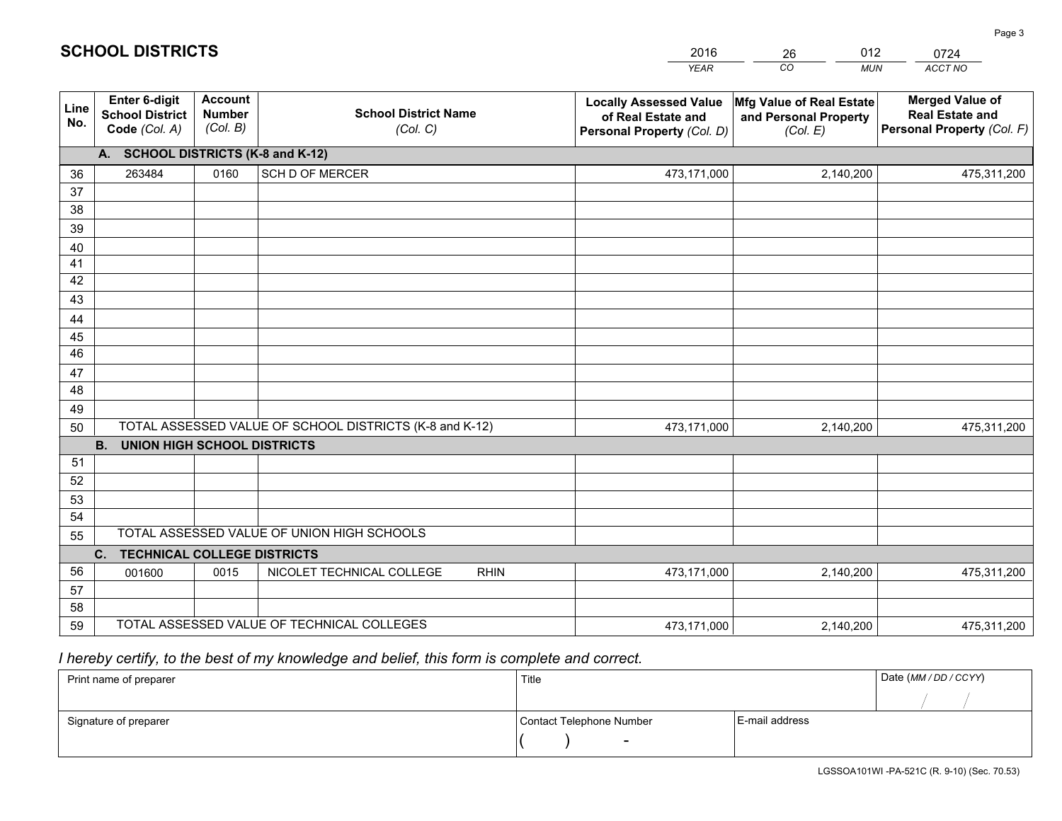# SCHOOL DISTRICTS

| 2016 | 26 | 012 | 0724 |
|---|---|---|---|
| *YEAR* | *CO* | *MUN* | *ACCT NO* |

| Line No. | Enter 6-digit School District Code *(Col. A)* | Account Number *(Col. B)* | School District Name *(Col. C)* | Locally Assessed Value of Real Estate and Personal Property *(Col. D)* | Mfg Value of Real Estate and Personal Property *(Col. E)* | Merged Value of Real Estate and Personal Property *(Col. F)* |
|---|---|---|---|---|---|---|
| **A. SCHOOL DISTRICTS (K-8 and K-12)** | | | | | | |
| 36 | 263484 | 0160 | SCH D OF MERCER | 473,171,000 | 2,140,200 | 475,311,200 |
| 37 | | | | | | |
| 38 | | | | | | |
| 39 | | | | | | |
| 40 | | | | | | |
| 41 | | | | | | |
| 42 | | | | | | |
| 43 | | | | | | |
| 44 | | | | | | |
| 45 | | | | | | |
| 46 | | | | | | |
| 47 | | | | | | |
| 48 | | | | | | |
| 49 | | | | | | |
| 50 | TOTAL ASSESSED VALUE OF SCHOOL DISTRICTS (K-8 and K-12) | | | 473,171,000 | 2,140,200 | 475,311,200 |
| **B. UNION HIGH SCHOOL DISTRICTS** | | | | | | |
| 51 | | | | | | |
| 52 | | | | | | |
| 53 | | | | | | |
| 54 | | | | | | |
| 55 | TOTAL ASSESSED VALUE OF UNION HIGH SCHOOLS | | | | | |
| **C. TECHNICAL COLLEGE DISTRICTS** | | | | | | |
| 56 | 001600 | 0015 | NICOLET TECHNICAL COLLEGE RHIN | 473,171,000 | 2,140,200 | 475,311,200 |
| 57 | | | | | | |
| 58 | | | | | | |
| 59 | TOTAL ASSESSED VALUE OF TECHNICAL COLLEGES | | | 473,171,000 | 2,140,200 | 475,311,200 |

*I hereby certify, to the best of my knowledge and belief, this form is complete and correct.*

| Print name of preparer | Title | | Date *(MM / DD / CCYY)* |
|---|---|---|---|
| | | | / / |
| Signature of preparer | Contact Telephone Number | E-mail address | |
| | ( ) - | | |

LGSSOA101WI -PA-521C (R. 9-10) (Sec. 70.53)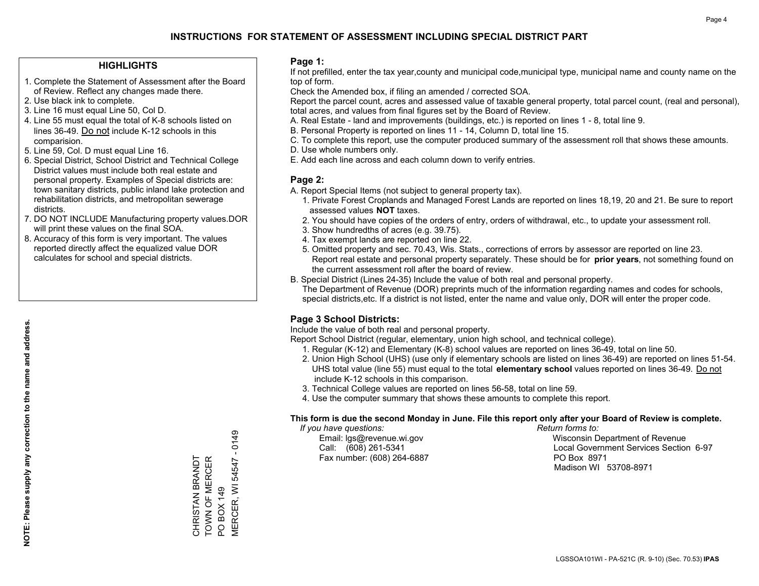# INSTRUCTIONS FOR STATEMENT OF ASSESSMENT INCLUDING SPECIAL DISTRICT PART

## HIGHLIGHTS

1. Complete the Statement of Assessment after the Board of Review. Reflect any changes made there.
2. Use black ink to complete.
3. Line 16 must equal Line 50, Col D.
4. Line 55 must equal the total of K-8 schools listed on lines 36-49. Do not include K-12 schools in this comparision.
5. Line 59, Col. D must equal Line 16.
6. Special District, School District and Technical College District values must include both real estate and personal property. Examples of Special districts are: town sanitary districts, public inland lake protection and rehabilitation districts, and metropolitan sewerage districts.
7. DO NOT INCLUDE Manufacturing property values.DOR will print these values on the final SOA.
8. Accuracy of this form is very important. The values reported directly affect the equalized value DOR calculates for school and special districts.

**NOTE: Please supply any correction to the name and address.**

CHRISTAN BRANDT
TOWN OF MERCER
PO BOX 149
MERCER, WI 54547 - 0149

## Page 1:

If not prefilled, enter the tax year,county and municipal code,municipal type, municipal name and county name on the top of form.

Check the Amended box, if filing an amended / corrected SOA.

Report the parcel count, acres and assessed value of taxable general property, total parcel count, (real and personal), total acres, and values from final figures set by the Board of Review.

A. Real Estate - land and improvements (buildings, etc.) is reported on lines 1 - 8, total line 9.
B. Personal Property is reported on lines 11 - 14, Column D, total line 15.
C. To complete this report, use the computer produced summary of the assessment roll that shows these amounts.
D. Use whole numbers only.
E. Add each line across and each column down to verify entries.

## Page 2:

A. Report Special Items (not subject to general property tax).
   1. Private Forest Croplands and Managed Forest Lands are reported on lines 18,19, 20 and 21. Be sure to report assessed values **NOT** taxes.
   2. You should have copies of the orders of entry, orders of withdrawal, etc., to update your assessment roll.
   3. Show hundredths of acres (e.g. 39.75).
   4. Tax exempt lands are reported on line 22.
   5. Omitted property and sec. 70.43, Wis. Stats., corrections of errors by assessor are reported on line 23. Report real estate and personal property separately. These should be for **prior years**, not something found on the current assessment roll after the board of review.

B. Special District (Lines 24-35) Include the value of both real and personal property.
   The Department of Revenue (DOR) preprints much of the information regarding names and codes for schools, special districts,etc. If a district is not listed, enter the name and value only, DOR will enter the proper code.

## Page 3 School Districts:

Include the value of both real and personal property.

Report School District (regular, elementary, union high school, and technical college).

1. Regular (K-12) and Elementary (K-8) school values are reported on lines 36-49, total on line 50.
2. Union High School (UHS) (use only if elementary schools are listed on lines 36-49) are reported on lines 51-54. UHS total value (line 55) must equal to the total **elementary school** values reported on lines 36-49. Do not include K-12 schools in this comparison.
3. Technical College values are reported on lines 56-58, total on line 59.
4. Use the computer summary that shows these amounts to complete this report.

**This form is due the second Monday in June. File this report only after your Board of Review is complete.**

*If you have questions:*
Email: lgs@revenue.wi.gov
Call: (608) 261-5341
Fax number: (608) 264-6887

*Return forms to:*
Wisconsin Department of Revenue
Local Government Services Section 6-97
PO Box 8971
Madison WI 53708-8971

LGSSOA101WI - PA-521C (R. 9-10) (Sec. 70.53) **IPAS**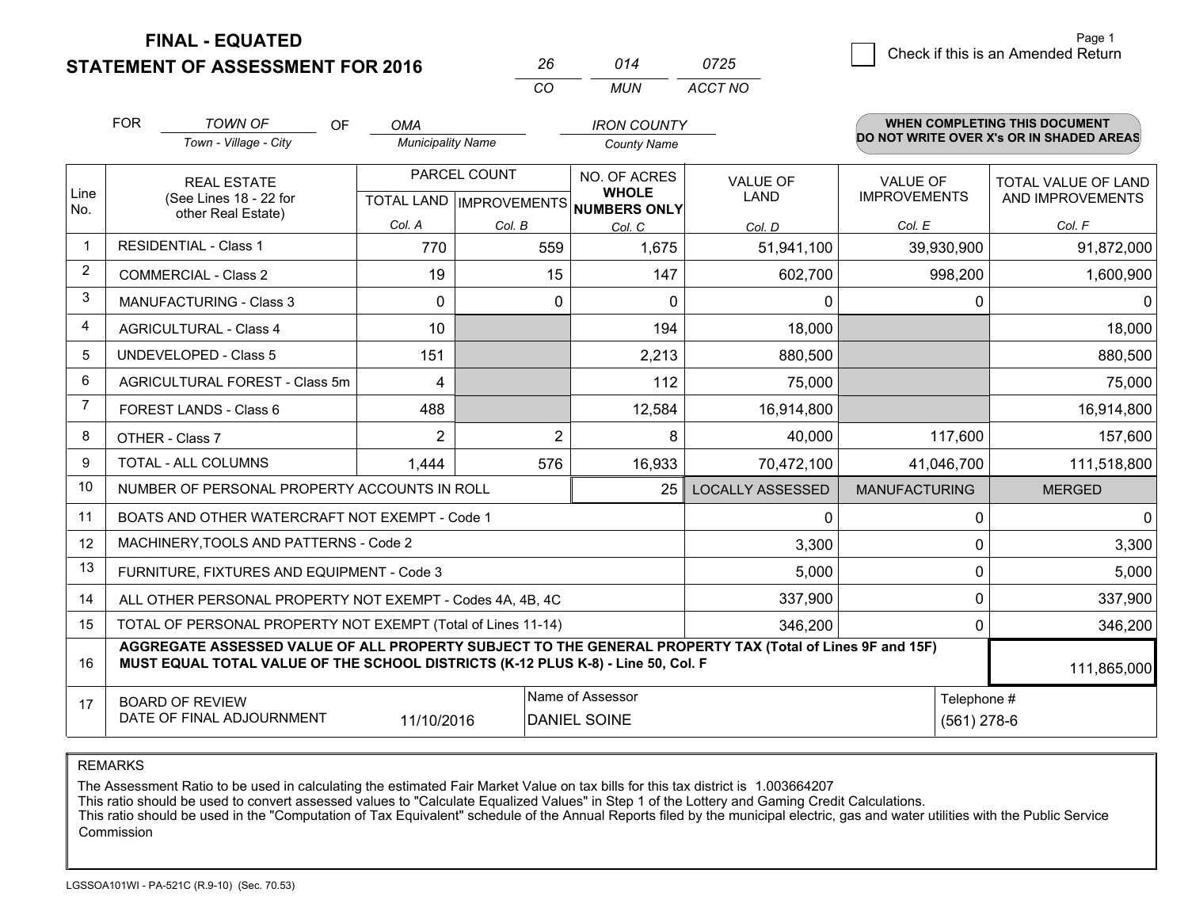# FINAL - EQUATED
## STATEMENT OF ASSESSMENT FOR 2016

| 26 | 014 | 0725 |
|---|---|---|
| CO | MUN | ACCT NO |

Page 1

☐ Check if this is an Amended Return

FOR *TOWN OF* (Town - Village - City) OF *OMA* (Municipality Name) *IRON COUNTY* (County Name)

**WHEN COMPLETING THIS DOCUMENT DO NOT WRITE OVER X's OR IN SHADED AREAS**

| Line No. | REAL ESTATE (See Lines 18 - 22 for other Real Estate) | PARCEL COUNT | | NO. OF ACRES **WHOLE NUMBERS ONLY** | VALUE OF LAND | VALUE OF IMPROVEMENTS | TOTAL VALUE OF LAND AND IMPROVEMENTS |
|---|---|---|---|---|---|---|---|
| | | TOTAL LAND | IMPROVEMENTS | | | | |
| | | Col. A | Col. B | Col. C | Col. D | Col. E | Col. F |
| 1 | RESIDENTIAL - Class 1 | 770 | 559 | 1,675 | 51,941,100 | 39,930,900 | 91,872,000 |
| 2 | COMMERCIAL - Class 2 | 19 | 15 | 147 | 602,700 | 998,200 | 1,600,900 |
| 3 | MANUFACTURING - Class 3 | 0 | 0 | 0 | 0 | 0 | 0 |
| 4 | AGRICULTURAL - Class 4 | 10 | | 194 | 18,000 | | 18,000 |
| 5 | UNDEVELOPED - Class 5 | 151 | | 2,213 | 880,500 | | 880,500 |
| 6 | AGRICULTURAL FOREST - Class 5m | 4 | | 112 | 75,000 | | 75,000 |
| 7 | FOREST LANDS - Class 6 | 488 | | 12,584 | 16,914,800 | | 16,914,800 |
| 8 | OTHER - Class 7 | 2 | 2 | 8 | 40,000 | 117,600 | 157,600 |
| 9 | TOTAL - ALL COLUMNS | 1,444 | 576 | 16,933 | 70,472,100 | 41,046,700 | 111,518,800 |
| 10 | NUMBER OF PERSONAL PROPERTY ACCOUNTS IN ROLL | | | 25 | LOCALLY ASSESSED | MANUFACTURING | MERGED |
| 11 | BOATS AND OTHER WATERCRAFT NOT EXEMPT - Code 1 | | | | 0 | 0 | 0 |
| 12 | MACHINERY,TOOLS AND PATTERNS - Code 2 | | | | 3,300 | 0 | 3,300 |
| 13 | FURNITURE, FIXTURES AND EQUIPMENT - Code 3 | | | | 5,000 | 0 | 5,000 |
| 14 | ALL OTHER PERSONAL PROPERTY NOT EXEMPT - Codes 4A, 4B, 4C | | | | 337,900 | 0 | 337,900 |
| 15 | TOTAL OF PERSONAL PROPERTY NOT EXEMPT (Total of Lines 11-14) | | | | 346,200 | 0 | 346,200 |
| 16 | **AGGREGATE ASSESSED VALUE OF ALL PROPERTY SUBJECT TO THE GENERAL PROPERTY TAX (Total of Lines 9F and 15F) MUST EQUAL TOTAL VALUE OF THE SCHOOL DISTRICTS (K-12 PLUS K-8) - Line 50, Col. F** | | | | | | 111,865,000 |
| 17 | BOARD OF REVIEW DATE OF FINAL ADJOURNMENT | 11/10/2016 | Name of Assessor: DANIEL SOINE | | | Telephone #: (561) 278-6 | |

REMARKS

The Assessment Ratio to be used in calculating the estimated Fair Market Value on tax bills for this tax district is 1.003664207
This ratio should be used to convert assessed values to "Calculate Equalized Values" in Step 1 of the Lottery and Gaming Credit Calculations.
This ratio should be used in the "Computation of Tax Equivalent" schedule of the Annual Reports filed by the municipal electric, gas and water utilities with the Public Service Commission

LGSSOA101WI - PA-521C (R.9-10) (Sec. 70.53)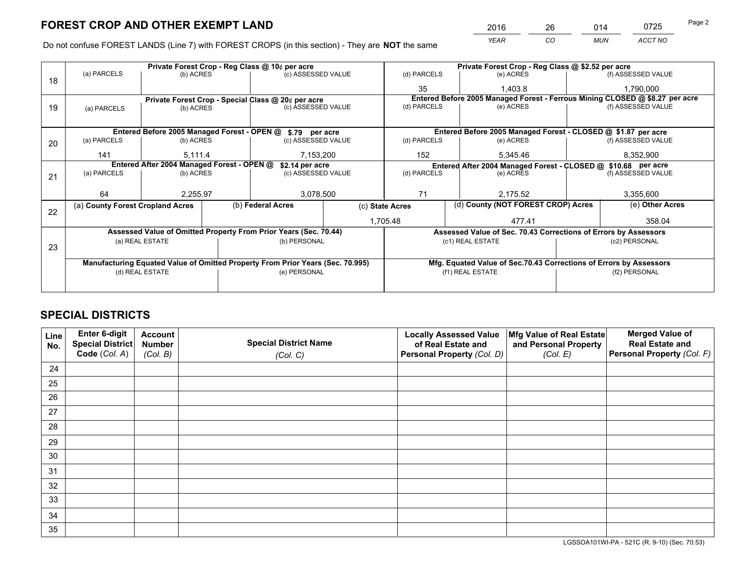# FOREST CROP AND OTHER EXEMPT LAND

| 2016 | 26 | 014 | 0725 |
|---|---|---|---|
| *YEAR* | *CO* | *MUN* | *ACCT NO* |

Do not confuse FOREST LANDS (Line 7) with FOREST CROPS (in this section) - They are **NOT** the same

| Line | | | | | | |
|---|---|---|---|---|---|---|
| 18 | **Private Forest Crop - Reg Class @ 10¢ per acre** | | | **Private Forest Crop - Reg Class @ $2.52 per acre** | | |
| | (a) PARCELS | (b) ACRES | (c) ASSESSED VALUE | (d) PARCELS | (e) ACRES | (f) ASSESSED VALUE |
| | | | | 35 | 1,403.8 | 1,790,000 |
| 19 | **Private Forest Crop - Special Class @ 20¢ per acre** | | | **Entered Before 2005 Managed Forest - Ferrous Mining CLOSED @ $8.27 per acre** | | |
| | (a) PARCELS | (b) ACRES | (c) ASSESSED VALUE | (d) PARCELS | (e) ACRES | (f) ASSESSED VALUE |
| | | | | | | |
| 20 | **Entered Before 2005 Managed Forest - OPEN @ $.79 per acre** | | | **Entered Before 2005 Managed Forest - CLOSED @ $1.87 per acre** | | |
| | (a) PARCELS | (b) ACRES | (c) ASSESSED VALUE | (d) PARCELS | (e) ACRES | (f) ASSESSED VALUE |
| | 141 | 5,111.4 | 7,153,200 | 152 | 5,345.46 | 8,352,900 |
| 21 | **Entered After 2004 Managed Forest - OPEN @ $2.14 per acre** | | | **Entered After 2004 Managed Forest - CLOSED @ $10.68 per acre** | | |
| | (a) PARCELS | (b) ACRES | (c) ASSESSED VALUE | (d) PARCELS | (e) ACRES | (f) ASSESSED VALUE |
| | 64 | 2,255.97 | 3,078,500 | 71 | 2,175.52 | 3,355,600 |

| Line | (a) County Forest Cropland Acres | (b) Federal Acres | (c) State Acres | (d) County (NOT FOREST CROP) Acres | (e) Other Acres |
|---|---|---|---|---|---|
| 22 | | | 1,705.48 | 477.41 | 358.04 |

| Line | **Assessed Value of Omitted Property From Prior Years (Sec. 70.44)** | | **Assessed Value of Sec. 70.43 Corrections of Errors by Assessors** | |
|---|---|---|---|---|
| 23 | (a) REAL ESTATE | (b) PERSONAL | (c1) REAL ESTATE | (c2) PERSONAL |
| | | | | |
| | **Manufacturing Equated Value of Omitted Property From Prior Years (Sec. 70.995)** | | **Mfg. Equated Value of Sec.70.43 Corrections of Errors by Assessors** | |
| | (d) REAL ESTATE | (e) PERSONAL | (f1) REAL ESTATE | (f2) PERSONAL |
| | | | | |

# SPECIAL DISTRICTS

| Line No. | Enter 6-digit Special District Code (*Col. A*) | Account Number (*Col. B*) | Special District Name (*Col. C*) | Locally Assessed Value of Real Estate and Personal Property (*Col. D*) | Mfg Value of Real Estate and Personal Property (*Col. E*) | Merged Value of Real Estate and Personal Property (*Col. F*) |
|---|---|---|---|---|---|---|
| 24 | | | | | | |
| 25 | | | | | | |
| 26 | | | | | | |
| 27 | | | | | | |
| 28 | | | | | | |
| 29 | | | | | | |
| 30 | | | | | | |
| 31 | | | | | | |
| 32 | | | | | | |
| 33 | | | | | | |
| 34 | | | | | | |
| 35 | | | | | | |

LGSSOA101WI-PA - 521C (R. 9-10) (Sec. 70.53)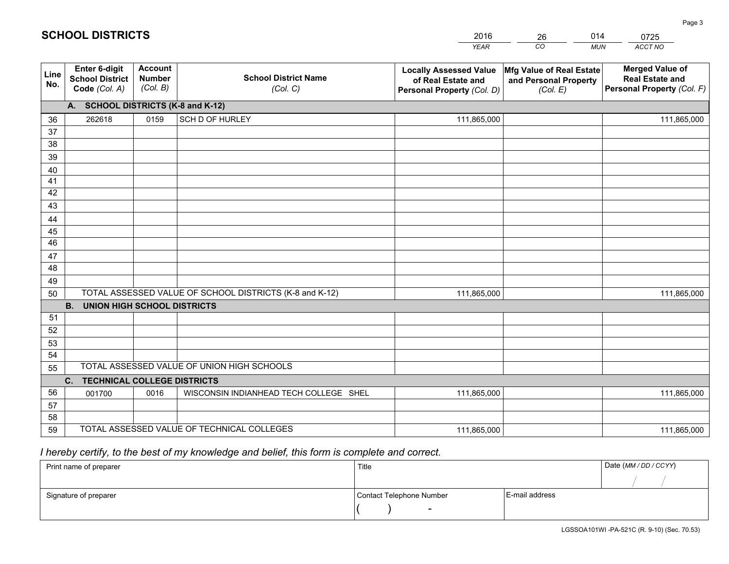# SCHOOL DISTRICTS

| 2016 | 26 | 014 | 0725 |
|---|---|---|---|
| *YEAR* | *CO* | *MUN* | *ACCT NO* |

| Line No. | Enter 6-digit School District Code *(Col. A)* | Account Number *(Col. B)* | School District Name *(Col. C)* | Locally Assessed Value of Real Estate and Personal Property *(Col. D)* | Mfg Value of Real Estate and Personal Property *(Col. E)* | Merged Value of Real Estate and Personal Property *(Col. F)* |
|---|---|---|---|---|---|---|
| | **A. SCHOOL DISTRICTS (K-8 and K-12)** | | | | | |
| 36 | 262618 | 0159 | SCH D OF HURLEY | 111,865,000 | | 111,865,000 |
| 37 | | | | | | |
| 38 | | | | | | |
| 39 | | | | | | |
| 40 | | | | | | |
| 41 | | | | | | |
| 42 | | | | | | |
| 43 | | | | | | |
| 44 | | | | | | |
| 45 | | | | | | |
| 46 | | | | | | |
| 47 | | | | | | |
| 48 | | | | | | |
| 49 | | | | | | |
| 50 | TOTAL ASSESSED VALUE OF SCHOOL DISTRICTS (K-8 and K-12) | | | 111,865,000 | | 111,865,000 |
| | **B. UNION HIGH SCHOOL DISTRICTS** | | | | | |
| 51 | | | | | | |
| 52 | | | | | | |
| 53 | | | | | | |
| 54 | | | | | | |
| 55 | TOTAL ASSESSED VALUE OF UNION HIGH SCHOOLS | | | | | |
| | **C. TECHNICAL COLLEGE DISTRICTS** | | | | | |
| 56 | 001700 | 0016 | WISCONSIN INDIANHEAD TECH COLLEGE SHEL | 111,865,000 | | 111,865,000 |
| 57 | | | | | | |
| 58 | | | | | | |
| 59 | TOTAL ASSESSED VALUE OF TECHNICAL COLLEGES | | | 111,865,000 | | 111,865,000 |

*I hereby certify, to the best of my knowledge and belief, this form is complete and correct.*

| Print name of preparer | Title | | Date *(MM / DD / CCYY)* |
|---|---|---|---|
| | | | / / |
| Signature of preparer | Contact Telephone Number | E-mail address | |
| | ( ) - | | |

LGSSOA101WI -PA-521C (R. 9-10) (Sec. 70.53)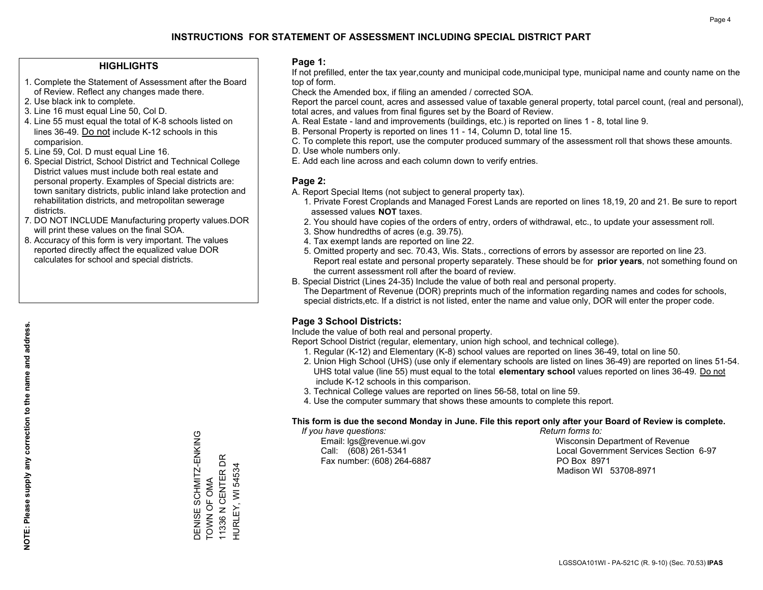# INSTRUCTIONS FOR STATEMENT OF ASSESSMENT INCLUDING SPECIAL DISTRICT PART

## HIGHLIGHTS

1. Complete the Statement of Assessment after the Board of Review. Reflect any changes made there.
2. Use black ink to complete.
3. Line 16 must equal Line 50, Col D.
4. Line 55 must equal the total of K-8 schools listed on lines 36-49. Do not include K-12 schools in this comparision.
5. Line 59, Col. D must equal Line 16.
6. Special District, School District and Technical College District values must include both real estate and personal property. Examples of Special districts are: town sanitary districts, public inland lake protection and rehabilitation districts, and metropolitan sewerage districts.
7. DO NOT INCLUDE Manufacturing property values.DOR will print these values on the final SOA.
8. Accuracy of this form is very important. The values reported directly affect the equalized value DOR calculates for school and special districts.

**NOTE: Please supply any correction to the name and address.**

DENISE SCHMITZ-ENKING
TOWN OF OMA
11336 N CENTER DR
HURLEY, WI 54534

## Page 1:

If not prefilled, enter the tax year,county and municipal code,municipal type, municipal name and county name on the top of form.

Check the Amended box, if filing an amended / corrected SOA.

Report the parcel count, acres and assessed value of taxable general property, total parcel count, (real and personal), total acres, and values from final figures set by the Board of Review.

A. Real Estate - land and improvements (buildings, etc.) is reported on lines 1 - 8, total line 9.
B. Personal Property is reported on lines 11 - 14, Column D, total line 15.
C. To complete this report, use the computer produced summary of the assessment roll that shows these amounts.
D. Use whole numbers only.
E. Add each line across and each column down to verify entries.

## Page 2:

A. Report Special Items (not subject to general property tax).
1. Private Forest Croplands and Managed Forest Lands are reported on lines 18,19, 20 and 21. Be sure to report assessed values **NOT** taxes.
2. You should have copies of the orders of entry, orders of withdrawal, etc., to update your assessment roll.
3. Show hundredths of acres (e.g. 39.75).
4. Tax exempt lands are reported on line 22.
5. Omitted property and sec. 70.43, Wis. Stats., corrections of errors by assessor are reported on line 23. Report real estate and personal property separately. These should be for **prior years**, not something found on the current assessment roll after the board of review.

B. Special District (Lines 24-35) Include the value of both real and personal property.
The Department of Revenue (DOR) preprints much of the information regarding names and codes for schools, special districts,etc. If a district is not listed, enter the name and value only, DOR will enter the proper code.

## Page 3 School Districts:

Include the value of both real and personal property.

Report School District (regular, elementary, union high school, and technical college).

1. Regular (K-12) and Elementary (K-8) school values are reported on lines 36-49, total on line 50.
2. Union High School (UHS) (use only if elementary schools are listed on lines 36-49) are reported on lines 51-54. UHS total value (line 55) must equal to the total **elementary school** values reported on lines 36-49. Do not include K-12 schools in this comparison.
3. Technical College values are reported on lines 56-58, total on line 59.
4. Use the computer summary that shows these amounts to complete this report.

**This form is due the second Monday in June. File this report only after your Board of Review is complete.**

*If you have questions:*
Email: lgs@revenue.wi.gov
Call: (608) 261-5341
Fax number: (608) 264-6887

*Return forms to:*
Wisconsin Department of Revenue
Local Government Services Section 6-97
PO Box 8971
Madison WI 53708-8971

LGSSOA101WI - PA-521C (R. 9-10) (Sec. 70.53) **IPAS**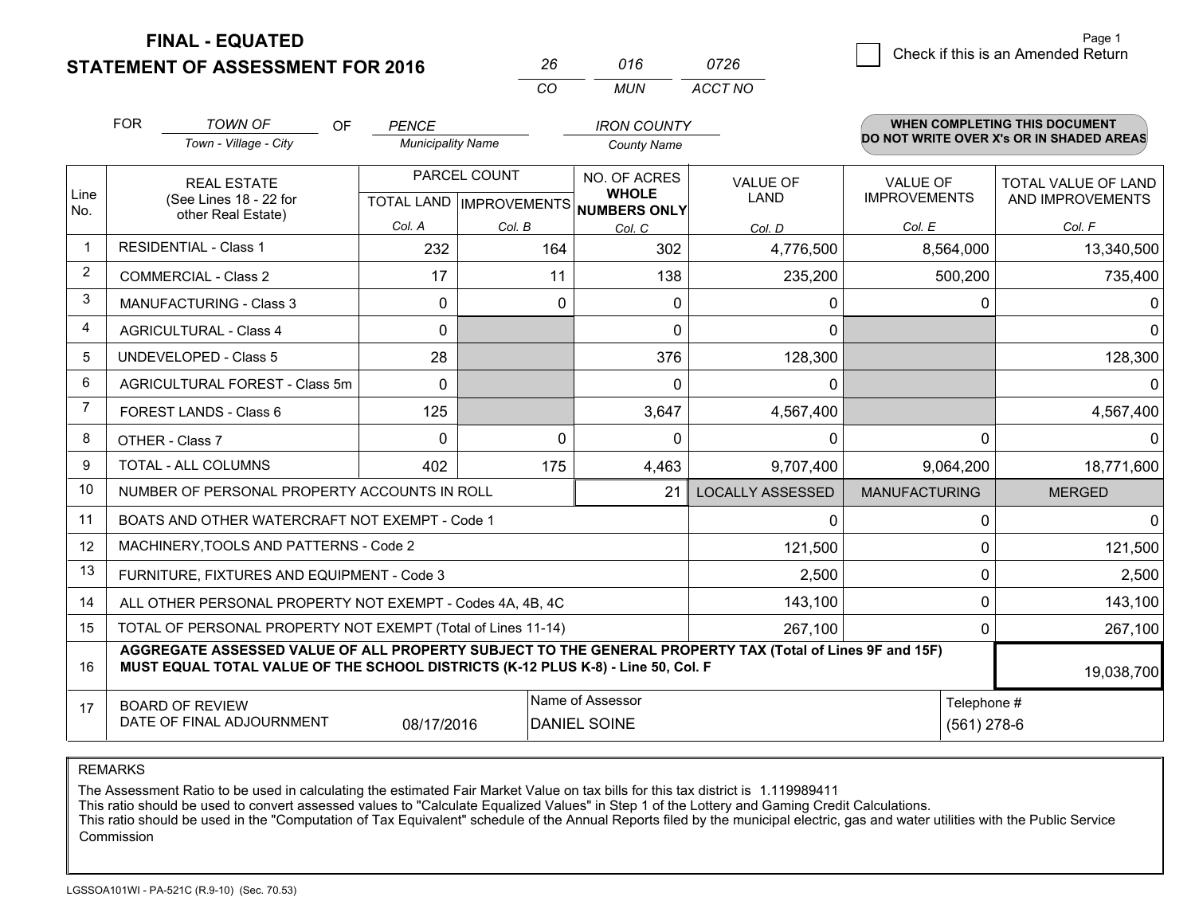**FINAL - EQUATED**
**STATEMENT OF ASSESSMENT FOR 2016**

| 26 | 016 | 0726 |
|---|---|---|
| CO | MUN | ACCT NO |

Page 1

☐ Check if this is an Amended Return

FOR *TOWN OF* (Town - Village - City) OF *PENCE* (Municipality Name) *IRON COUNTY* (County Name)

**WHEN COMPLETING THIS DOCUMENT DO NOT WRITE OVER X's OR IN SHADED AREAS**

| Line No. | REAL ESTATE (See Lines 18 - 22 for other Real Estate) | PARCEL COUNT TOTAL LAND Col. A | PARCEL COUNT IMPROVEMENTS Col. B | NO. OF ACRES WHOLE NUMBERS ONLY Col. C | VALUE OF LAND Col. D | VALUE OF IMPROVEMENTS Col. E | TOTAL VALUE OF LAND AND IMPROVEMENTS Col. F |
|---|---|---|---|---|---|---|---|
| 1 | RESIDENTIAL - Class 1 | 232 | 164 | 302 | 4,776,500 | 8,564,000 | 13,340,500 |
| 2 | COMMERCIAL - Class 2 | 17 | 11 | 138 | 235,200 | 500,200 | 735,400 |
| 3 | MANUFACTURING - Class 3 | 0 | 0 | 0 | 0 | 0 | 0 |
| 4 | AGRICULTURAL - Class 4 | 0 | | 0 | 0 | | 0 |
| 5 | UNDEVELOPED - Class 5 | 28 | | 376 | 128,300 | | 128,300 |
| 6 | AGRICULTURAL FOREST - Class 5m | 0 | | 0 | 0 | | 0 |
| 7 | FOREST LANDS - Class 6 | 125 | | 3,647 | 4,567,400 | | 4,567,400 |
| 8 | OTHER - Class 7 | 0 | 0 | 0 | 0 | 0 | 0 |
| 9 | TOTAL - ALL COLUMNS | 402 | 175 | 4,463 | 9,707,400 | 9,064,200 | 18,771,600 |
| 10 | NUMBER OF PERSONAL PROPERTY ACCOUNTS IN ROLL | | | 21 | LOCALLY ASSESSED | MANUFACTURING | MERGED |
| 11 | BOATS AND OTHER WATERCRAFT NOT EXEMPT - Code 1 | | | | 0 | 0 | 0 |
| 12 | MACHINERY,TOOLS AND PATTERNS - Code 2 | | | | 121,500 | 0 | 121,500 |
| 13 | FURNITURE, FIXTURES AND EQUIPMENT - Code 3 | | | | 2,500 | 0 | 2,500 |
| 14 | ALL OTHER PERSONAL PROPERTY NOT EXEMPT - Codes 4A, 4B, 4C | | | | 143,100 | 0 | 143,100 |
| 15 | TOTAL OF PERSONAL PROPERTY NOT EXEMPT (Total of Lines 11-14) | | | | 267,100 | 0 | 267,100 |
| 16 | **AGGREGATE ASSESSED VALUE OF ALL PROPERTY SUBJECT TO THE GENERAL PROPERTY TAX (Total of Lines 9F and 15F) MUST EQUAL TOTAL VALUE OF THE SCHOOL DISTRICTS (K-12 PLUS K-8) - Line 50, Col. F** | | | | | | 19,038,700 |
| 17 | BOARD OF REVIEW DATE OF FINAL ADJOURNMENT | 08/17/2016 | Name of Assessor: DANIEL SOINE | | | Telephone #: (561) 278-6 | |

REMARKS

The Assessment Ratio to be used in calculating the estimated Fair Market Value on tax bills for this tax district is 1.119989411
This ratio should be used to convert assessed values to "Calculate Equalized Values" in Step 1 of the Lottery and Gaming Credit Calculations.
This ratio should be used in the "Computation of Tax Equivalent" schedule of the Annual Reports filed by the municipal electric, gas and water utilities with the Public Service Commission

LGSSOA101WI - PA-521C (R.9-10) (Sec. 70.53)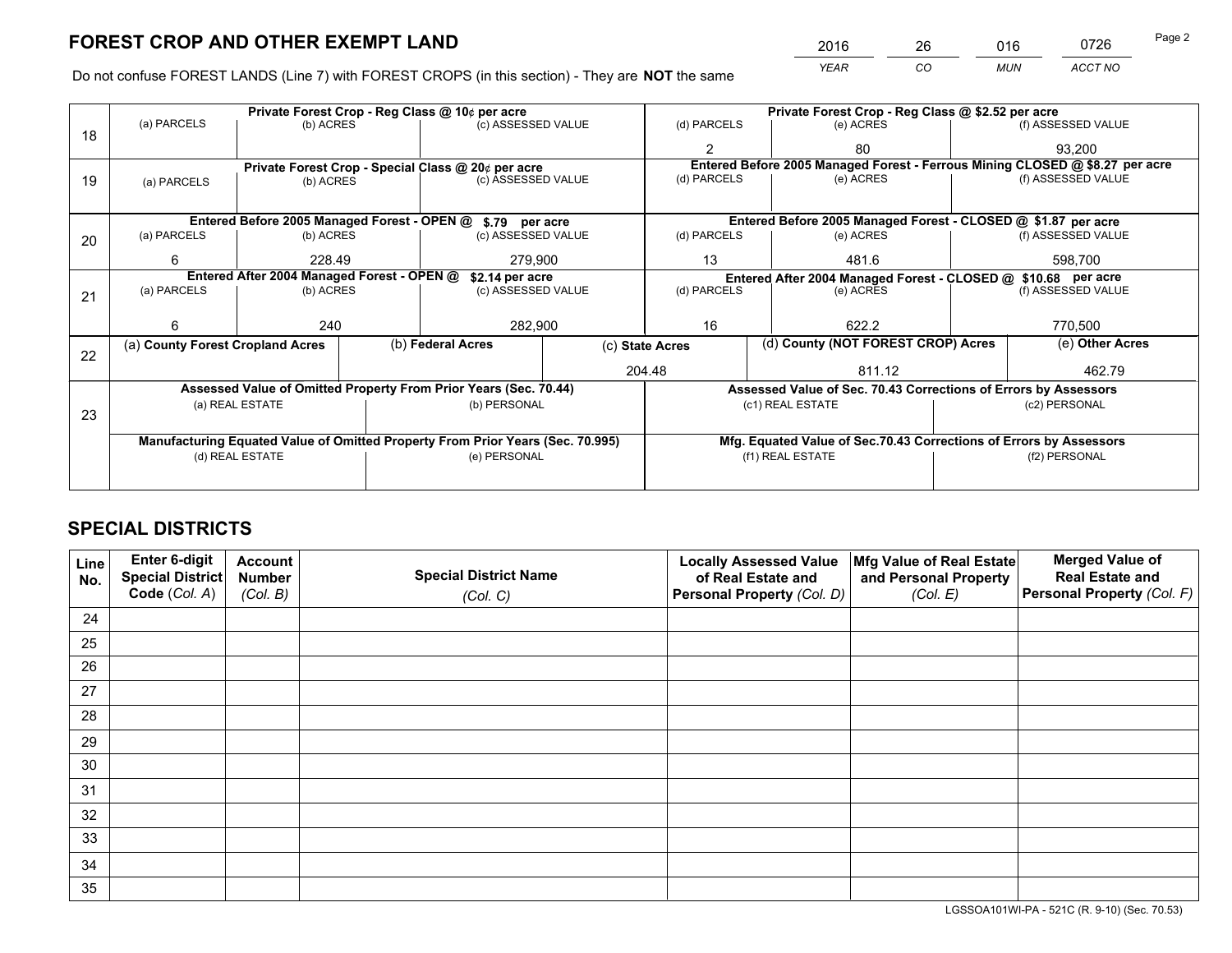# FOREST CROP AND OTHER EXEMPT LAND

| 2016 | 26 | 016 | 0726 |
|---|---|---|---|
| YEAR | CO | MUN | ACCT NO |

Do not confuse FOREST LANDS (Line 7) with FOREST CROPS (in this section) - They are **NOT** the same

| Line | Private Forest Crop - Reg Class @ 10¢ per acre | | | Private Forest Crop - Reg Class @ $2.52 per acre | | |
|---|---|---|---|---|---|---|
| 18 | (a) PARCELS | (b) ACRES | (c) ASSESSED VALUE | (d) PARCELS | (e) ACRES | (f) ASSESSED VALUE |
| | | | | 2 | 80 | 93,200 |
| | **Private Forest Crop - Special Class @ 20¢ per acre** | | | **Entered Before 2005 Managed Forest - Ferrous Mining CLOSED @ $8.27 per acre** | | |
| 19 | (a) PARCELS | (b) ACRES | (c) ASSESSED VALUE | (d) PARCELS | (e) ACRES | (f) ASSESSED VALUE |
| | | | | | | |
| | **Entered Before 2005 Managed Forest - OPEN @ $.79 per acre** | | | **Entered Before 2005 Managed Forest - CLOSED @ $1.87 per acre** | | |
| 20 | (a) PARCELS | (b) ACRES | (c) ASSESSED VALUE | (d) PARCELS | (e) ACRES | (f) ASSESSED VALUE |
| | 6 | 228.49 | 279,900 | 13 | 481.6 | 598,700 |
| | **Entered After 2004 Managed Forest - OPEN @ $2.14 per acre** | | | **Entered After 2004 Managed Forest - CLOSED @ $10.68 per acre** | | |
| 21 | (a) PARCELS | (b) ACRES | (c) ASSESSED VALUE | (d) PARCELS | (e) ACRES | (f) ASSESSED VALUE |
| | 6 | 240 | 282,900 | 16 | 622.2 | 770,500 |

| Line | (a) County Forest Cropland Acres | (b) Federal Acres | (c) State Acres | (d) County (NOT FOREST CROP) Acres | (e) Other Acres |
|---|---|---|---|---|---|
| 22 | | | 204.48 | 811.12 | 462.79 |

| Line | Assessed Value of Omitted Property From Prior Years (Sec. 70.44) | | Assessed Value of Sec. 70.43 Corrections of Errors by Assessors | |
|---|---|---|---|---|
| 23 | (a) REAL ESTATE | (b) PERSONAL | (c1) REAL ESTATE | (c2) PERSONAL |
| | | | | |
| | **Manufacturing Equated Value of Omitted Property From Prior Years (Sec. 70.995)** | | **Mfg. Equated Value of Sec.70.43 Corrections of Errors by Assessors** | |
| | (d) REAL ESTATE | (e) PERSONAL | (f1) REAL ESTATE | (f2) PERSONAL |
| | | | | |

# SPECIAL DISTRICTS

| Line No. | Enter 6-digit Special District Code (Col. A) | Account Number (Col. B) | Special District Name (Col. C) | Locally Assessed Value of Real Estate and Personal Property (Col. D) | Mfg Value of Real Estate and Personal Property (Col. E) | Merged Value of Real Estate and Personal Property (Col. F) |
|---|---|---|---|---|---|---|
| 24 | | | | | | |
| 25 | | | | | | |
| 26 | | | | | | |
| 27 | | | | | | |
| 28 | | | | | | |
| 29 | | | | | | |
| 30 | | | | | | |
| 31 | | | | | | |
| 32 | | | | | | |
| 33 | | | | | | |
| 34 | | | | | | |
| 35 | | | | | | |

LGSSOA101WI-PA - 521C (R. 9-10) (Sec. 70.53)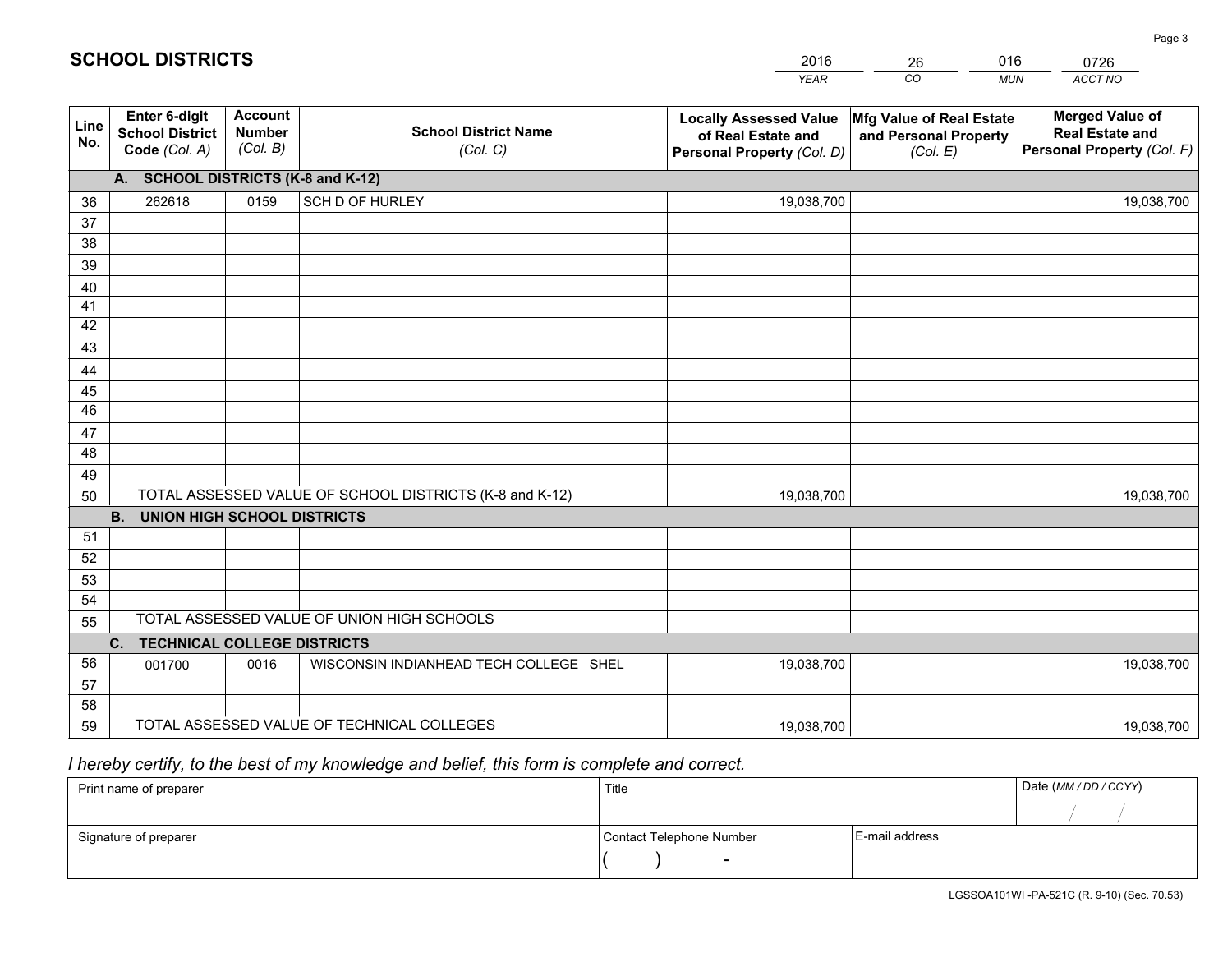# SCHOOL DISTRICTS

| 2016 | 26 | 016 | 0726 |
|---|---|---|---|
| YEAR | CO | MUN | ACCT NO |

| Line No. | Enter 6-digit School District Code (Col. A) | Account Number (Col. B) | School District Name (Col. C) | Locally Assessed Value of Real Estate and Personal Property (Col. D) | Mfg Value of Real Estate and Personal Property (Col. E) | Merged Value of Real Estate and Personal Property (Col. F) |
|---|---|---|---|---|---|---|
| | **A. SCHOOL DISTRICTS (K-8 and K-12)** | | | | | |
| 36 | 262618 | 0159 | SCH D OF HURLEY | 19,038,700 | | 19,038,700 |
| 37 | | | | | | |
| 38 | | | | | | |
| 39 | | | | | | |
| 40 | | | | | | |
| 41 | | | | | | |
| 42 | | | | | | |
| 43 | | | | | | |
| 44 | | | | | | |
| 45 | | | | | | |
| 46 | | | | | | |
| 47 | | | | | | |
| 48 | | | | | | |
| 49 | | | | | | |
| 50 | TOTAL ASSESSED VALUE OF SCHOOL DISTRICTS (K-8 and K-12) | | | 19,038,700 | | 19,038,700 |
| | **B. UNION HIGH SCHOOL DISTRICTS** | | | | | |
| 51 | | | | | | |
| 52 | | | | | | |
| 53 | | | | | | |
| 54 | | | | | | |
| 55 | TOTAL ASSESSED VALUE OF UNION HIGH SCHOOLS | | | | | |
| | **C. TECHNICAL COLLEGE DISTRICTS** | | | | | |
| 56 | 001700 | 0016 | WISCONSIN INDIANHEAD TECH COLLEGE SHEL | 19,038,700 | | 19,038,700 |
| 57 | | | | | | |
| 58 | | | | | | |
| 59 | TOTAL ASSESSED VALUE OF TECHNICAL COLLEGES | | | 19,038,700 | | 19,038,700 |

*I hereby certify, to the best of my knowledge and belief, this form is complete and correct.*

| Print name of preparer | Title | | Date (MM / DD / CCYY) |
|---|---|---|---|
| | | | / / |
| Signature of preparer | Contact Telephone Number | E-mail address | |
| | ( ) - | | |

LGSSOA101WI -PA-521C (R. 9-10) (Sec. 70.53)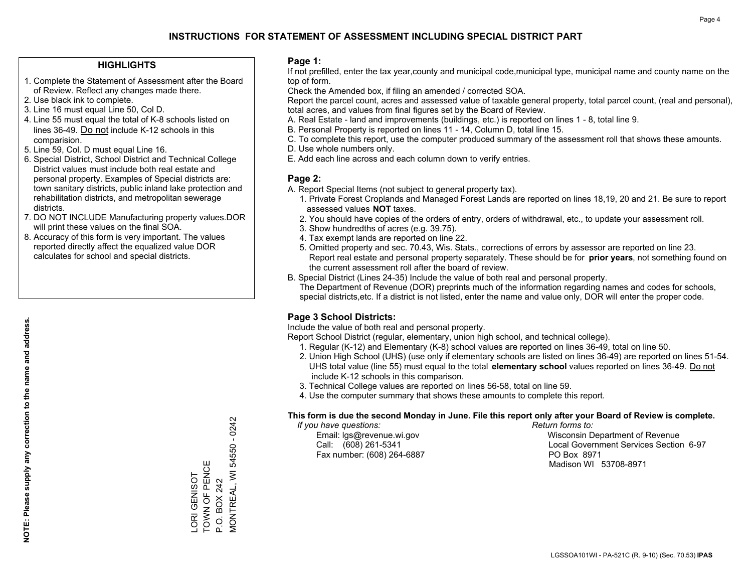# INSTRUCTIONS FOR STATEMENT OF ASSESSMENT INCLUDING SPECIAL DISTRICT PART

## HIGHLIGHTS

1. Complete the Statement of Assessment after the Board of Review. Reflect any changes made there.
2. Use black ink to complete.
3. Line 16 must equal Line 50, Col D.
4. Line 55 must equal the total of K-8 schools listed on lines 36-49. Do not include K-12 schools in this comparision.
5. Line 59, Col. D must equal Line 16.
6. Special District, School District and Technical College District values must include both real estate and personal property. Examples of Special districts are: town sanitary districts, public inland lake protection and rehabilitation districts, and metropolitan sewerage districts.
7. DO NOT INCLUDE Manufacturing property values.DOR will print these values on the final SOA.
8. Accuracy of this form is very important. The values reported directly affect the equalized value DOR calculates for school and special districts.

**NOTE: Please supply any correction to the name and address.**

LORI GENISOT
TOWN OF PENCE
P.O. BOX 242
MONTREAL, WI 54550 - 0242

## Page 1:

If not prefilled, enter the tax year,county and municipal code,municipal type, municipal name and county name on the top of form.

Check the Amended box, if filing an amended / corrected SOA.

Report the parcel count, acres and assessed value of taxable general property, total parcel count, (real and personal), total acres, and values from final figures set by the Board of Review.

A. Real Estate - land and improvements (buildings, etc.) is reported on lines 1 - 8, total line 9.
B. Personal Property is reported on lines 11 - 14, Column D, total line 15.
C. To complete this report, use the computer produced summary of the assessment roll that shows these amounts.
D. Use whole numbers only.
E. Add each line across and each column down to verify entries.

## Page 2:

A. Report Special Items (not subject to general property tax).
   1. Private Forest Croplands and Managed Forest Lands are reported on lines 18,19, 20 and 21. Be sure to report assessed values **NOT** taxes.
   2. You should have copies of the orders of entry, orders of withdrawal, etc., to update your assessment roll.
   3. Show hundredths of acres (e.g. 39.75).
   4. Tax exempt lands are reported on line 22.
   5. Omitted property and sec. 70.43, Wis. Stats., corrections of errors by assessor are reported on line 23. Report real estate and personal property separately. These should be for **prior years**, not something found on the current assessment roll after the board of review.

B. Special District (Lines 24-35) Include the value of both real and personal property.
   The Department of Revenue (DOR) preprints much of the information regarding names and codes for schools, special districts,etc. If a district is not listed, enter the name and value only, DOR will enter the proper code.

## Page 3 School Districts:

Include the value of both real and personal property.

Report School District (regular, elementary, union high school, and technical college).

1. Regular (K-12) and Elementary (K-8) school values are reported on lines 36-49, total on line 50.
2. Union High School (UHS) (use only if elementary schools are listed on lines 36-49) are reported on lines 51-54. UHS total value (line 55) must equal to the total **elementary school** values reported on lines 36-49. Do not include K-12 schools in this comparison.
3. Technical College values are reported on lines 56-58, total on line 59.
4. Use the computer summary that shows these amounts to complete this report.

**This form is due the second Monday in June. File this report only after your Board of Review is complete.**

*If you have questions:*
Email: lgs@revenue.wi.gov
Call: (608) 261-5341
Fax number: (608) 264-6887

*Return forms to:*
Wisconsin Department of Revenue
Local Government Services Section 6-97
PO Box 8971
Madison WI 53708-8971

LGSSOA101WI - PA-521C (R. 9-10) (Sec. 70.53) **IPAS**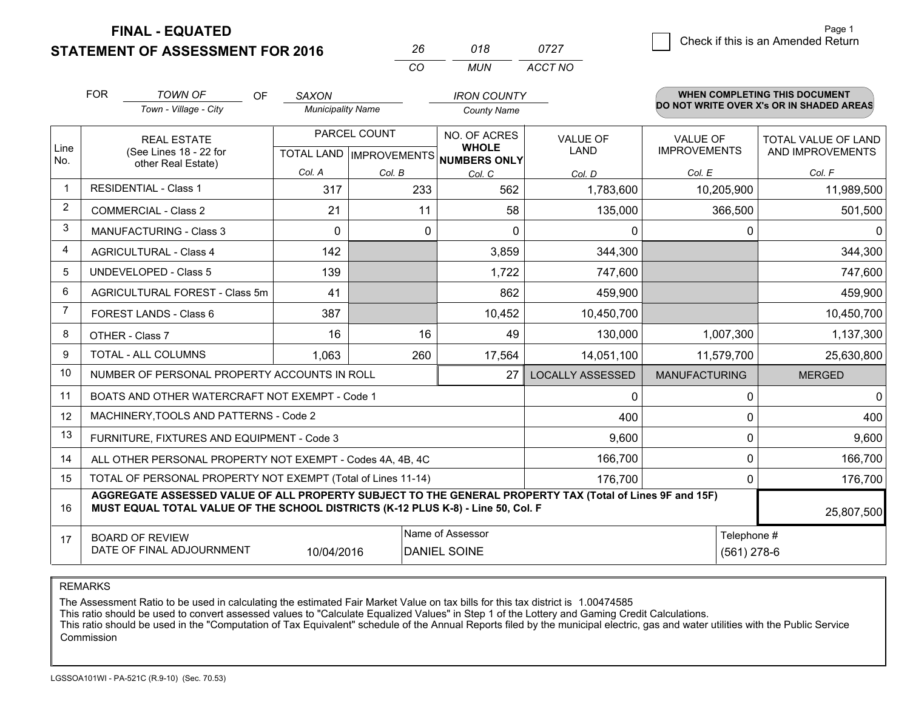# FINAL - EQUATED
## STATEMENT OF ASSESSMENT FOR 2016

| 26 | 018 | 0727 |
|---|---|---|
| CO | MUN | ACCT NO |

Page 1

☐ Check if this is an Amended Return

FOR *TOWN OF* (Town - Village - City) OF *SAXON* (Municipality Name) *IRON COUNTY* (County Name)

**WHEN COMPLETING THIS DOCUMENT DO NOT WRITE OVER X's OR IN SHADED AREAS**

| Line No. | REAL ESTATE (See Lines 18 - 22 for other Real Estate) | PARCEL COUNT TOTAL LAND Col. A | PARCEL COUNT IMPROVEMENTS Col. B | NO. OF ACRES WHOLE NUMBERS ONLY Col. C | VALUE OF LAND Col. D | VALUE OF IMPROVEMENTS Col. E | TOTAL VALUE OF LAND AND IMPROVEMENTS Col. F |
|---|---|---|---|---|---|---|---|
| 1 | RESIDENTIAL - Class 1 | 317 | 233 | 562 | 1,783,600 | 10,205,900 | 11,989,500 |
| 2 | COMMERCIAL - Class 2 | 21 | 11 | 58 | 135,000 | 366,500 | 501,500 |
| 3 | MANUFACTURING - Class 3 | 0 | 0 | 0 | 0 | 0 | 0 |
| 4 | AGRICULTURAL - Class 4 | 142 | | 3,859 | 344,300 | | 344,300 |
| 5 | UNDEVELOPED - Class 5 | 139 | | 1,722 | 747,600 | | 747,600 |
| 6 | AGRICULTURAL FOREST - Class 5m | 41 | | 862 | 459,900 | | 459,900 |
| 7 | FOREST LANDS - Class 6 | 387 | | 10,452 | 10,450,700 | | 10,450,700 |
| 8 | OTHER - Class 7 | 16 | 16 | 49 | 130,000 | 1,007,300 | 1,137,300 |
| 9 | TOTAL - ALL COLUMNS | 1,063 | 260 | 17,564 | 14,051,100 | 11,579,700 | 25,630,800 |
| 10 | NUMBER OF PERSONAL PROPERTY ACCOUNTS IN ROLL | | | 27 | LOCALLY ASSESSED | MANUFACTURING | MERGED |
| 11 | BOATS AND OTHER WATERCRAFT NOT EXEMPT - Code 1 | | | | 0 | 0 | 0 |
| 12 | MACHINERY,TOOLS AND PATTERNS - Code 2 | | | | 400 | 0 | 400 |
| 13 | FURNITURE, FIXTURES AND EQUIPMENT - Code 3 | | | | 9,600 | 0 | 9,600 |
| 14 | ALL OTHER PERSONAL PROPERTY NOT EXEMPT - Codes 4A, 4B, 4C | | | | 166,700 | 0 | 166,700 |
| 15 | TOTAL OF PERSONAL PROPERTY NOT EXEMPT (Total of Lines 11-14) | | | | 176,700 | 0 | 176,700 |
| 16 | **AGGREGATE ASSESSED VALUE OF ALL PROPERTY SUBJECT TO THE GENERAL PROPERTY TAX (Total of Lines 9F and 15F) MUST EQUAL TOTAL VALUE OF THE SCHOOL DISTRICTS (K-12 PLUS K-8) - Line 50, Col. F** | | | | | | 25,807,500 |
| 17 | BOARD OF REVIEW DATE OF FINAL ADJOURNMENT | 10/04/2016 | Name of Assessor | DANIEL SOINE | | Telephone # | (561) 278-6 |

REMARKS

The Assessment Ratio to be used in calculating the estimated Fair Market Value on tax bills for this tax district is 1.00474585
This ratio should be used to convert assessed values to "Calculate Equalized Values" in Step 1 of the Lottery and Gaming Credit Calculations.
This ratio should be used in the "Computation of Tax Equivalent" schedule of the Annual Reports filed by the municipal electric, gas and water utilities with the Public Service Commission

LGSSOA101WI - PA-521C (R.9-10) (Sec. 70.53)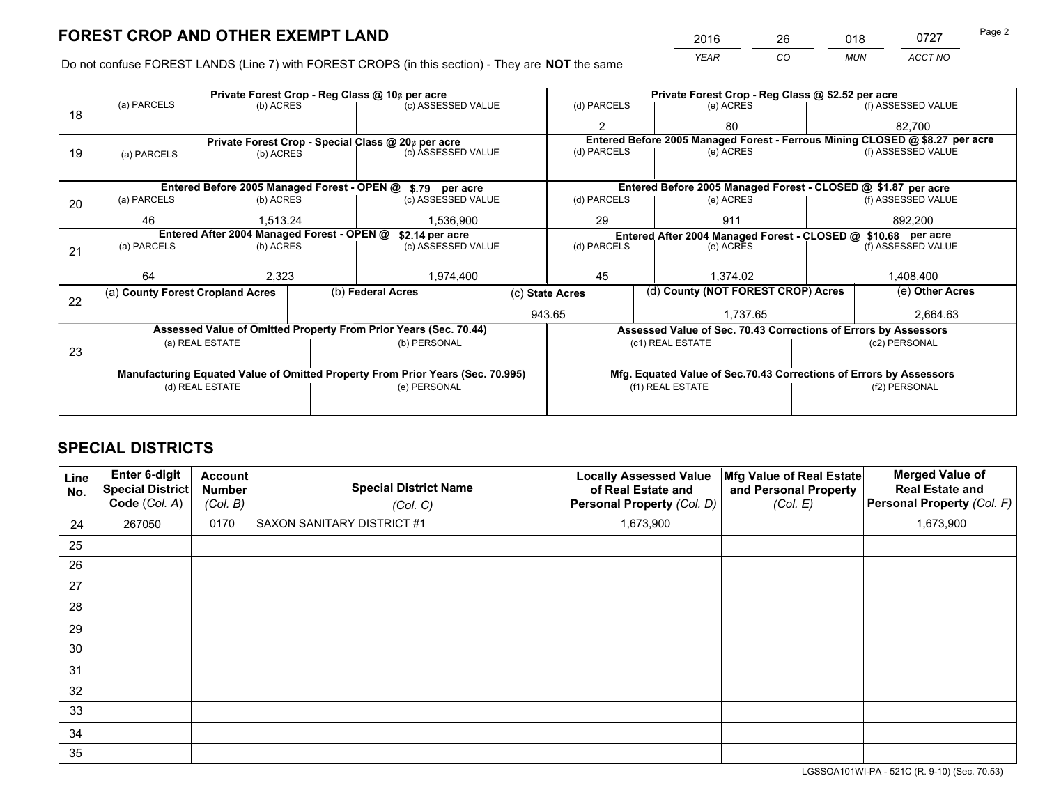# FOREST CROP AND OTHER EXEMPT LAND

| 2016 | 26 | 018 | 0727 |
|---|---|---|---|
| *YEAR* | *CO* | *MUN* | *ACCT NO* |

Do not confuse FOREST LANDS (Line 7) with FOREST CROPS (in this section) - They are **NOT** the same

| Line | Private Forest Crop - Reg Class @ 10¢ per acre | | | Private Forest Crop - Reg Class @ $2.52 per acre | | |
|---|---|---|---|---|---|---|
| 18 | (a) PARCELS | (b) ACRES | (c) ASSESSED VALUE | (d) PARCELS | (e) ACRES | (f) ASSESSED VALUE |
| | | | | 2 | 80 | 82,700 |
| | **Private Forest Crop - Special Class @ 20¢ per acre** | | | **Entered Before 2005 Managed Forest - Ferrous Mining CLOSED @ $8.27 per acre** | | |
| 19 | (a) PARCELS | (b) ACRES | (c) ASSESSED VALUE | (d) PARCELS | (e) ACRES | (f) ASSESSED VALUE |
| | | | | | | |
| | **Entered Before 2005 Managed Forest - OPEN @ $.79 per acre** | | | **Entered Before 2005 Managed Forest - CLOSED @ $1.87 per acre** | | |
| 20 | (a) PARCELS | (b) ACRES | (c) ASSESSED VALUE | (d) PARCELS | (e) ACRES | (f) ASSESSED VALUE |
| | 46 | 1,513.24 | 1,536,900 | 29 | 911 | 892,200 |
| | **Entered After 2004 Managed Forest - OPEN @ $2.14 per acre** | | | **Entered After 2004 Managed Forest - CLOSED @ $10.68 per acre** | | |
| 21 | (a) PARCELS | (b) ACRES | (c) ASSESSED VALUE | (d) PARCELS | (e) ACRES | (f) ASSESSED VALUE |
| | 64 | 2,323 | 1,974,400 | 45 | 1,374.02 | 1,408,400 |

| Line | (a) County Forest Cropland Acres | (b) Federal Acres | (c) State Acres | (d) County (NOT FOREST CROP) Acres | (e) Other Acres |
|---|---|---|---|---|---|
| 22 | | | 943.65 | 1,737.65 | 2,664.63 |

| Line | Assessed Value of Omitted Property From Prior Years (Sec. 70.44) | | Assessed Value of Sec. 70.43 Corrections of Errors by Assessors | |
|---|---|---|---|---|
| 23 | (a) REAL ESTATE | (b) PERSONAL | (c1) REAL ESTATE | (c2) PERSONAL |
| | | | | |
| | **Manufacturing Equated Value of Omitted Property From Prior Years (Sec. 70.995)** | | **Mfg. Equated Value of Sec.70.43 Corrections of Errors by Assessors** | |
| | (d) REAL ESTATE | (e) PERSONAL | (f1) REAL ESTATE | (f2) PERSONAL |
| | | | | |

# SPECIAL DISTRICTS

| Line No. | Enter 6-digit Special District Code (Col. A) | Account Number (Col. B) | Special District Name (Col. C) | Locally Assessed Value of Real Estate and Personal Property (Col. D) | Mfg Value of Real Estate and Personal Property (Col. E) | Merged Value of Real Estate and Personal Property (Col. F) |
|---|---|---|---|---|---|---|
| 24 | 267050 | 0170 | SAXON SANITARY DISTRICT #1 | 1,673,900 | | 1,673,900 |
| 25 | | | | | | |
| 26 | | | | | | |
| 27 | | | | | | |
| 28 | | | | | | |
| 29 | | | | | | |
| 30 | | | | | | |
| 31 | | | | | | |
| 32 | | | | | | |
| 33 | | | | | | |
| 34 | | | | | | |
| 35 | | | | | | |

LGSSOA101WI-PA - 521C (R. 9-10) (Sec. 70.53)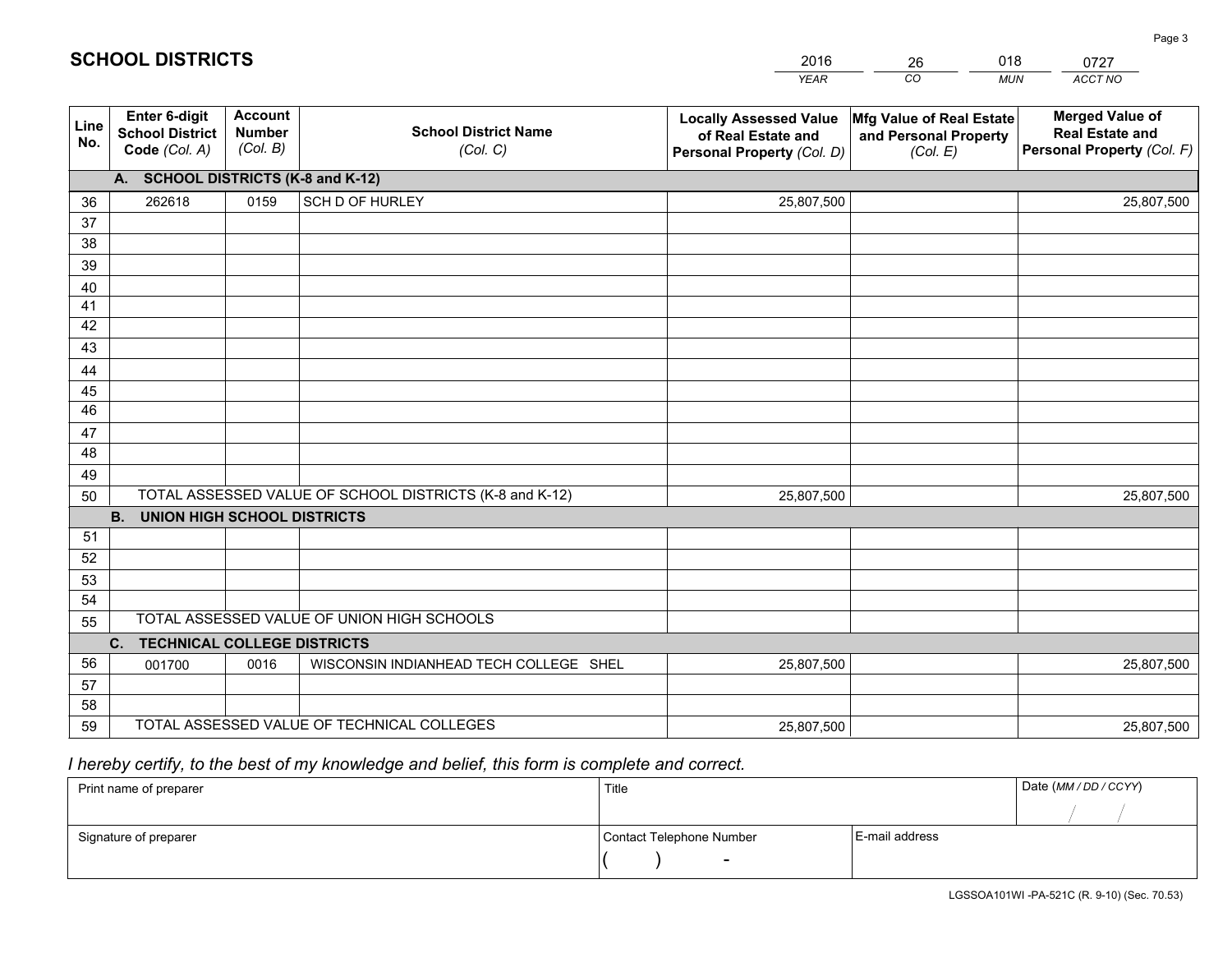# SCHOOL DISTRICTS

| 2016 | 26 | 018 | 0727 |
|---|---|---|---|
| *YEAR* | *CO* | *MUN* | *ACCT NO* |

| Line No. | Enter 6-digit School District Code *(Col. A)* | Account Number *(Col. B)* | School District Name *(Col. C)* | Locally Assessed Value of Real Estate and Personal Property *(Col. D)* | Mfg Value of Real Estate and Personal Property *(Col. E)* | Merged Value of Real Estate and Personal Property *(Col. F)* |
|---|---|---|---|---|---|---|
| | **A. SCHOOL DISTRICTS (K-8 and K-12)** | | | | | |
| 36 | 262618 | 0159 | SCH D OF HURLEY | 25,807,500 | | 25,807,500 |
| 37 | | | | | | |
| 38 | | | | | | |
| 39 | | | | | | |
| 40 | | | | | | |
| 41 | | | | | | |
| 42 | | | | | | |
| 43 | | | | | | |
| 44 | | | | | | |
| 45 | | | | | | |
| 46 | | | | | | |
| 47 | | | | | | |
| 48 | | | | | | |
| 49 | | | | | | |
| 50 | TOTAL ASSESSED VALUE OF SCHOOL DISTRICTS (K-8 and K-12) | | | 25,807,500 | | 25,807,500 |
| | **B. UNION HIGH SCHOOL DISTRICTS** | | | | | |
| 51 | | | | | | |
| 52 | | | | | | |
| 53 | | | | | | |
| 54 | | | | | | |
| 55 | TOTAL ASSESSED VALUE OF UNION HIGH SCHOOLS | | | | | |
| | **C. TECHNICAL COLLEGE DISTRICTS** | | | | | |
| 56 | 001700 | 0016 | WISCONSIN INDIANHEAD TECH COLLEGE SHEL | 25,807,500 | | 25,807,500 |
| 57 | | | | | | |
| 58 | | | | | | |
| 59 | TOTAL ASSESSED VALUE OF TECHNICAL COLLEGES | | | 25,807,500 | | 25,807,500 |

*I hereby certify, to the best of my knowledge and belief, this form is complete and correct.*

| Print name of preparer | Title | | Date *(MM / DD / CCYY)* |
|---|---|---|---|
| | | | / / |
| Signature of preparer | Contact Telephone Number | E-mail address | |
| | ( ) - | | |

LGSSOA101WI -PA-521C (R. 9-10) (Sec. 70.53)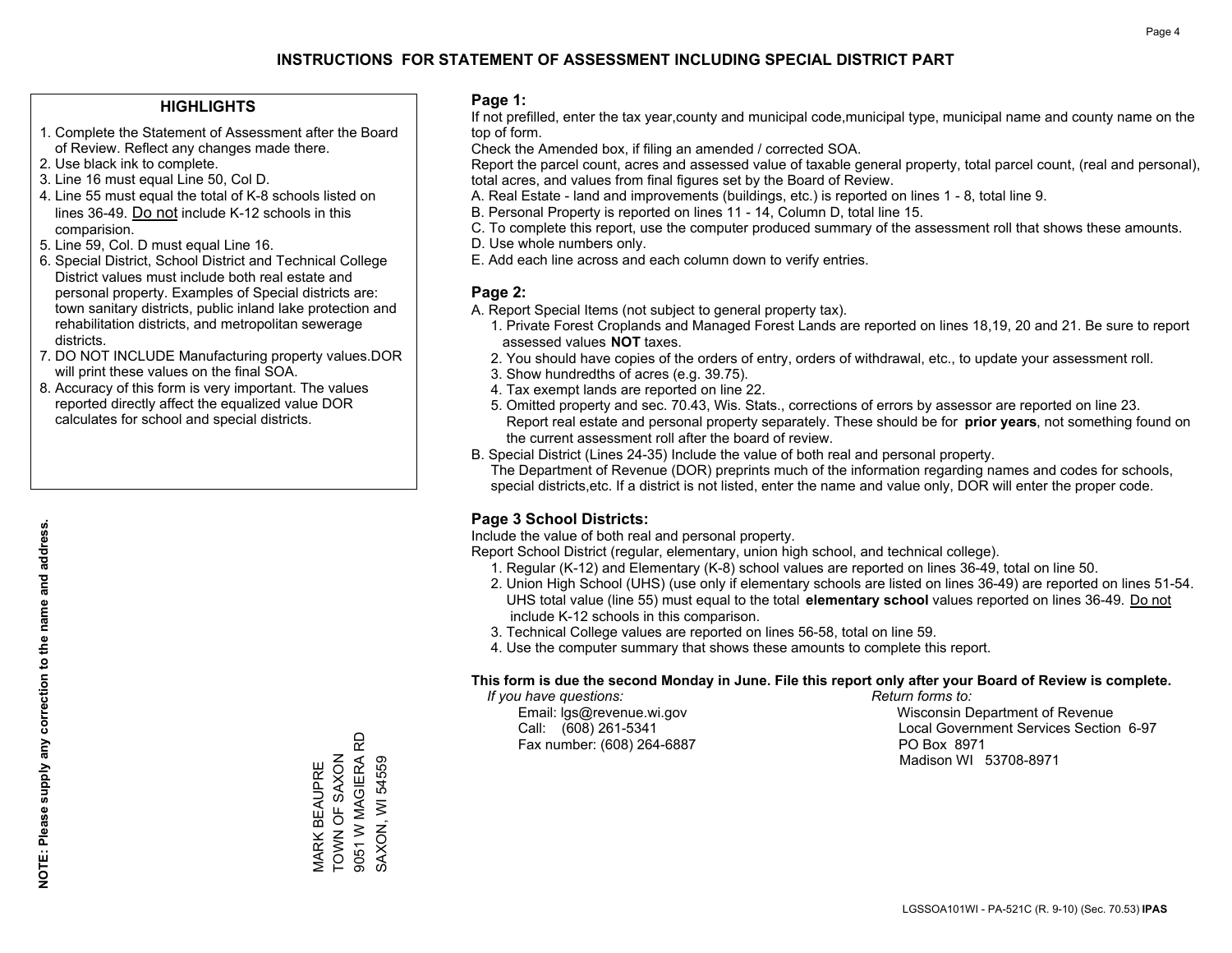# INSTRUCTIONS FOR STATEMENT OF ASSESSMENT INCLUDING SPECIAL DISTRICT PART

## HIGHLIGHTS

1. Complete the Statement of Assessment after the Board of Review. Reflect any changes made there.
2. Use black ink to complete.
3. Line 16 must equal Line 50, Col D.
4. Line 55 must equal the total of K-8 schools listed on lines 36-49. Do not include K-12 schools in this comparision.
5. Line 59, Col. D must equal Line 16.
6. Special District, School District and Technical College District values must include both real estate and personal property. Examples of Special districts are: town sanitary districts, public inland lake protection and rehabilitation districts, and metropolitan sewerage districts.
7. DO NOT INCLUDE Manufacturing property values.DOR will print these values on the final SOA.
8. Accuracy of this form is very important. The values reported directly affect the equalized value DOR calculates for school and special districts.

**NOTE: Please supply any correction to the name and address.**

MARK BEAUPRE
TOWN OF SAXON
9051 W MAGIERA RD
SAXON, WI 54559

## Page 1:

If not prefilled, enter the tax year,county and municipal code,municipal type, municipal name and county name on the top of form.

Check the Amended box, if filing an amended / corrected SOA.

Report the parcel count, acres and assessed value of taxable general property, total parcel count, (real and personal), total acres, and values from final figures set by the Board of Review.

A. Real Estate - land and improvements (buildings, etc.) is reported on lines 1 - 8, total line 9.
B. Personal Property is reported on lines 11 - 14, Column D, total line 15.
C. To complete this report, use the computer produced summary of the assessment roll that shows these amounts.
D. Use whole numbers only.
E. Add each line across and each column down to verify entries.

## Page 2:

A. Report Special Items (not subject to general property tax).
   1. Private Forest Croplands and Managed Forest Lands are reported on lines 18,19, 20 and 21. Be sure to report assessed values **NOT** taxes.
   2. You should have copies of the orders of entry, orders of withdrawal, etc., to update your assessment roll.
   3. Show hundredths of acres (e.g. 39.75).
   4. Tax exempt lands are reported on line 22.
   5. Omitted property and sec. 70.43, Wis. Stats., corrections of errors by assessor are reported on line 23. Report real estate and personal property separately. These should be for **prior years**, not something found on the current assessment roll after the board of review.
B. Special District (Lines 24-35) Include the value of both real and personal property.
   The Department of Revenue (DOR) preprints much of the information regarding names and codes for schools, special districts,etc. If a district is not listed, enter the name and value only, DOR will enter the proper code.

## Page 3 School Districts:

Include the value of both real and personal property.

Report School District (regular, elementary, union high school, and technical college).

1. Regular (K-12) and Elementary (K-8) school values are reported on lines 36-49, total on line 50.
2. Union High School (UHS) (use only if elementary schools are listed on lines 36-49) are reported on lines 51-54. UHS total value (line 55) must equal to the total **elementary school** values reported on lines 36-49. Do not include K-12 schools in this comparison.
3. Technical College values are reported on lines 56-58, total on line 59.
4. Use the computer summary that shows these amounts to complete this report.

**This form is due the second Monday in June. File this report only after your Board of Review is complete.**

*If you have questions:*
Email: lgs@revenue.wi.gov
Call: (608) 261-5341
Fax number: (608) 264-6887

*Return forms to:*
Wisconsin Department of Revenue
Local Government Services Section 6-97
PO Box 8971
Madison WI 53708-8971

LGSSOA101WI - PA-521C (R. 9-10) (Sec. 70.53) **IPAS**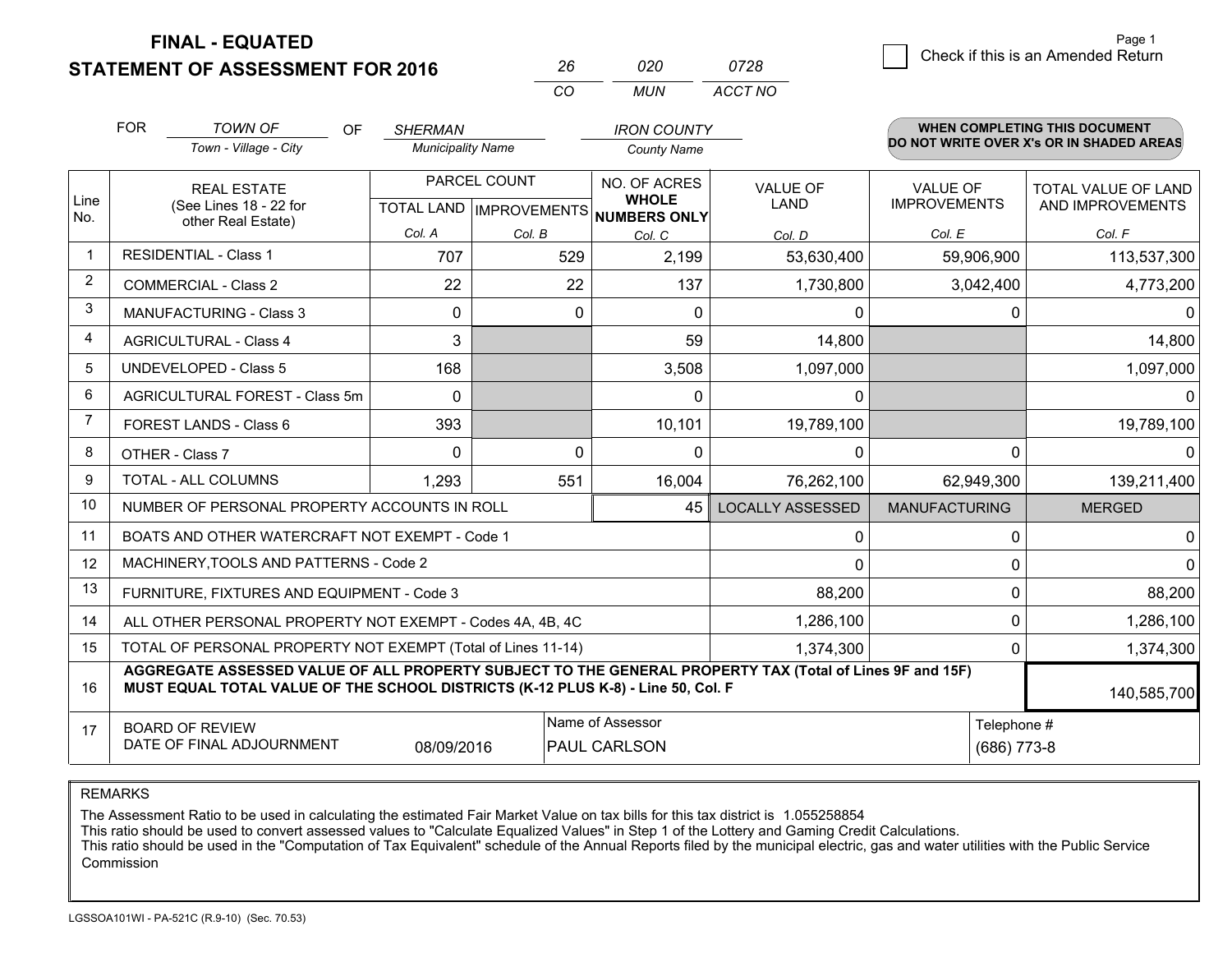# FINAL - EQUATED
## STATEMENT OF ASSESSMENT FOR 2016

| 26 | 020 | 0728 |
|---|---|---|
| CO | MUN | ACCT NO |

Check if this is an Amended Return

FOR *TOWN OF* (Town - Village - City) OF *SHERMAN* (Municipality Name) *IRON COUNTY* (County Name)

**WHEN COMPLETING THIS DOCUMENT DO NOT WRITE OVER X's OR IN SHADED AREAS**

| Line No. | REAL ESTATE (See Lines 18 - 22 for other Real Estate) | PARCEL COUNT TOTAL LAND Col. A | PARCEL COUNT IMPROVEMENTS Col. B | NO. OF ACRES WHOLE NUMBERS ONLY Col. C | VALUE OF LAND Col. D | VALUE OF IMPROVEMENTS Col. E | TOTAL VALUE OF LAND AND IMPROVEMENTS Col. F |
|---|---|---|---|---|---|---|---|
| 1 | RESIDENTIAL - Class 1 | 707 | 529 | 2,199 | 53,630,400 | 59,906,900 | 113,537,300 |
| 2 | COMMERCIAL - Class 2 | 22 | 22 | 137 | 1,730,800 | 3,042,400 | 4,773,200 |
| 3 | MANUFACTURING - Class 3 | 0 | 0 | 0 | 0 | 0 | 0 |
| 4 | AGRICULTURAL - Class 4 | 3 | | 59 | 14,800 | | 14,800 |
| 5 | UNDEVELOPED - Class 5 | 168 | | 3,508 | 1,097,000 | | 1,097,000 |
| 6 | AGRICULTURAL FOREST - Class 5m | 0 | | 0 | 0 | | 0 |
| 7 | FOREST LANDS - Class 6 | 393 | | 10,101 | 19,789,100 | | 19,789,100 |
| 8 | OTHER - Class 7 | 0 | 0 | 0 | 0 | 0 | 0 |
| 9 | TOTAL - ALL COLUMNS | 1,293 | 551 | 16,004 | 76,262,100 | 62,949,300 | 139,211,400 |
| 10 | NUMBER OF PERSONAL PROPERTY ACCOUNTS IN ROLL | | | 45 | LOCALLY ASSESSED | MANUFACTURING | MERGED |
| 11 | BOATS AND OTHER WATERCRAFT NOT EXEMPT - Code 1 | | | | 0 | 0 | 0 |
| 12 | MACHINERY,TOOLS AND PATTERNS - Code 2 | | | | 0 | 0 | 0 |
| 13 | FURNITURE, FIXTURES AND EQUIPMENT - Code 3 | | | | 88,200 | 0 | 88,200 |
| 14 | ALL OTHER PERSONAL PROPERTY NOT EXEMPT - Codes 4A, 4B, 4C | | | | 1,286,100 | 0 | 1,286,100 |
| 15 | TOTAL OF PERSONAL PROPERTY NOT EXEMPT (Total of Lines 11-14) | | | | 1,374,300 | 0 | 1,374,300 |
| 16 | **AGGREGATE ASSESSED VALUE OF ALL PROPERTY SUBJECT TO THE GENERAL PROPERTY TAX (Total of Lines 9F and 15F) MUST EQUAL TOTAL VALUE OF THE SCHOOL DISTRICTS (K-12 PLUS K-8) - Line 50, Col. F** | | | | | | 140,585,700 |
| 17 | BOARD OF REVIEW DATE OF FINAL ADJOURNMENT | 08/09/2016 | Name of Assessor: PAUL CARLSON | | | Telephone #: (686) 773-8 | |

REMARKS

The Assessment Ratio to be used in calculating the estimated Fair Market Value on tax bills for this tax district is 1.055258854
This ratio should be used to convert assessed values to "Calculate Equalized Values" in Step 1 of the Lottery and Gaming Credit Calculations.
This ratio should be used in the "Computation of Tax Equivalent" schedule of the Annual Reports filed by the municipal electric, gas and water utilities with the Public Service Commission

LGSSOA101WI - PA-521C (R.9-10) (Sec. 70.53)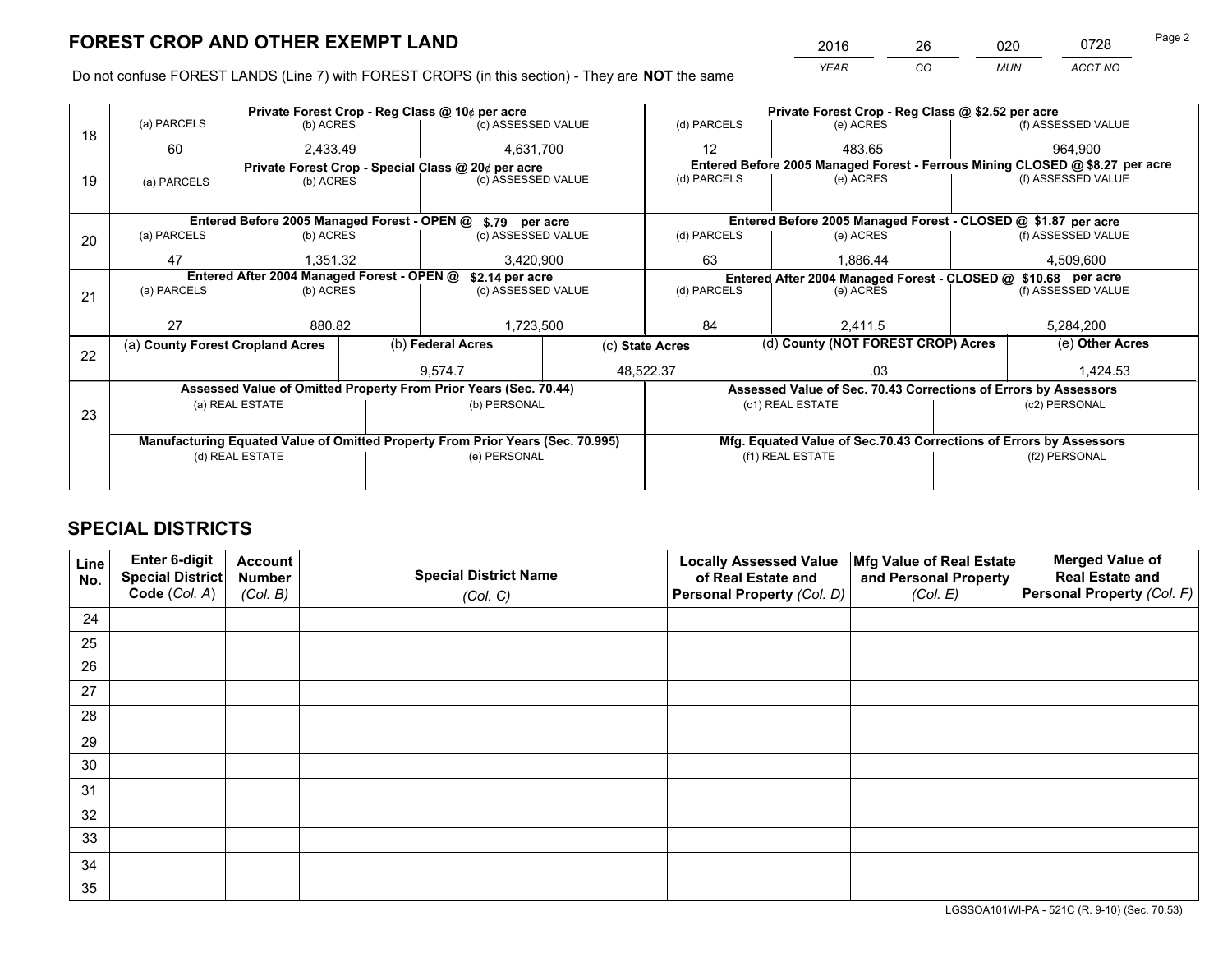# FOREST CROP AND OTHER EXEMPT LAND

| 2016 | 26 | 020 | 0728 |
|---|---|---|---|
| *YEAR* | *CO* | *MUN* | *ACCT NO* |

Do not confuse FOREST LANDS (Line 7) with FOREST CROPS (in this section) - They are **NOT** the same

| Line | Private Forest Crop - Reg Class @ 10¢ per acre | | | Private Forest Crop - Reg Class @ $2.52 per acre | | |
|---|---|---|---|---|---|---|
| 18 | (a) PARCELS | (b) ACRES | (c) ASSESSED VALUE | (d) PARCELS | (e) ACRES | (f) ASSESSED VALUE |
| | 60 | 2,433.49 | 4,631,700 | 12 | 483.65 | 964,900 |
| | **Private Forest Crop - Special Class @ 20¢ per acre** | | | **Entered Before 2005 Managed Forest - Ferrous Mining CLOSED @ $8.27 per acre** | | |
| 19 | (a) PARCELS | (b) ACRES | (c) ASSESSED VALUE | (d) PARCELS | (e) ACRES | (f) ASSESSED VALUE |
| | | | | | | |
| | **Entered Before 2005 Managed Forest - OPEN @ $.79 per acre** | | | **Entered Before 2005 Managed Forest - CLOSED @ $1.87 per acre** | | |
| 20 | (a) PARCELS | (b) ACRES | (c) ASSESSED VALUE | (d) PARCELS | (e) ACRES | (f) ASSESSED VALUE |
| | 47 | 1,351.32 | 3,420,900 | 63 | 1,886.44 | 4,509,600 |
| | **Entered After 2004 Managed Forest - OPEN @ $2.14 per acre** | | | **Entered After 2004 Managed Forest - CLOSED @ $10.68 per acre** | | |
| 21 | (a) PARCELS | (b) ACRES | (c) ASSESSED VALUE | (d) PARCELS | (e) ACRES | (f) ASSESSED VALUE |
| | 27 | 880.82 | 1,723,500 | 84 | 2,411.5 | 5,284,200 |

| Line | (a) County Forest Cropland Acres | (b) Federal Acres | (c) State Acres | (d) County (NOT FOREST CROP) Acres | (e) Other Acres |
|---|---|---|---|---|---|
| 22 | | 9,574.7 | 48,522.37 | .03 | 1,424.53 |

| Line | Assessed Value of Omitted Property From Prior Years (Sec. 70.44) | | Assessed Value of Sec. 70.43 Corrections of Errors by Assessors | |
|---|---|---|---|---|
| 23 | (a) REAL ESTATE | (b) PERSONAL | (c1) REAL ESTATE | (c2) PERSONAL |
| | | | | |
| | **Manufacturing Equated Value of Omitted Property From Prior Years (Sec. 70.995)** | | **Mfg. Equated Value of Sec.70.43 Corrections of Errors by Assessors** | |
| | (d) REAL ESTATE | (e) PERSONAL | (f1) REAL ESTATE | (f2) PERSONAL |
| | | | | |

# SPECIAL DISTRICTS

| Line No. | Enter 6-digit Special District Code (*Col. A*) | Account Number (*Col. B*) | Special District Name (*Col. C*) | Locally Assessed Value of Real Estate and Personal Property (*Col. D*) | Mfg Value of Real Estate and Personal Property (*Col. E*) | Merged Value of Real Estate and Personal Property (*Col. F*) |
|---|---|---|---|---|---|---|
| 24 | | | | | | |
| 25 | | | | | | |
| 26 | | | | | | |
| 27 | | | | | | |
| 28 | | | | | | |
| 29 | | | | | | |
| 30 | | | | | | |
| 31 | | | | | | |
| 32 | | | | | | |
| 33 | | | | | | |
| 34 | | | | | | |
| 35 | | | | | | |

LGSSOA101WI-PA - 521C (R. 9-10) (Sec. 70.53)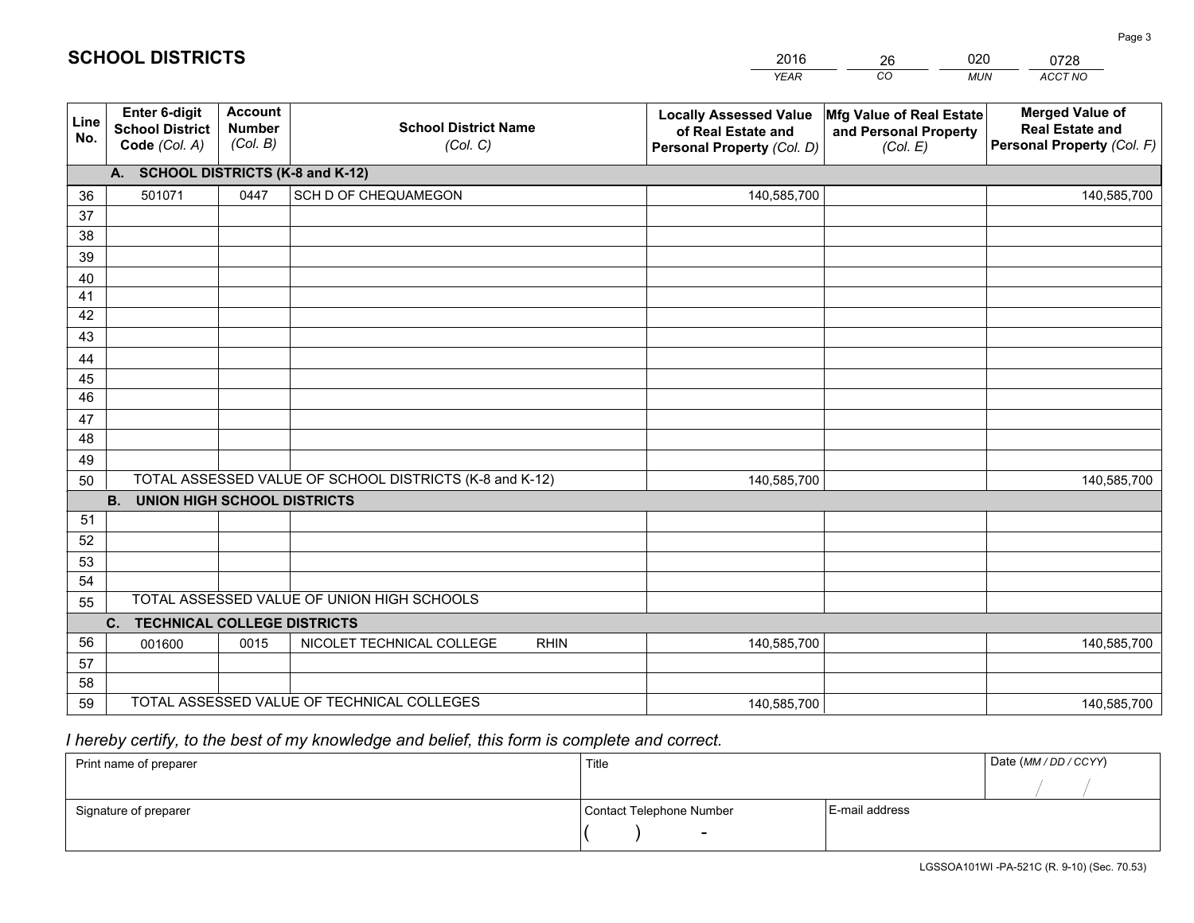# SCHOOL DISTRICTS

| 2016 | 26 | 020 | 0728 |
|---|---|---|---|
| *YEAR* | *CO* | *MUN* | *ACCT NO* |

| Line No. | Enter 6-digit School District Code *(Col. A)* | Account Number *(Col. B)* | School District Name *(Col. C)* | Locally Assessed Value of Real Estate and Personal Property *(Col. D)* | Mfg Value of Real Estate and Personal Property *(Col. E)* | Merged Value of Real Estate and Personal Property *(Col. F)* |
|---|---|---|---|---|---|---|
| | **A. SCHOOL DISTRICTS (K-8 and K-12)** | | | | | |
| 36 | 501071 | 0447 | SCH D OF CHEQUAMEGON | 140,585,700 | | 140,585,700 |
| 37 | | | | | | |
| 38 | | | | | | |
| 39 | | | | | | |
| 40 | | | | | | |
| 41 | | | | | | |
| 42 | | | | | | |
| 43 | | | | | | |
| 44 | | | | | | |
| 45 | | | | | | |
| 46 | | | | | | |
| 47 | | | | | | |
| 48 | | | | | | |
| 49 | | | | | | |
| 50 | TOTAL ASSESSED VALUE OF SCHOOL DISTRICTS (K-8 and K-12) | | | 140,585,700 | | 140,585,700 |
| | **B. UNION HIGH SCHOOL DISTRICTS** | | | | | |
| 51 | | | | | | |
| 52 | | | | | | |
| 53 | | | | | | |
| 54 | | | | | | |
| 55 | TOTAL ASSESSED VALUE OF UNION HIGH SCHOOLS | | | | | |
| | **C. TECHNICAL COLLEGE DISTRICTS** | | | | | |
| 56 | 001600 | 0015 | NICOLET TECHNICAL COLLEGE RHIN | 140,585,700 | | 140,585,700 |
| 57 | | | | | | |
| 58 | | | | | | |
| 59 | TOTAL ASSESSED VALUE OF TECHNICAL COLLEGES | | | 140,585,700 | | 140,585,700 |

*I hereby certify, to the best of my knowledge and belief, this form is complete and correct.*

| Print name of preparer | Title | | Date *(MM / DD / CCYY)* |
|---|---|---|---|
| | | | / / |
| Signature of preparer | Contact Telephone Number | E-mail address | |
| | ( ) - | | |

LGSSOA101WI -PA-521C (R. 9-10) (Sec. 70.53)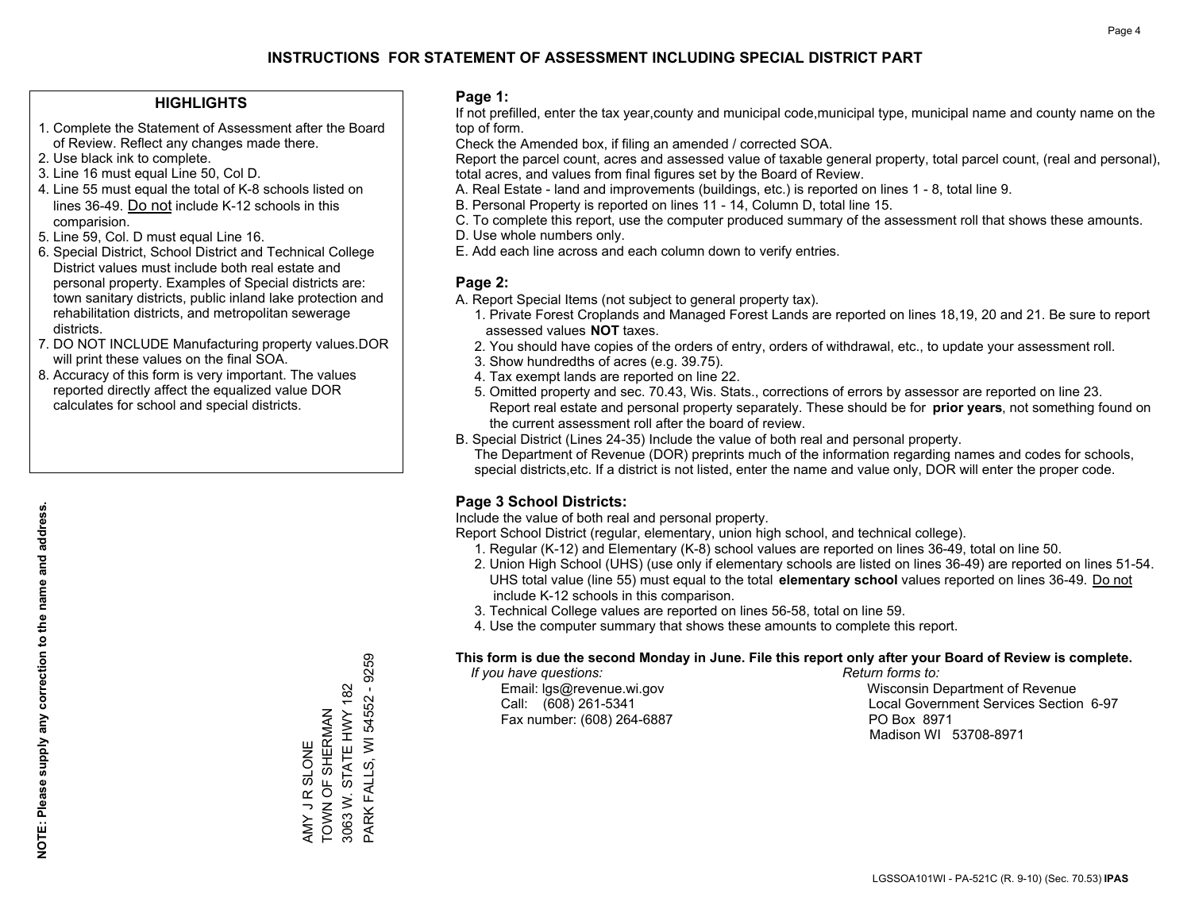# INSTRUCTIONS FOR STATEMENT OF ASSESSMENT INCLUDING SPECIAL DISTRICT PART

## HIGHLIGHTS

1. Complete the Statement of Assessment after the Board of Review. Reflect any changes made there.
2. Use black ink to complete.
3. Line 16 must equal Line 50, Col D.
4. Line 55 must equal the total of K-8 schools listed on lines 36-49. Do not include K-12 schools in this comparision.
5. Line 59, Col. D must equal Line 16.
6. Special District, School District and Technical College District values must include both real estate and personal property. Examples of Special districts are: town sanitary districts, public inland lake protection and rehabilitation districts, and metropolitan sewerage districts.
7. DO NOT INCLUDE Manufacturing property values.DOR will print these values on the final SOA.
8. Accuracy of this form is very important. The values reported directly affect the equalized value DOR calculates for school and special districts.

**NOTE: Please supply any correction to the name and address.**

AMY J R SLONE
TOWN OF SHERMAN
3063 W. STATE HWY 182
PARK FALLS, WI 54552 - 9259

## Page 1:

If not prefilled, enter the tax year,county and municipal code,municipal type, municipal name and county name on the top of form.

Check the Amended box, if filing an amended / corrected SOA.

Report the parcel count, acres and assessed value of taxable general property, total parcel count, (real and personal), total acres, and values from final figures set by the Board of Review.

A. Real Estate - land and improvements (buildings, etc.) is reported on lines 1 - 8, total line 9.
B. Personal Property is reported on lines 11 - 14, Column D, total line 15.
C. To complete this report, use the computer produced summary of the assessment roll that shows these amounts.
D. Use whole numbers only.
E. Add each line across and each column down to verify entries.

## Page 2:

A. Report Special Items (not subject to general property tax).
   1. Private Forest Croplands and Managed Forest Lands are reported on lines 18,19, 20 and 21. Be sure to report assessed values **NOT** taxes.
   2. You should have copies of the orders of entry, orders of withdrawal, etc., to update your assessment roll.
   3. Show hundredths of acres (e.g. 39.75).
   4. Tax exempt lands are reported on line 22.
   5. Omitted property and sec. 70.43, Wis. Stats., corrections of errors by assessor are reported on line 23. Report real estate and personal property separately. These should be for **prior years**, not something found on the current assessment roll after the board of review.
B. Special District (Lines 24-35) Include the value of both real and personal property.
   The Department of Revenue (DOR) preprints much of the information regarding names and codes for schools, special districts,etc. If a district is not listed, enter the name and value only, DOR will enter the proper code.

## Page 3 School Districts:

Include the value of both real and personal property.

Report School District (regular, elementary, union high school, and technical college).

1. Regular (K-12) and Elementary (K-8) school values are reported on lines 36-49, total on line 50.
2. Union High School (UHS) (use only if elementary schools are listed on lines 36-49) are reported on lines 51-54. UHS total value (line 55) must equal to the total **elementary school** values reported on lines 36-49. Do not include K-12 schools in this comparison.
3. Technical College values are reported on lines 56-58, total on line 59.
4. Use the computer summary that shows these amounts to complete this report.

**This form is due the second Monday in June. File this report only after your Board of Review is complete.**

*If you have questions:*
Email: lgs@revenue.wi.gov
Call: (608) 261-5341
Fax number: (608) 264-6887

*Return forms to:*
Wisconsin Department of Revenue
Local Government Services Section 6-97
PO Box 8971
Madison WI 53708-8971

LGSSOA101WI - PA-521C (R. 9-10) (Sec. 70.53) **IPAS**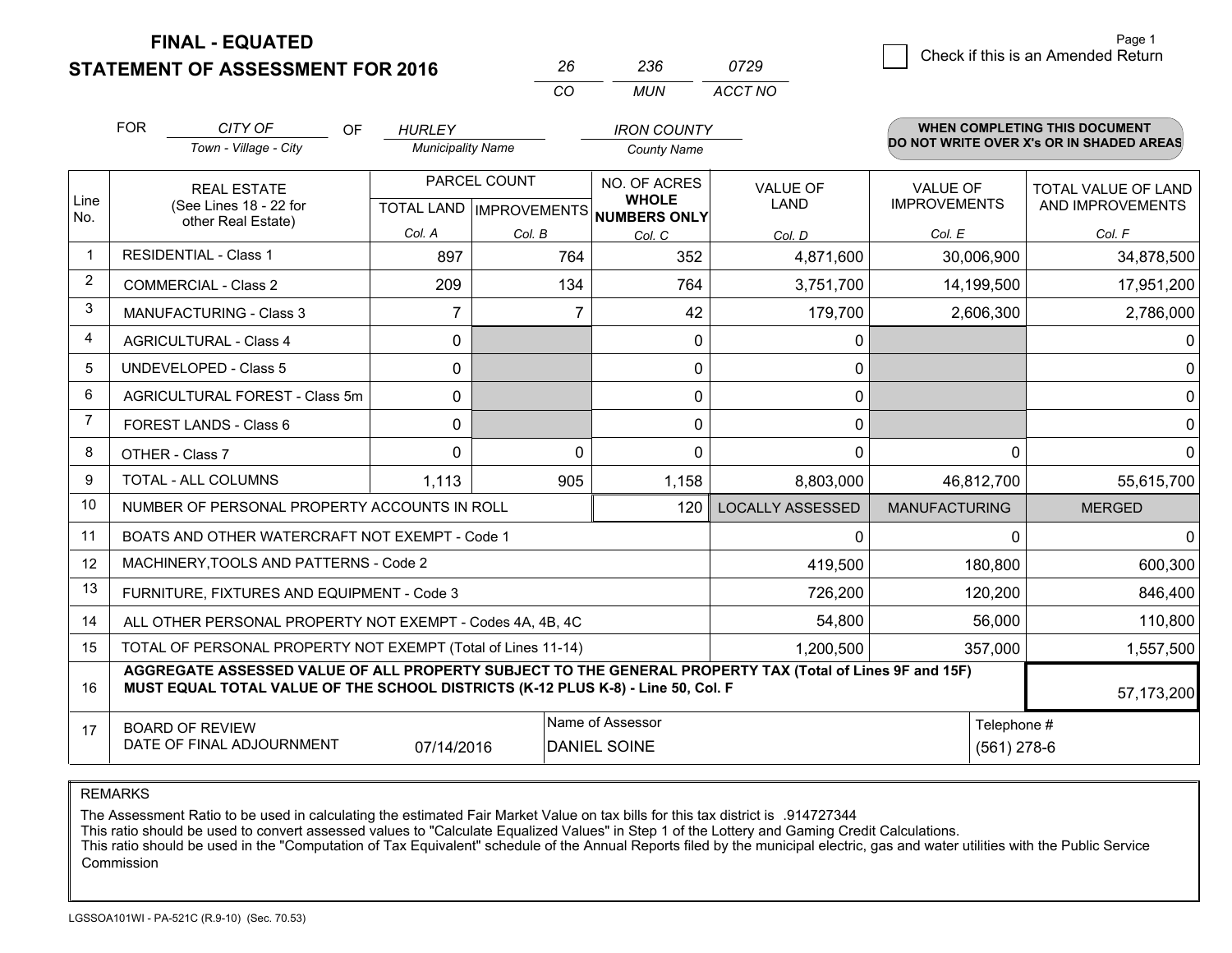# FINAL - EQUATED
## STATEMENT OF ASSESSMENT FOR 2016

| 26 | 236 | 0729 |
|---|---|---|
| CO | MUN | ACCT NO |

Page 1

☐ Check if this is an Amended Return

FOR *CITY OF* (Town - Village - City) OF *HURLEY* (Municipality Name) *IRON COUNTY* (County Name)

**WHEN COMPLETING THIS DOCUMENT DO NOT WRITE OVER X's OR IN SHADED AREAS**

| Line No. | REAL ESTATE (See Lines 18 - 22 for other Real Estate) | PARCEL COUNT | | NO. OF ACRES WHOLE NUMBERS ONLY | VALUE OF LAND | VALUE OF IMPROVEMENTS | TOTAL VALUE OF LAND AND IMPROVEMENTS |
|---|---|---|---|---|---|---|---|
| | | TOTAL LAND | IMPROVEMENTS | | | | |
| | | Col. A | Col. B | Col. C | Col. D | Col. E | Col. F |
| 1 | RESIDENTIAL - Class 1 | 897 | 764 | 352 | 4,871,600 | 30,006,900 | 34,878,500 |
| 2 | COMMERCIAL - Class 2 | 209 | 134 | 764 | 3,751,700 | 14,199,500 | 17,951,200 |
| 3 | MANUFACTURING - Class 3 | 7 | 7 | 42 | 179,700 | 2,606,300 | 2,786,000 |
| 4 | AGRICULTURAL - Class 4 | 0 | | 0 | 0 | | 0 |
| 5 | UNDEVELOPED - Class 5 | 0 | | 0 | 0 | | 0 |
| 6 | AGRICULTURAL FOREST - Class 5m | 0 | | 0 | 0 | | 0 |
| 7 | FOREST LANDS - Class 6 | 0 | | 0 | 0 | | 0 |
| 8 | OTHER - Class 7 | 0 | 0 | 0 | 0 | 0 | 0 |
| 9 | TOTAL - ALL COLUMNS | 1,113 | 905 | 1,158 | 8,803,000 | 46,812,700 | 55,615,700 |
| 10 | NUMBER OF PERSONAL PROPERTY ACCOUNTS IN ROLL | | | 120 | LOCALLY ASSESSED | MANUFACTURING | MERGED |
| 11 | BOATS AND OTHER WATERCRAFT NOT EXEMPT - Code 1 | | | | 0 | 0 | 0 |
| 12 | MACHINERY,TOOLS AND PATTERNS - Code 2 | | | | 419,500 | 180,800 | 600,300 |
| 13 | FURNITURE, FIXTURES AND EQUIPMENT - Code 3 | | | | 726,200 | 120,200 | 846,400 |
| 14 | ALL OTHER PERSONAL PROPERTY NOT EXEMPT - Codes 4A, 4B, 4C | | | | 54,800 | 56,000 | 110,800 |
| 15 | TOTAL OF PERSONAL PROPERTY NOT EXEMPT (Total of Lines 11-14) | | | | 1,200,500 | 357,000 | 1,557,500 |
| 16 | **AGGREGATE ASSESSED VALUE OF ALL PROPERTY SUBJECT TO THE GENERAL PROPERTY TAX (Total of Lines 9F and 15F) MUST EQUAL TOTAL VALUE OF THE SCHOOL DISTRICTS (K-12 PLUS K-8) - Line 50, Col. F** | | | | | | 57,173,200 |
| 17 | BOARD OF REVIEW DATE OF FINAL ADJOURNMENT | 07/14/2016 | Name of Assessor: DANIEL SOINE | | | Telephone #: (561) 278-6 | |

REMARKS

The Assessment Ratio to be used in calculating the estimated Fair Market Value on tax bills for this tax district is .914727344
This ratio should be used to convert assessed values to "Calculate Equalized Values" in Step 1 of the Lottery and Gaming Credit Calculations.
This ratio should be used in the "Computation of Tax Equivalent" schedule of the Annual Reports filed by the municipal electric, gas and water utilities with the Public Service Commission

LGSSOA101WI - PA-521C (R.9-10) (Sec. 70.53)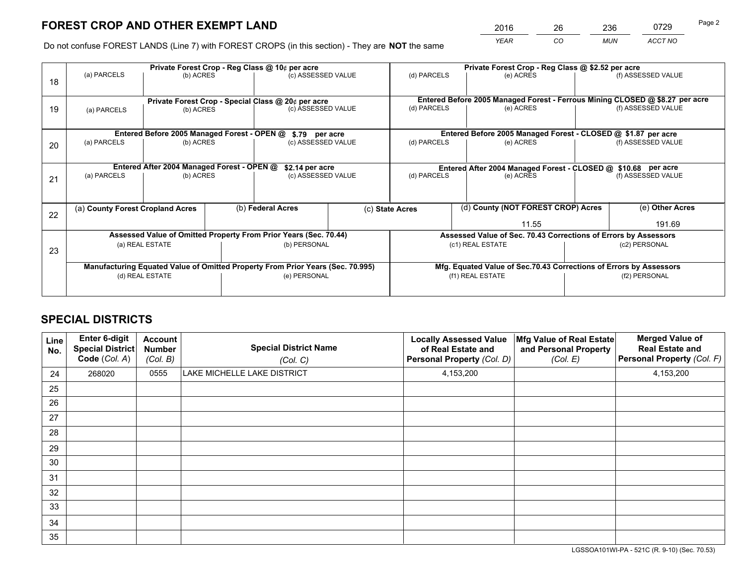# FOREST CROP AND OTHER EXEMPT LAND

| 2016 | 26 | 236 | 0729 |
|---|---|---|---|
| *YEAR* | *CO* | *MUN* | *ACCT NO* |

Do not confuse FOREST LANDS (Line 7) with FOREST CROPS (in this section) - They are **NOT** the same

| | Private Forest Crop - Reg Class @ 10¢ per acre | | | Private Forest Crop - Reg Class @ $2.52 per acre | | |
|---|---|---|---|---|---|---|
| 18 | (a) PARCELS | (b) ACRES | (c) ASSESSED VALUE | (d) PARCELS | (e) ACRES | (f) ASSESSED VALUE |
| | **Private Forest Crop - Special Class @ 20¢ per acre** | | | **Entered Before 2005 Managed Forest - Ferrous Mining CLOSED @ $8.27 per acre** | | |
| 19 | (a) PARCELS | (b) ACRES | (c) ASSESSED VALUE | (d) PARCELS | (e) ACRES | (f) ASSESSED VALUE |
| | **Entered Before 2005 Managed Forest - OPEN @ $.79 per acre** | | | **Entered Before 2005 Managed Forest - CLOSED @ $1.87 per acre** | | |
| 20 | (a) PARCELS | (b) ACRES | (c) ASSESSED VALUE | (d) PARCELS | (e) ACRES | (f) ASSESSED VALUE |
| | **Entered After 2004 Managed Forest - OPEN @ $2.14 per acre** | | | **Entered After 2004 Managed Forest - CLOSED @ $10.68 per acre** | | |
| 21 | (a) PARCELS | (b) ACRES | (c) ASSESSED VALUE | (d) PARCELS | (e) ACRES | (f) ASSESSED VALUE |

| 22 | (a) **County Forest Cropland Acres** | (b) **Federal Acres** | (c) **State Acres** | (d) **County (NOT FOREST CROP) Acres** | (e) **Other Acres** |
|---|---|---|---|---|---|
| | | | | 11.55 | 191.69 |

| | Assessed Value of Omitted Property From Prior Years (Sec. 70.44) | | Assessed Value of Sec. 70.43 Corrections of Errors by Assessors | |
|---|---|---|---|---|
| 23 | (a) REAL ESTATE | (b) PERSONAL | (c1) REAL ESTATE | (c2) PERSONAL |
| | **Manufacturing Equated Value of Omitted Property From Prior Years (Sec. 70.995)** | | **Mfg. Equated Value of Sec.70.43 Corrections of Errors by Assessors** | |
| | (d) REAL ESTATE | (e) PERSONAL | (f1) REAL ESTATE | (f2) PERSONAL |

# SPECIAL DISTRICTS

| Line No. | Enter 6-digit Special District Code (*Col. A*) | Account Number (*Col. B*) | Special District Name (*Col. C*) | Locally Assessed Value of Real Estate and Personal Property (*Col. D*) | Mfg Value of Real Estate and Personal Property (*Col. E*) | Merged Value of Real Estate and Personal Property (*Col. F*) |
|---|---|---|---|---|---|---|
| 24 | 268020 | 0555 | LAKE MICHELLE LAKE DISTRICT | 4,153,200 | | 4,153,200 |
| 25 | | | | | | |
| 26 | | | | | | |
| 27 | | | | | | |
| 28 | | | | | | |
| 29 | | | | | | |
| 30 | | | | | | |
| 31 | | | | | | |
| 32 | | | | | | |
| 33 | | | | | | |
| 34 | | | | | | |
| 35 | | | | | | |

LGSSOA101WI-PA - 521C (R. 9-10) (Sec. 70.53)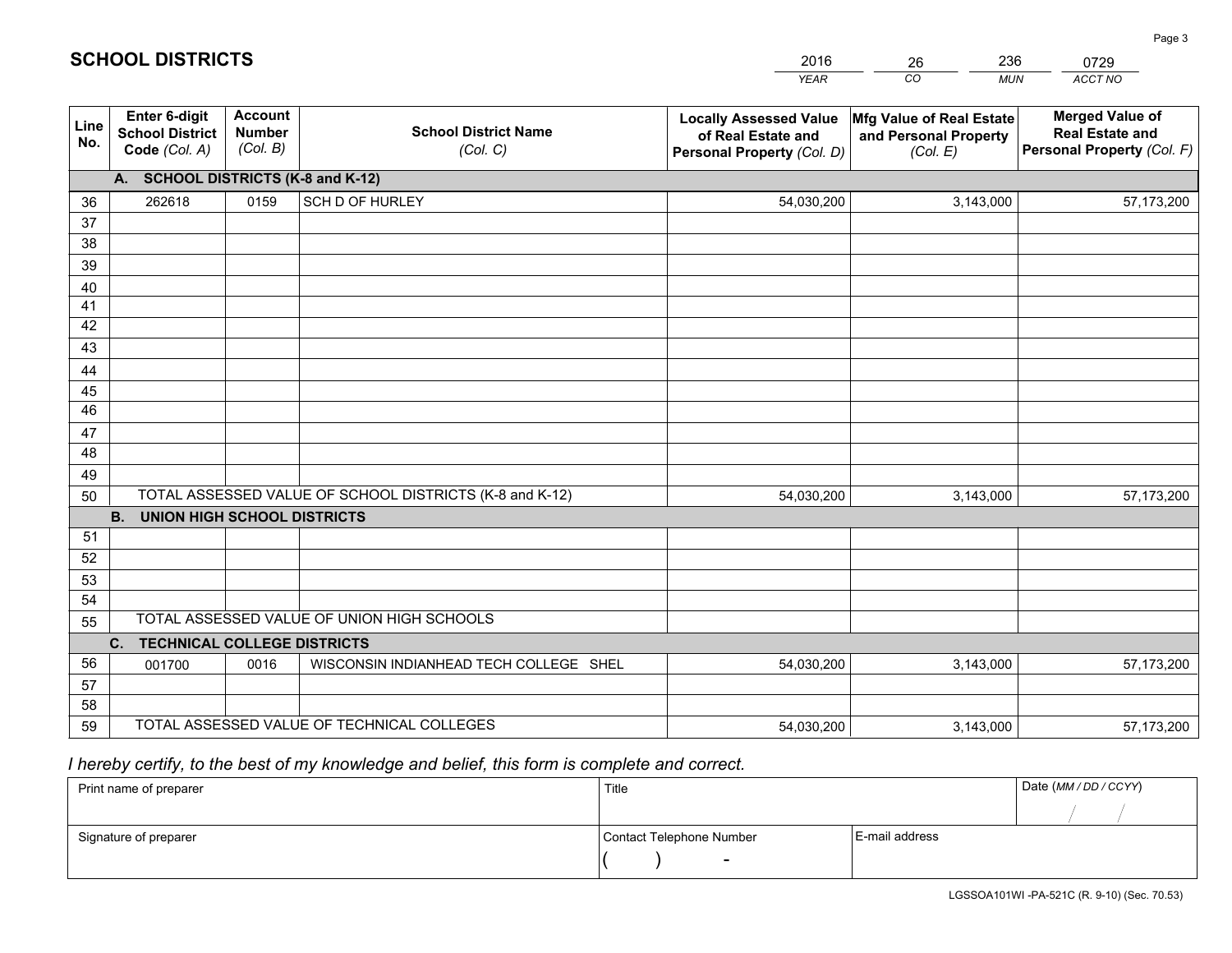# SCHOOL DISTRICTS

| 2016 | 26 | 236 | 0729 |
|---|---|---|---|
| *YEAR* | *CO* | *MUN* | *ACCT NO* |

| Line No. | Enter 6-digit School District Code *(Col. A)* | Account Number *(Col. B)* | School District Name *(Col. C)* | Locally Assessed Value of Real Estate and Personal Property *(Col. D)* | Mfg Value of Real Estate and Personal Property *(Col. E)* | Merged Value of Real Estate and Personal Property *(Col. F)* |
|---|---|---|---|---|---|---|
| **A. SCHOOL DISTRICTS (K-8 and K-12)** | | | | | | |
| 36 | 262618 | 0159 | SCH D OF HURLEY | 54,030,200 | 3,143,000 | 57,173,200 |
| 37 | | | | | | |
| 38 | | | | | | |
| 39 | | | | | | |
| 40 | | | | | | |
| 41 | | | | | | |
| 42 | | | | | | |
| 43 | | | | | | |
| 44 | | | | | | |
| 45 | | | | | | |
| 46 | | | | | | |
| 47 | | | | | | |
| 48 | | | | | | |
| 49 | | | | | | |
| 50 | TOTAL ASSESSED VALUE OF SCHOOL DISTRICTS (K-8 and K-12) | | | 54,030,200 | 3,143,000 | 57,173,200 |
| **B. UNION HIGH SCHOOL DISTRICTS** | | | | | | |
| 51 | | | | | | |
| 52 | | | | | | |
| 53 | | | | | | |
| 54 | | | | | | |
| 55 | TOTAL ASSESSED VALUE OF UNION HIGH SCHOOLS | | | | | |
| **C. TECHNICAL COLLEGE DISTRICTS** | | | | | | |
| 56 | 001700 | 0016 | WISCONSIN INDIANHEAD TECH COLLEGE SHEL | 54,030,200 | 3,143,000 | 57,173,200 |
| 57 | | | | | | |
| 58 | | | | | | |
| 59 | TOTAL ASSESSED VALUE OF TECHNICAL COLLEGES | | | 54,030,200 | 3,143,000 | 57,173,200 |

*I hereby certify, to the best of my knowledge and belief, this form is complete and correct.*

| Print name of preparer | Title | | Date *(MM / DD / CCYY)* |
|---|---|---|---|
| | | | / / |
| Signature of preparer | Contact Telephone Number | E-mail address | |
| | ( ) - | | |

LGSSOA101WI -PA-521C (R. 9-10) (Sec. 70.53)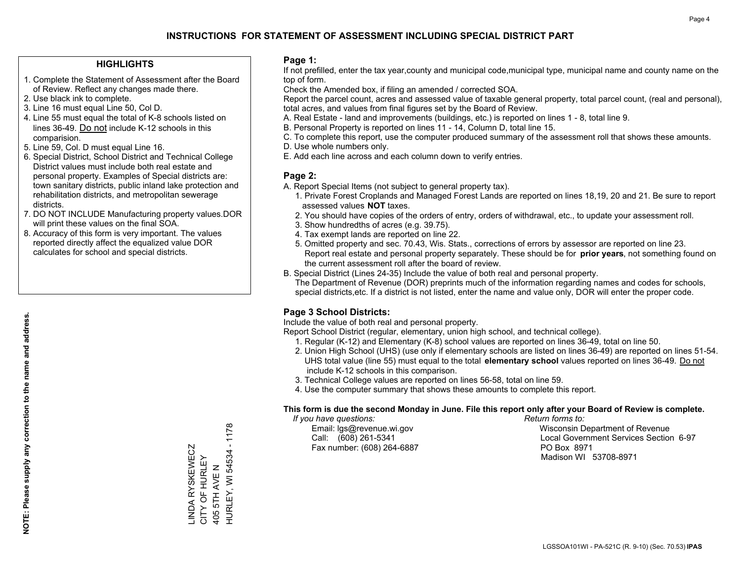# INSTRUCTIONS FOR STATEMENT OF ASSESSMENT INCLUDING SPECIAL DISTRICT PART

## HIGHLIGHTS

1. Complete the Statement of Assessment after the Board of Review. Reflect any changes made there.
2. Use black ink to complete.
3. Line 16 must equal Line 50, Col D.
4. Line 55 must equal the total of K-8 schools listed on lines 36-49. Do not include K-12 schools in this comparision.
5. Line 59, Col. D must equal Line 16.
6. Special District, School District and Technical College District values must include both real estate and personal property. Examples of Special districts are: town sanitary districts, public inland lake protection and rehabilitation districts, and metropolitan sewerage districts.
7. DO NOT INCLUDE Manufacturing property values.DOR will print these values on the final SOA.
8. Accuracy of this form is very important. The values reported directly affect the equalized value DOR calculates for school and special districts.

**NOTE: Please supply any correction to the name and address.**

LINDA RYSKEWECZ
CITY OF HURLEY
405 5TH AVE N
HURLEY, WI 54534 - 1178

## Page 1:

If not prefilled, enter the tax year,county and municipal code,municipal type, municipal name and county name on the top of form.

Check the Amended box, if filing an amended / corrected SOA.

Report the parcel count, acres and assessed value of taxable general property, total parcel count, (real and personal), total acres, and values from final figures set by the Board of Review.

A. Real Estate - land and improvements (buildings, etc.) is reported on lines 1 - 8, total line 9.
B. Personal Property is reported on lines 11 - 14, Column D, total line 15.
C. To complete this report, use the computer produced summary of the assessment roll that shows these amounts.
D. Use whole numbers only.
E. Add each line across and each column down to verify entries.

## Page 2:

A. Report Special Items (not subject to general property tax).
   1. Private Forest Croplands and Managed Forest Lands are reported on lines 18,19, 20 and 21. Be sure to report assessed values **NOT** taxes.
   2. You should have copies of the orders of entry, orders of withdrawal, etc., to update your assessment roll.
   3. Show hundredths of acres (e.g. 39.75).
   4. Tax exempt lands are reported on line 22.
   5. Omitted property and sec. 70.43, Wis. Stats., corrections of errors by assessor are reported on line 23. Report real estate and personal property separately. These should be for **prior years**, not something found on the current assessment roll after the board of review.
B. Special District (Lines 24-35) Include the value of both real and personal property.
   The Department of Revenue (DOR) preprints much of the information regarding names and codes for schools, special districts,etc. If a district is not listed, enter the name and value only, DOR will enter the proper code.

## Page 3 School Districts:

Include the value of both real and personal property.

Report School District (regular, elementary, union high school, and technical college).

1. Regular (K-12) and Elementary (K-8) school values are reported on lines 36-49, total on line 50.
2. Union High School (UHS) (use only if elementary schools are listed on lines 36-49) are reported on lines 51-54. UHS total value (line 55) must equal to the total **elementary school** values reported on lines 36-49. Do not include K-12 schools in this comparison.
3. Technical College values are reported on lines 56-58, total on line 59.
4. Use the computer summary that shows these amounts to complete this report.

**This form is due the second Monday in June. File this report only after your Board of Review is complete.**

*If you have questions:*
Email: lgs@revenue.wi.gov
Call: (608) 261-5341
Fax number: (608) 264-6887

*Return forms to:*
Wisconsin Department of Revenue
Local Government Services Section 6-97
PO Box 8971
Madison WI 53708-8971

LGSSOA101WI - PA-521C (R. 9-10) (Sec. 70.53) **IPAS**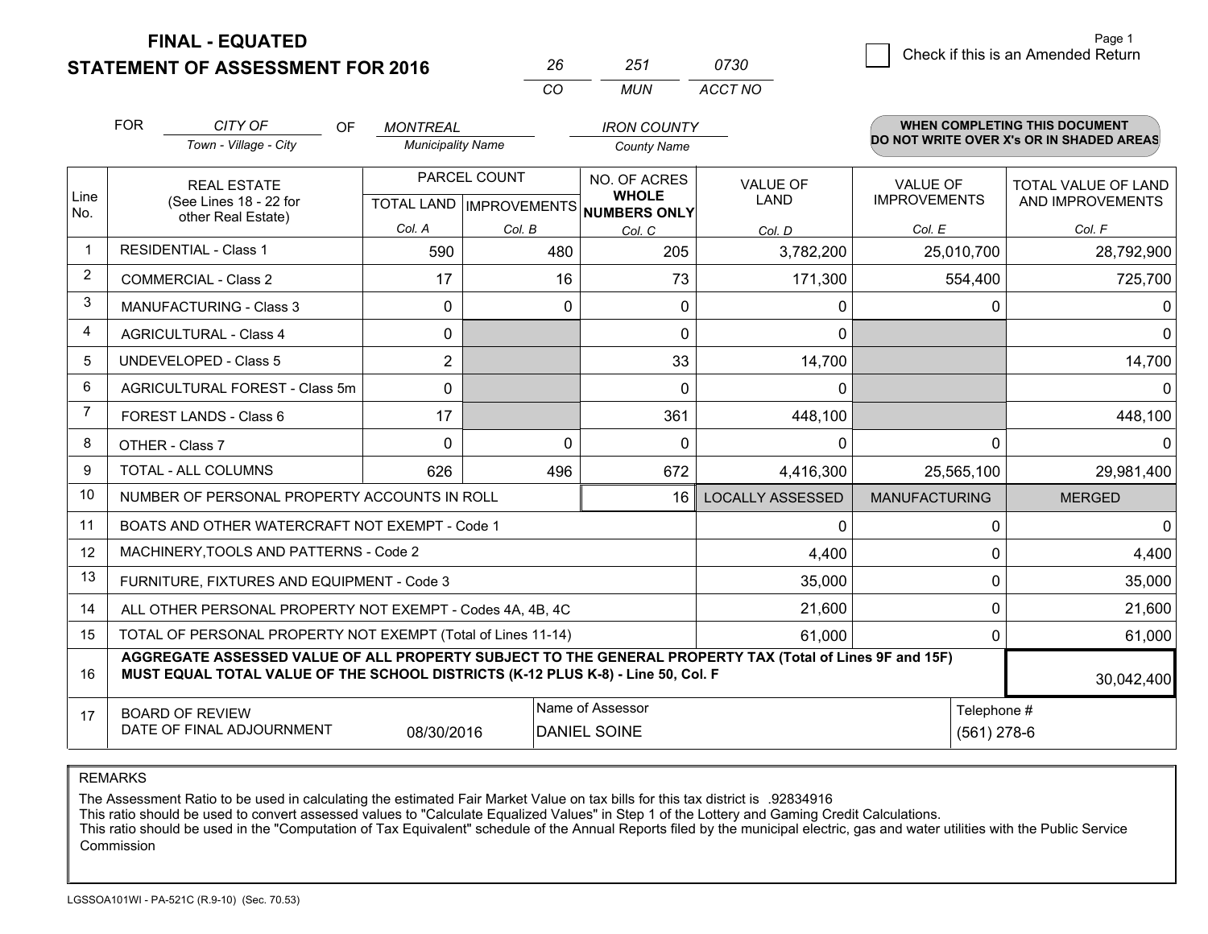**FINAL - EQUATED**

**STATEMENT OF ASSESSMENT FOR 2016**

| 26 | 251 | 0730 |
|---|---|---|
| CO | MUN | ACCT NO |

Page 1

☐ Check if this is an Amended Return

FOR *CITY OF* (Town - Village - City) OF *MONTREAL* (Municipality Name) *IRON COUNTY* (County Name)

**WHEN COMPLETING THIS DOCUMENT DO NOT WRITE OVER X's OR IN SHADED AREAS**

| Line No. | REAL ESTATE (See Lines 18 - 22 for other Real Estate) | PARCEL COUNT | | NO. OF ACRES WHOLE NUMBERS ONLY | VALUE OF LAND | VALUE OF IMPROVEMENTS | TOTAL VALUE OF LAND AND IMPROVEMENTS |
|---|---|---|---|---|---|---|---|
| | | TOTAL LAND | IMPROVEMENTS | | | | |
| | | Col. A | Col. B | Col. C | Col. D | Col. E | Col. F |
| 1 | RESIDENTIAL - Class 1 | 590 | 480 | 205 | 3,782,200 | 25,010,700 | 28,792,900 |
| 2 | COMMERCIAL - Class 2 | 17 | 16 | 73 | 171,300 | 554,400 | 725,700 |
| 3 | MANUFACTURING - Class 3 | 0 | 0 | 0 | 0 | 0 | 0 |
| 4 | AGRICULTURAL - Class 4 | 0 | | 0 | 0 | | 0 |
| 5 | UNDEVELOPED - Class 5 | 2 | | 33 | 14,700 | | 14,700 |
| 6 | AGRICULTURAL FOREST - Class 5m | 0 | | 0 | 0 | | 0 |
| 7 | FOREST LANDS - Class 6 | 17 | | 361 | 448,100 | | 448,100 |
| 8 | OTHER - Class 7 | 0 | 0 | 0 | 0 | 0 | 0 |
| 9 | TOTAL - ALL COLUMNS | 626 | 496 | 672 | 4,416,300 | 25,565,100 | 29,981,400 |
| 10 | NUMBER OF PERSONAL PROPERTY ACCOUNTS IN ROLL | | | 16 | LOCALLY ASSESSED | MANUFACTURING | MERGED |
| 11 | BOATS AND OTHER WATERCRAFT NOT EXEMPT - Code 1 | | | | 0 | 0 | 0 |
| 12 | MACHINERY,TOOLS AND PATTERNS - Code 2 | | | | 4,400 | 0 | 4,400 |
| 13 | FURNITURE, FIXTURES AND EQUIPMENT - Code 3 | | | | 35,000 | 0 | 35,000 |
| 14 | ALL OTHER PERSONAL PROPERTY NOT EXEMPT - Codes 4A, 4B, 4C | | | | 21,600 | 0 | 21,600 |
| 15 | TOTAL OF PERSONAL PROPERTY NOT EXEMPT (Total of Lines 11-14) | | | | 61,000 | 0 | 61,000 |
| 16 | **AGGREGATE ASSESSED VALUE OF ALL PROPERTY SUBJECT TO THE GENERAL PROPERTY TAX (Total of Lines 9F and 15F) MUST EQUAL TOTAL VALUE OF THE SCHOOL DISTRICTS (K-12 PLUS K-8) - Line 50, Col. F** | | | | | | 30,042,400 |
| 17 | BOARD OF REVIEW DATE OF FINAL ADJOURNMENT | 08/30/2016 | | Name of Assessor: DANIEL SOINE | | | Telephone #: (561) 278-6 |

REMARKS

The Assessment Ratio to be used in calculating the estimated Fair Market Value on tax bills for this tax district is .92834916
This ratio should be used to convert assessed values to "Calculate Equalized Values" in Step 1 of the Lottery and Gaming Credit Calculations.
This ratio should be used in the "Computation of Tax Equivalent" schedule of the Annual Reports filed by the municipal electric, gas and water utilities with the Public Service Commission

LGSSOA101WI - PA-521C (R.9-10) (Sec. 70.53)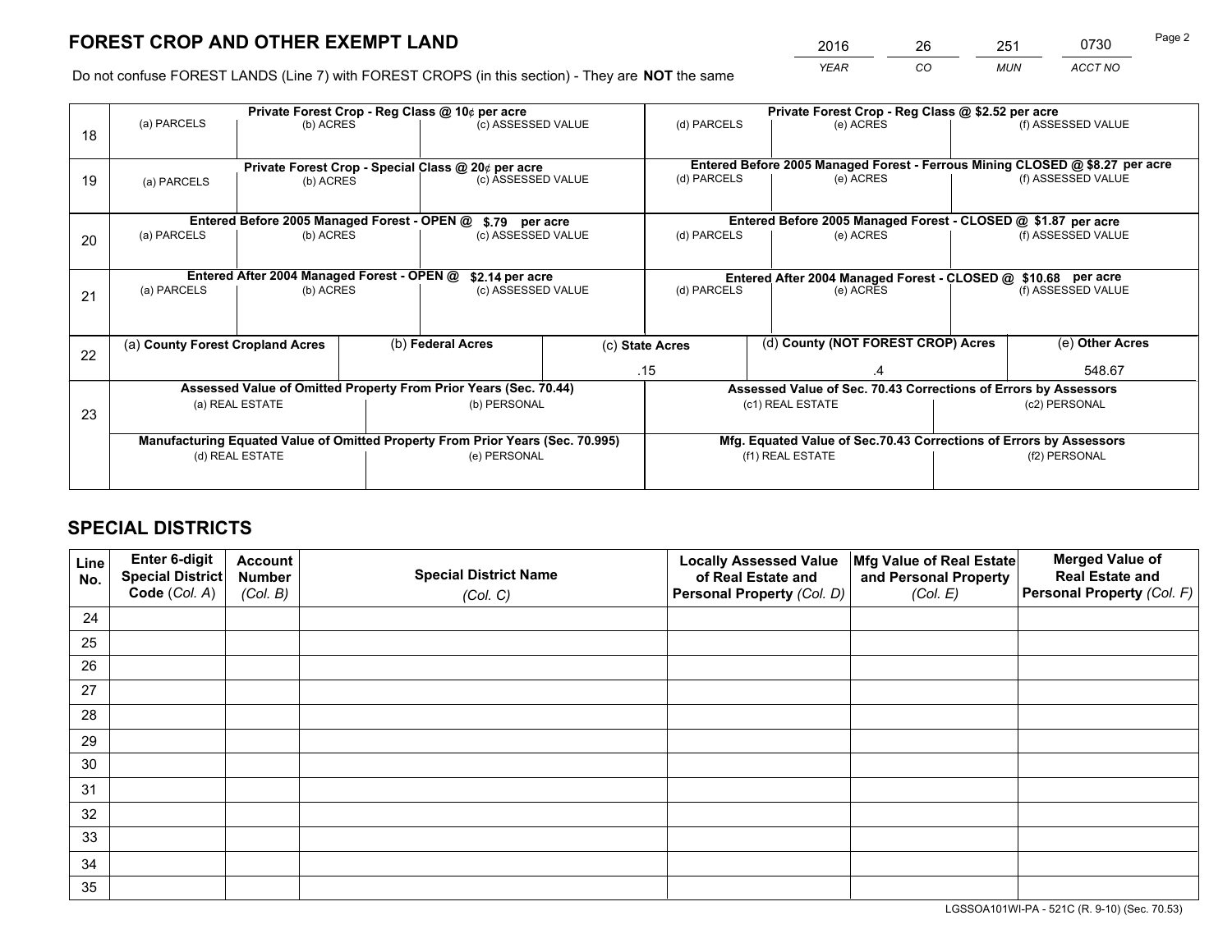# FOREST CROP AND OTHER EXEMPT LAND

| 2016 | 26 | 251 | 0730 |
|---|---|---|---|
| YEAR | CO | MUN | ACCT NO |

Do not confuse FOREST LANDS (Line 7) with FOREST CROPS (in this section) - They are **NOT** the same

| Line | Private Forest Crop - Reg Class @ 10¢ per acre | | | Private Forest Crop - Reg Class @ $2.52 per acre | | |
|---|---|---|---|---|---|---|
| 18 | (a) PARCELS | (b) ACRES | (c) ASSESSED VALUE | (d) PARCELS | (e) ACRES | (f) ASSESSED VALUE |
| | **Private Forest Crop - Special Class @ 20¢ per acre** | | | **Entered Before 2005 Managed Forest - Ferrous Mining CLOSED @ $8.27 per acre** | | |
| 19 | (a) PARCELS | (b) ACRES | (c) ASSESSED VALUE | (d) PARCELS | (e) ACRES | (f) ASSESSED VALUE |
| | **Entered Before 2005 Managed Forest - OPEN @ $.79 per acre** | | | **Entered Before 2005 Managed Forest - CLOSED @ $1.87 per acre** | | |
| 20 | (a) PARCELS | (b) ACRES | (c) ASSESSED VALUE | (d) PARCELS | (e) ACRES | (f) ASSESSED VALUE |
| | **Entered After 2004 Managed Forest - OPEN @ $2.14 per acre** | | | **Entered After 2004 Managed Forest - CLOSED @ $10.68 per acre** | | |
| 21 | (a) PARCELS | (b) ACRES | (c) ASSESSED VALUE | (d) PARCELS | (e) ACRES | (f) ASSESSED VALUE |

| Line | (a) County Forest Cropland Acres | (b) Federal Acres | (c) State Acres | (d) County (NOT FOREST CROP) Acres | (e) Other Acres |
|---|---|---|---|---|---|
| 22 | | | .15 | .4 | 548.67 |

| Line | Assessed Value of Omitted Property From Prior Years (Sec. 70.44) | | Assessed Value of Sec. 70.43 Corrections of Errors by Assessors | |
|---|---|---|---|---|
| 23 | (a) REAL ESTATE | (b) PERSONAL | (c1) REAL ESTATE | (c2) PERSONAL |
| | **Manufacturing Equated Value of Omitted Property From Prior Years (Sec. 70.995)** | | **Mfg. Equated Value of Sec.70.43 Corrections of Errors by Assessors** | |
| | (d) REAL ESTATE | (e) PERSONAL | (f1) REAL ESTATE | (f2) PERSONAL |

# SPECIAL DISTRICTS

| Line No. | Enter 6-digit Special District Code (Col. A) | Account Number (Col. B) | Special District Name (Col. C) | Locally Assessed Value of Real Estate and Personal Property (Col. D) | Mfg Value of Real Estate and Personal Property (Col. E) | Merged Value of Real Estate and Personal Property (Col. F) |
|---|---|---|---|---|---|---|
| 24 | | | | | | |
| 25 | | | | | | |
| 26 | | | | | | |
| 27 | | | | | | |
| 28 | | | | | | |
| 29 | | | | | | |
| 30 | | | | | | |
| 31 | | | | | | |
| 32 | | | | | | |
| 33 | | | | | | |
| 34 | | | | | | |
| 35 | | | | | | |

LGSSOA101WI-PA - 521C (R. 9-10) (Sec. 70.53)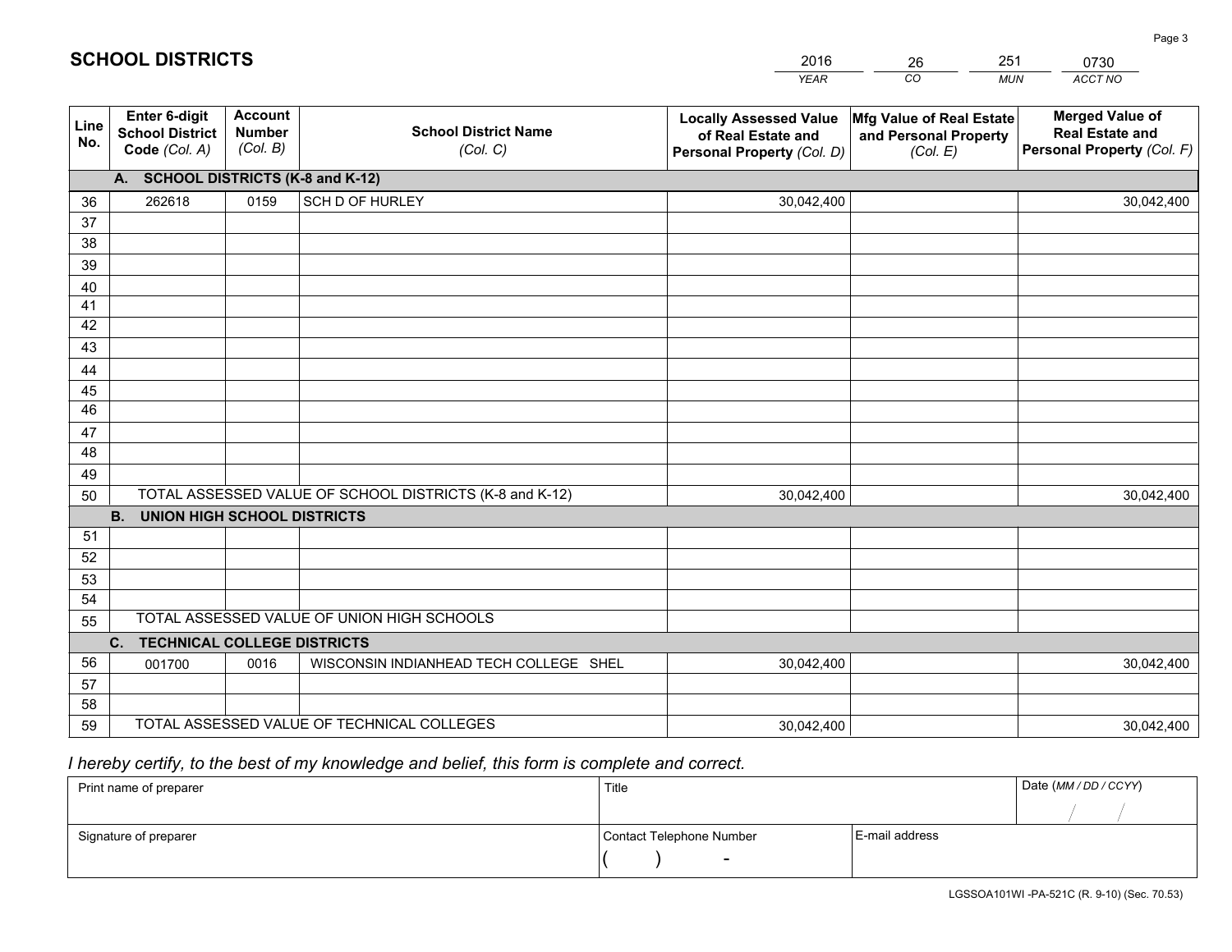# SCHOOL DISTRICTS

| 2016 | 26 | 251 | 0730 |
|---|---|---|---|
| *YEAR* | *CO* | *MUN* | *ACCT NO* |

| Line No. | Enter 6-digit School District Code *(Col. A)* | Account Number *(Col. B)* | School District Name *(Col. C)* | Locally Assessed Value of Real Estate and Personal Property *(Col. D)* | Mfg Value of Real Estate and Personal Property *(Col. E)* | Merged Value of Real Estate and Personal Property *(Col. F)* |
|---|---|---|---|---|---|---|
| | **A. SCHOOL DISTRICTS (K-8 and K-12)** | | | | | |
| 36 | 262618 | 0159 | SCH D OF HURLEY | 30,042,400 | | 30,042,400 |
| 37 | | | | | | |
| 38 | | | | | | |
| 39 | | | | | | |
| 40 | | | | | | |
| 41 | | | | | | |
| 42 | | | | | | |
| 43 | | | | | | |
| 44 | | | | | | |
| 45 | | | | | | |
| 46 | | | | | | |
| 47 | | | | | | |
| 48 | | | | | | |
| 49 | | | | | | |
| 50 | TOTAL ASSESSED VALUE OF SCHOOL DISTRICTS (K-8 and K-12) | | | 30,042,400 | | 30,042,400 |
| | **B. UNION HIGH SCHOOL DISTRICTS** | | | | | |
| 51 | | | | | | |
| 52 | | | | | | |
| 53 | | | | | | |
| 54 | | | | | | |
| 55 | TOTAL ASSESSED VALUE OF UNION HIGH SCHOOLS | | | | | |
| | **C. TECHNICAL COLLEGE DISTRICTS** | | | | | |
| 56 | 001700 | 0016 | WISCONSIN INDIANHEAD TECH COLLEGE SHEL | 30,042,400 | | 30,042,400 |
| 57 | | | | | | |
| 58 | | | | | | |
| 59 | TOTAL ASSESSED VALUE OF TECHNICAL COLLEGES | | | 30,042,400 | | 30,042,400 |

*I hereby certify, to the best of my knowledge and belief, this form is complete and correct.*

| Print name of preparer | Title | | Date *(MM / DD / CCYY)* |
|---|---|---|---|
| | | | / / |
| Signature of preparer | Contact Telephone Number | E-mail address | |
| | ( ) - | | |

LGSSOA101WI -PA-521C (R. 9-10) (Sec. 70.53)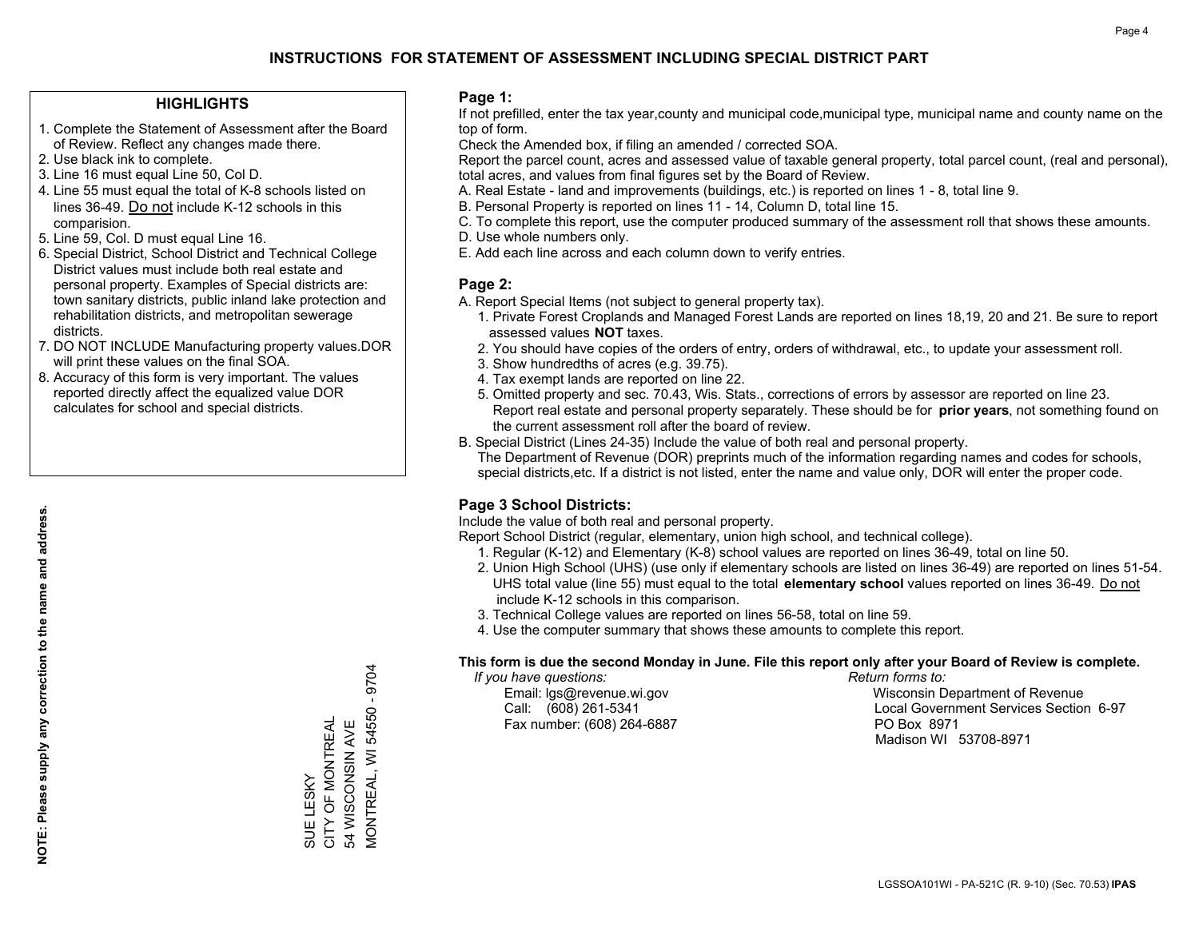# INSTRUCTIONS FOR STATEMENT OF ASSESSMENT INCLUDING SPECIAL DISTRICT PART

## HIGHLIGHTS

1. Complete the Statement of Assessment after the Board of Review. Reflect any changes made there.
2. Use black ink to complete.
3. Line 16 must equal Line 50, Col D.
4. Line 55 must equal the total of K-8 schools listed on lines 36-49. Do not include K-12 schools in this comparision.
5. Line 59, Col. D must equal Line 16.
6. Special District, School District and Technical College District values must include both real estate and personal property. Examples of Special districts are: town sanitary districts, public inland lake protection and rehabilitation districts, and metropolitan sewerage districts.
7. DO NOT INCLUDE Manufacturing property values.DOR will print these values on the final SOA.
8. Accuracy of this form is very important. The values reported directly affect the equalized value DOR calculates for school and special districts.

**NOTE: Please supply any correction to the name and address.**

SUE LESKY
CITY OF MONTREAL
54 WISCONSIN AVE
MONTREAL, WI 54550 - 9704

## Page 1:

If not prefilled, enter the tax year,county and municipal code,municipal type, municipal name and county name on the top of form.

Check the Amended box, if filing an amended / corrected SOA.

Report the parcel count, acres and assessed value of taxable general property, total parcel count, (real and personal), total acres, and values from final figures set by the Board of Review.

A. Real Estate - land and improvements (buildings, etc.) is reported on lines 1 - 8, total line 9.
B. Personal Property is reported on lines 11 - 14, Column D, total line 15.
C. To complete this report, use the computer produced summary of the assessment roll that shows these amounts.
D. Use whole numbers only.
E. Add each line across and each column down to verify entries.

## Page 2:

A. Report Special Items (not subject to general property tax).
   1. Private Forest Croplands and Managed Forest Lands are reported on lines 18,19, 20 and 21. Be sure to report assessed values **NOT** taxes.
   2. You should have copies of the orders of entry, orders of withdrawal, etc., to update your assessment roll.
   3. Show hundredths of acres (e.g. 39.75).
   4. Tax exempt lands are reported on line 22.
   5. Omitted property and sec. 70.43, Wis. Stats., corrections of errors by assessor are reported on line 23. Report real estate and personal property separately. These should be for **prior years**, not something found on the current assessment roll after the board of review.
B. Special District (Lines 24-35) Include the value of both real and personal property.
   The Department of Revenue (DOR) preprints much of the information regarding names and codes for schools, special districts,etc. If a district is not listed, enter the name and value only, DOR will enter the proper code.

## Page 3 School Districts:

Include the value of both real and personal property.

Report School District (regular, elementary, union high school, and technical college).

1. Regular (K-12) and Elementary (K-8) school values are reported on lines 36-49, total on line 50.
2. Union High School (UHS) (use only if elementary schools are listed on lines 36-49) are reported on lines 51-54. UHS total value (line 55) must equal to the total **elementary school** values reported on lines 36-49. Do not include K-12 schools in this comparison.
3. Technical College values are reported on lines 56-58, total on line 59.
4. Use the computer summary that shows these amounts to complete this report.

**This form is due the second Monday in June. File this report only after your Board of Review is complete.**

*If you have questions:*
Email: lgs@revenue.wi.gov
Call: (608) 261-5341
Fax number: (608) 264-6887

*Return forms to:*
Wisconsin Department of Revenue
Local Government Services Section 6-97
PO Box 8971
Madison WI 53708-8971

LGSSOA101WI - PA-521C (R. 9-10) (Sec. 70.53) **IPAS**